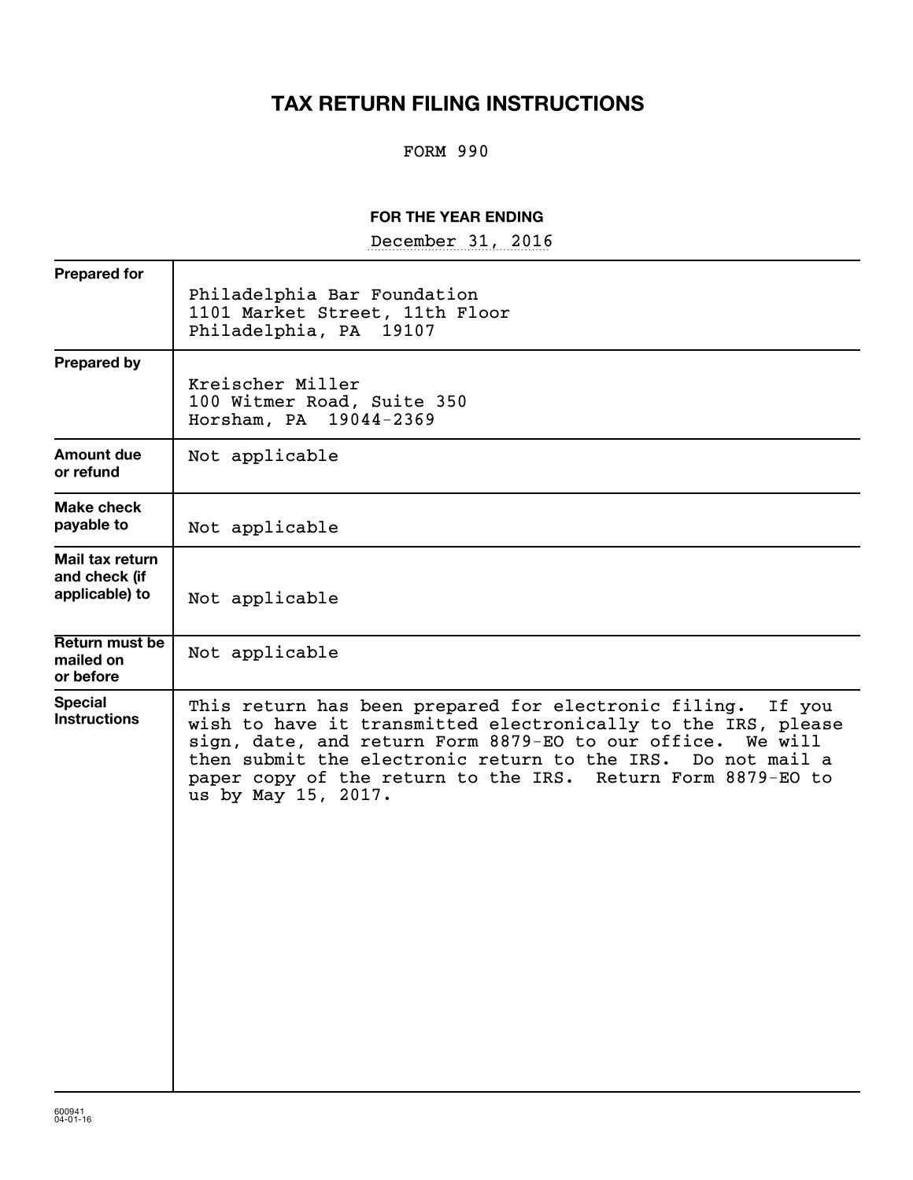# TAX RETURN FILING INSTRUCTIONS

FORM 990

**FOR THE YEAR ENDING**

December 31, 2016

| | |
|---|---|
| **Prepared for** | Philadelphia Bar Foundation<br>1101 Market Street, 11th Floor<br>Philadelphia, PA 19107 |
| **Prepared by** | Kreischer Miller<br>100 Witmer Road, Suite 350<br>Horsham, PA 19044-2369 |
| **Amount due or refund** | Not applicable |
| **Make check payable to** | Not applicable |
| **Mail tax return and check (if applicable) to** | Not applicable |
| **Return must be mailed on or before** | Not applicable |
| **Special Instructions** | This return has been prepared for electronic filing. If you wish to have it transmitted electronically to the IRS, please sign, date, and return Form 8879-EO to our office. We will then submit the electronic return to the IRS. Do not mail a paper copy of the return to the IRS. Return Form 8879-EO to us by May 15, 2017. |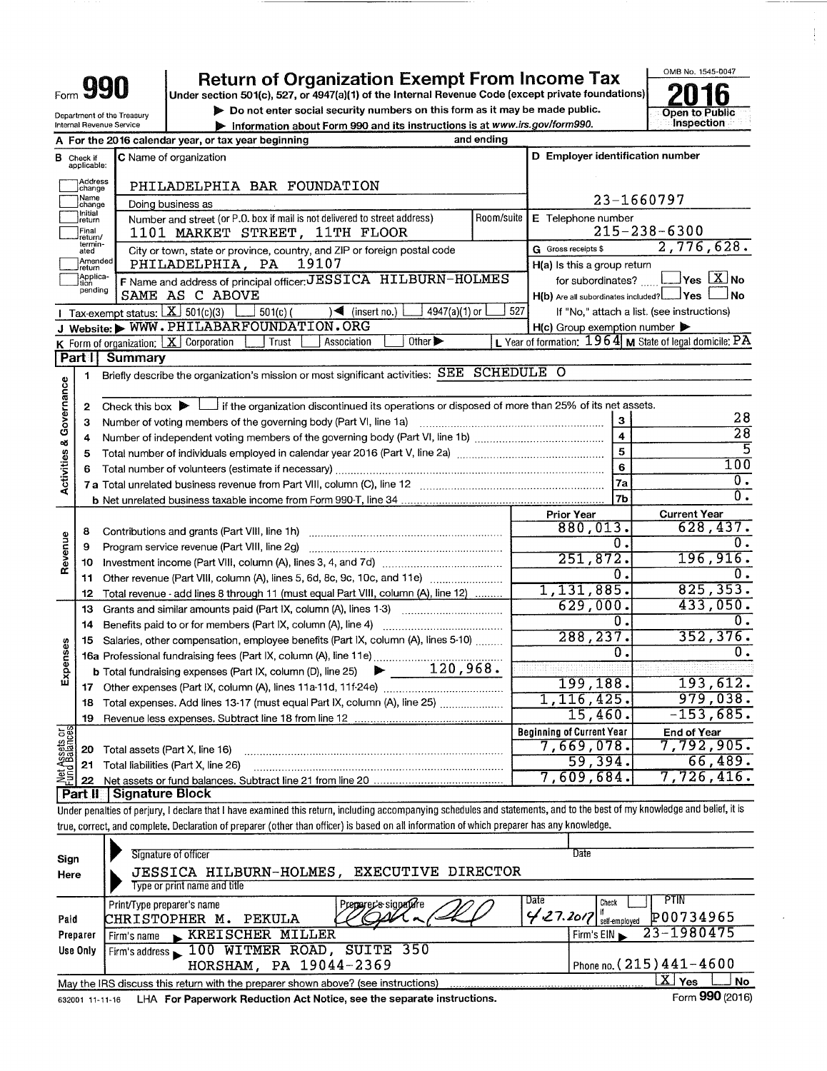Form **990** | **Return of Organization Exempt From Income Tax**

Under section 501(c), 527, or 4947(a)(1) of the Internal Revenue Code (except private foundations)

▶ Do not enter social security numbers on this form as it may be made public.

▶ Information about Form 990 and its instructions is at www.irs.gov/form990.

OMB No. 1545-0047

**2016**

**Open to Public Inspection**

Department of the Treasury
Internal Revenue Service

**A** For the 2016 calendar year, or tax year beginning and ending

**B** Check if applicable: Address change, Name change, Initial return, Final return/terminated, Amended return, Application pending

**C** Name of organization: PHILADELPHIA BAR FOUNDATION

Doing business as

Number and street (or P.O. box if mail is not delivered to street address): 1101 MARKET STREET, 11TH FLOOR | Room/suite

City or town, state or province, country, and ZIP or foreign postal code: PHILADELPHIA, PA 19107

**D** Employer identification number: 23-1660797

**E** Telephone number: 215-238-6300

**G** Gross receipts $ 2,776,628.

**F** Name and address of principal officer: JESSICA HILBURN-HOLMES SAME AS C ABOVE

**H(a)** Is this a group return for subordinates? ☐ Yes ☒ No

**H(b)** Are all subordinates included? ☐ Yes ☐ No

If "No," attach a list. (see instructions)

**I** Tax-exempt status: ☒ 501(c)(3) ☐ 501(c) ( ) ◀ (insert no.) ☐ 4947(a)(1) or ☐ 527

**J** Website: ▶ WWW.PHILABARFOUNDATION.ORG

**H(c)** Group exemption number ▶

**K** Form of organization: ☒ Corporation ☐ Trust ☐ Association ☐ Other ▶

**L** Year of formation: 1964 **M** State of legal domicile: PA

## Part I Summary

### Activities & Governance

1. Briefly describe the organization's mission or most significant activities: SEE SCHEDULE O
2. Check this box ▶ ☐ if the organization discontinued its operations or disposed of more than 25% of its net assets.

| | | Line | Value |
|---|---|---|---|
| 3 | Number of voting members of the governing body (Part VI, line 1a) | 3 | 28 |
| 4 | Number of independent voting members of the governing body (Part VI, line 1b) | 4 | 28 |
| 5 | Total number of individuals employed in calendar year 2016 (Part V, line 2a) | 5 | 5 |
| 6 | Total number of volunteers (estimate if necessary) | 6 | 100 |
| 7a | Total unrelated business revenue from Part VIII, column (C), line 12 | 7a | 0. |
| b | Net unrelated business taxable income from Form 990-T, line 34 | 7b | 0. |

### Revenue / Expenses

| | | Prior Year | Current Year |
|---|---|---|---|
| 8 | Contributions and grants (Part VIII, line 1h) | 880,013. | 628,437. |
| 9 | Program service revenue (Part VIII, line 2g) | 0. | 0. |
| 10 | Investment income (Part VIII, column (A), lines 3, 4, and 7d) | 251,872. | 196,916. |
| 11 | Other revenue (Part VIII, column (A), lines 5, 6d, 8c, 9c, 10c, and 11e) | 0. | 0. |
| 12 | Total revenue - add lines 8 through 11 (must equal Part VIII, column (A), line 12) | 1,131,885. | 825,353. |
| 13 | Grants and similar amounts paid (Part IX, column (A), lines 1-3) | 629,000. | 433,050. |
| 14 | Benefits paid to or for members (Part IX, column (A), line 4) | 0. | 0. |
| 15 | Salaries, other compensation, employee benefits (Part IX, column (A), lines 5-10) | 288,237. | 352,376. |
| 16a | Professional fundraising fees (Part IX, column (A), line 11e) | 0. | 0. |
| b | Total fundraising expenses (Part IX, column (D), line 25) ▶ 120,968. | | |
| 17 | Other expenses (Part IX, column (A), lines 11a-11d, 11f-24e) | 199,188. | 193,612. |
| 18 | Total expenses. Add lines 13-17 (must equal Part IX, column (A), line 25) | 1,116,425. | 979,038. |
| 19 | Revenue less expenses. Subtract line 18 from line 12 | 15,460. | -153,685. |

### Net Assets or Fund Balances

| | | Beginning of Current Year | End of Year |
|---|---|---|---|
| 20 | Total assets (Part X, line 16) | 7,669,078. | 7,792,905. |
| 21 | Total liabilities (Part X, line 26) | 59,394. | 66,489. |
| 22 | Net assets or fund balances. Subtract line 21 from line 20 | 7,609,684. | 7,726,416. |

## Part II Signature Block

Under penalties of perjury, I declare that I have examined this return, including accompanying schedules and statements, and to the best of my knowledge and belief, it is true, correct, and complete. Declaration of preparer (other than officer) is based on all information of which preparer has any knowledge.

**Sign Here**

Signature of officer | Date

JESSICA HILBURN-HOLMES, EXECUTIVE DIRECTOR

Type or print name and title

**Paid Preparer Use Only**

| Print/Type preparer's name | Preparer's signature | Date | Check ☐ if self-employed | PTIN |
|---|---|---|---|---|
| CHRISTOPHER M. PEKULA | | 4.27.2017 | | P00734965 |

Firm's name ▶ KREISCHER MILLER | Firm's EIN ▶ 23-1980475

Firm's address ▶ 100 WITMER ROAD, SUITE 350 HORSHAM, PA 19044-2369 | Phone no. (215) 441-4600

May the IRS discuss this return with the preparer shown above? (see instructions) ☒ Yes ☐ No

632001 11-11-16 LHA For Paperwork Reduction Act Notice, see the separate instructions. Form **990** (2016)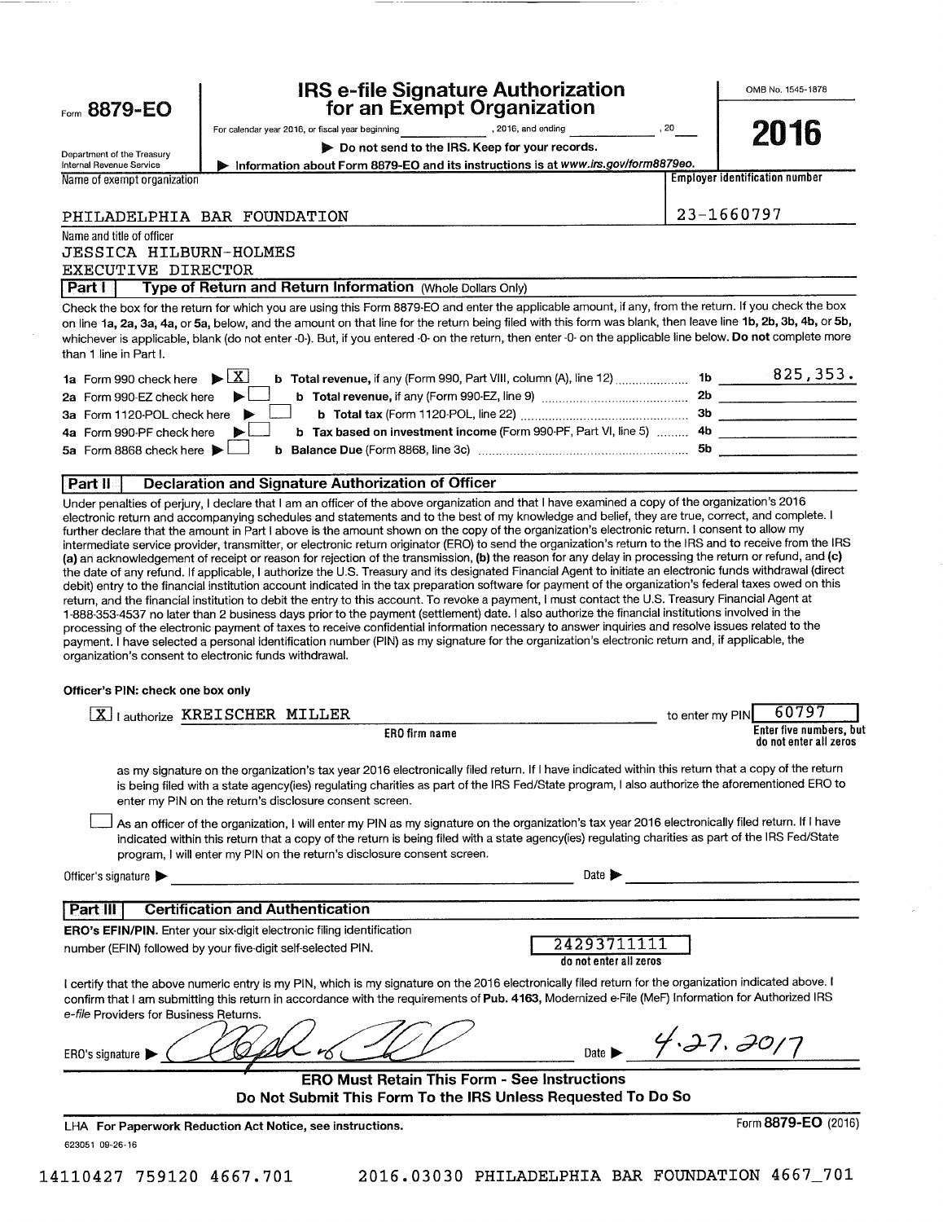Form **8879-EO**

Department of the Treasury
Internal Revenue Service

# IRS e-file Signature Authorization for an Exempt Organization

For calendar year 2016, or fiscal year beginning \_\_\_\_\_\_\_\_\_\_, 2016, and ending \_\_\_\_\_\_\_\_\_\_, 20\_\_

▶ **Do not send to the IRS. Keep for your records.**

▶ **Information about Form 8879-EO and its instructions is at** ***www.irs.gov/form8879eo.***

OMB No. 1545-1878

**2016**

| Name of exempt organization | Employer identification number |
|---|---|
| PHILADELPHIA BAR FOUNDATION | 23-1660797 |

Name and title of officer
JESSICA HILBURN-HOLMES
EXECUTIVE DIRECTOR

## Part I Type of Return and Return Information (Whole Dollars Only)

Check the box for the return for which you are using this Form 8879-EO and enter the applicable amount, if any, from the return. If you check the box on line **1a, 2a, 3a, 4a,** or **5a,** below, and the amount on that line for the return being filed with this form was blank, then leave line **1b, 2b, 3b, 4b,** or **5b,** whichever is applicable, blank (do not enter -0-). But, if you entered -0- on the return, then enter -0- on the applicable line below. **Do not** complete more than 1 line in Part I.

| | | | |
|---|---|---|---|
| **1a** Form 990 check here ▶ [X] | **b Total revenue,** if any (Form 990, Part VIII, column (A), line 12) | **1b** | 825,353. |
| **2a** Form 990-EZ check here ▶ [ ] | **b Total revenue,** if any (Form 990-EZ, line 9) | **2b** | |
| **3a** Form 1120-POL check here ▶ [ ] | **b Total tax** (Form 1120-POL, line 22) | **3b** | |
| **4a** Form 990-PF check here ▶ [ ] | **b Tax based on investment income** (Form 990-PF, Part VI, line 5) | **4b** | |
| **5a** Form 8868 check here ▶ [ ] | **b Balance Due** (Form 8868, line 3c) | **5b** | |

## Part II Declaration and Signature Authorization of Officer

Under penalties of perjury, I declare that I am an officer of the above organization and that I have examined a copy of the organization's 2016 electronic return and accompanying schedules and statements and to the best of my knowledge and belief, they are true, correct, and complete. I further declare that the amount in Part I above is the amount shown on the copy of the organization's electronic return. I consent to allow my intermediate service provider, transmitter, or electronic return originator (ERO) to send the organization's return to the IRS and to receive from the IRS **(a)** an acknowledgement of receipt or reason for rejection of the transmission, **(b)** the reason for any delay in processing the return or refund, and **(c)** the date of any refund. If applicable, I authorize the U.S. Treasury and its designated Financial Agent to initiate an electronic funds withdrawal (direct debit) entry to the financial institution account indicated in the tax preparation software for payment of the organization's federal taxes owed on this return, and the financial institution to debit the entry to this account. To revoke a payment, I must contact the U.S. Treasury Financial Agent at 1-888-353-4537 no later than 2 business days prior to the payment (settlement) date. I also authorize the financial institutions involved in the processing of the electronic payment of taxes to receive confidential information necessary to answer inquiries and resolve issues related to the payment. I have selected a personal identification number (PIN) as my signature for the organization's electronic return and, if applicable, the organization's consent to electronic funds withdrawal.

**Officer's PIN: check one box only**

[X] I authorize KREISCHER MILLER (ERO firm name) to enter my PIN 60797 (Enter five numbers, but do not enter all zeros)

as my signature on the organization's tax year 2016 electronically filed return. If I have indicated within this return that a copy of the return is being filed with a state agency(ies) regulating charities as part of the IRS Fed/State program, I also authorize the aforementioned ERO to enter my PIN on the return's disclosure consent screen.

[ ] As an officer of the organization, I will enter my PIN as my signature on the organization's tax year 2016 electronically filed return. If I have indicated within this return that a copy of the return is being filed with a state agency(ies) regulating charities as part of the IRS Fed/State program, I will enter my PIN on the return's disclosure consent screen.

Officer's signature ▶ \_\_\_\_\_\_\_\_\_\_\_\_\_\_\_\_\_\_\_\_ Date ▶ \_\_\_\_\_\_\_\_\_\_

## Part III Certification and Authentication

**ERO's EFIN/PIN.** Enter your six-digit electronic filing identification number (EFIN) followed by your five-digit self-selected PIN.

24293711111
do not enter all zeros

I certify that the above numeric entry is my PIN, which is my signature on the 2016 electronically filed return for the organization indicated above. I confirm that I am submitting this return in accordance with the requirements of **Pub. 4163,** Modernized e-File (MeF) Information for Authorized IRS *e-file* Providers for Business Returns.

ERO's signature ▶ [signature] Date ▶ 4.27.2017

**ERO Must Retain This Form - See Instructions**
**Do Not Submit This Form To the IRS Unless Requested To Do So**

LHA **For Paperwork Reduction Act Notice, see instructions.** Form **8879-EO** (2016)

623051 09-26-16

14110427 759120 4667.701 2016.03030 PHILADELPHIA BAR FOUNDATION 4667_701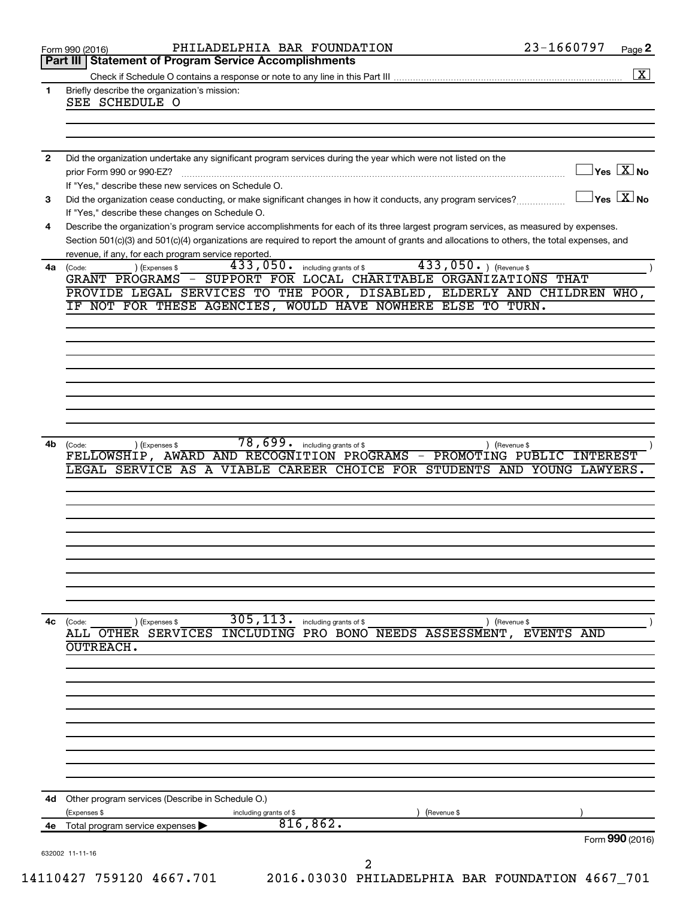Form 990 (2016) PHILADELPHIA BAR FOUNDATION 23-1660797 Page **2**

## Part III Statement of Program Service Accomplishments

Check if Schedule O contains a response or note to any line in this Part III .......... [X]

**1** Briefly describe the organization's mission:

SEE SCHEDULE O

**2** Did the organization undertake any significant program services during the year which were not listed on the prior Form 990 or 990-EZ? .......... [ ] Yes [X] No

If "Yes," describe these new services on Schedule O.

**3** Did the organization cease conducting, or make significant changes in how it conducts, any program services? .......... [ ] Yes [X] No

If "Yes," describe these changes on Schedule O.

**4** Describe the organization's program service accomplishments for each of its three largest program services, as measured by expenses. Section 501(c)(3) and 501(c)(4) organizations are required to report the amount of grants and allocations to others, the total expenses, and revenue, if any, for each program service reported.

**4a** (Code: ) (Expenses $ 433,050. including grants of $ 433,050. ) (Revenue $ )

GRANT PROGRAMS - SUPPORT FOR LOCAL CHARITABLE ORGANIZATIONS THAT PROVIDE LEGAL SERVICES TO THE POOR, DISABLED, ELDERLY AND CHILDREN WHO, IF NOT FOR THESE AGENCIES, WOULD HAVE NOWHERE ELSE TO TURN.

**4b** (Code: ) (Expenses $ 78,699. including grants of $ ) (Revenue $ )

FELLOWSHIP, AWARD AND RECOGNITION PROGRAMS - PROMOTING PUBLIC INTEREST LEGAL SERVICE AS A VIABLE CAREER CHOICE FOR STUDENTS AND YOUNG LAWYERS.

**4c** (Code: ) (Expenses $ 305,113. including grants of $ ) (Revenue $ )

ALL OTHER SERVICES INCLUDING PRO BONO NEEDS ASSESSMENT, EVENTS AND OUTREACH.

**4d** Other program services (Describe in Schedule O.)

(Expenses $ including grants of $ ) (Revenue $ )

**4e** Total program service expenses ▶ 816,862.

Form **990** (2016)

632002 11-11-16

14110427 759120 4667.701 2016.03030 PHILADELPHIA BAR FOUNDATION 4667_701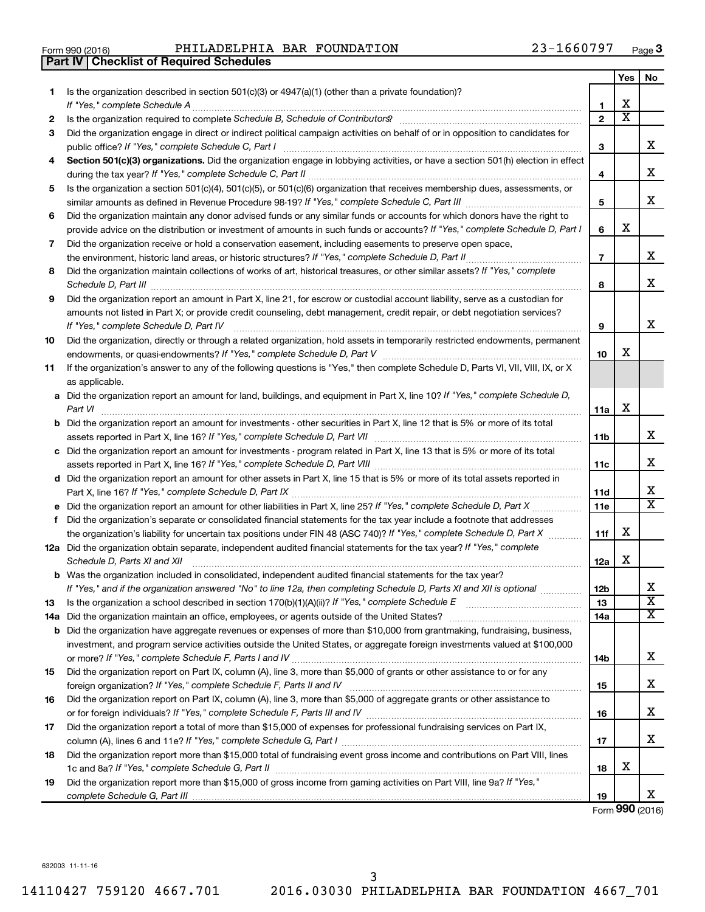Form 990 (2016) PHILADELPHIA BAR FOUNDATION 23-1660797 Page 3

**Part IV | Checklist of Required Schedules**

| | | | Yes | No |
|---|---|---|---|---|
| 1 | Is the organization described in section 501(c)(3) or 4947(a)(1) (other than a private foundation)? *If "Yes," complete Schedule A* | 1 | X | |
| 2 | Is the organization required to complete *Schedule B, Schedule of Contributors*? | 2 | X | |
| 3 | Did the organization engage in direct or indirect political campaign activities on behalf of or in opposition to candidates for public office? *If "Yes," complete Schedule C, Part I* | 3 | | X |
| 4 | **Section 501(c)(3) organizations.** Did the organization engage in lobbying activities, or have a section 501(h) election in effect during the tax year? *If "Yes," complete Schedule C, Part II* | 4 | | X |
| 5 | Is the organization a section 501(c)(4), 501(c)(5), or 501(c)(6) organization that receives membership dues, assessments, or similar amounts as defined in Revenue Procedure 98-19? *If "Yes," complete Schedule C, Part III* | 5 | | X |
| 6 | Did the organization maintain any donor advised funds or any similar funds or accounts for which donors have the right to provide advice on the distribution or investment of amounts in such funds or accounts? *If "Yes," complete Schedule D, Part I* | 6 | X | |
| 7 | Did the organization receive or hold a conservation easement, including easements to preserve open space, the environment, historic land areas, or historic structures? *If "Yes," complete Schedule D, Part II* | 7 | | X |
| 8 | Did the organization maintain collections of works of art, historical treasures, or other similar assets? *If "Yes," complete Schedule D, Part III* | 8 | | X |
| 9 | Did the organization report an amount in Part X, line 21, for escrow or custodial account liability, serve as a custodian for amounts not listed in Part X; or provide credit counseling, debt management, credit repair, or debt negotiation services? *If "Yes," complete Schedule D, Part IV* | 9 | | X |
| 10 | Did the organization, directly or through a related organization, hold assets in temporarily restricted endowments, permanent endowments, or quasi-endowments? *If "Yes," complete Schedule D, Part V* | 10 | X | |
| 11 | If the organization's answer to any of the following questions is "Yes," then complete Schedule D, Parts VI, VII, VIII, IX, or X as applicable. | | | |
| a | Did the organization report an amount for land, buildings, and equipment in Part X, line 10? *If "Yes," complete Schedule D, Part VI* | 11a | X | |
| b | Did the organization report an amount for investments - other securities in Part X, line 12 that is 5% or more of its total assets reported in Part X, line 16? *If "Yes," complete Schedule D, Part VII* | 11b | | X |
| c | Did the organization report an amount for investments - program related in Part X, line 13 that is 5% or more of its total assets reported in Part X, line 16? *If "Yes," complete Schedule D, Part VIII* | 11c | | X |
| d | Did the organization report an amount for other assets in Part X, line 15 that is 5% or more of its total assets reported in Part X, line 16? *If "Yes," complete Schedule D, Part IX* | 11d | | X |
| e | Did the organization report an amount for other liabilities in Part X, line 25? *If "Yes," complete Schedule D, Part X* | 11e | | X |
| f | Did the organization's separate or consolidated financial statements for the tax year include a footnote that addresses the organization's liability for uncertain tax positions under FIN 48 (ASC 740)? *If "Yes," complete Schedule D, Part X* | 11f | X | |
| 12a | Did the organization obtain separate, independent audited financial statements for the tax year? *If "Yes," complete Schedule D, Parts XI and XII* | 12a | X | |
| b | Was the organization included in consolidated, independent audited financial statements for the tax year? *If "Yes," and if the organization answered "No" to line 12a, then completing Schedule D, Parts XI and XII is optional* | 12b | | X |
| 13 | Is the organization a school described in section 170(b)(1)(A)(ii)? *If "Yes," complete Schedule E* | 13 | | X |
| 14a | Did the organization maintain an office, employees, or agents outside of the United States? | 14a | | X |
| b | Did the organization have aggregate revenues or expenses of more than $10,000 from grantmaking, fundraising, business, investment, and program service activities outside the United States, or aggregate foreign investments valued at $100,000 or more? *If "Yes," complete Schedule F, Parts I and IV* | 14b | | X |
| 15 | Did the organization report on Part IX, column (A), line 3, more than $5,000 of grants or other assistance to or for any foreign organization? *If "Yes," complete Schedule F, Parts II and IV* | 15 | | X |
| 16 | Did the organization report on Part IX, column (A), line 3, more than $5,000 of aggregate grants or other assistance to or for foreign individuals? *If "Yes," complete Schedule F, Parts III and IV* | 16 | | X |
| 17 | Did the organization report a total of more than $15,000 of expenses for professional fundraising services on Part IX, column (A), lines 6 and 11e? *If "Yes," complete Schedule G, Part I* | 17 | | X |
| 18 | Did the organization report more than $15,000 total of fundraising event gross income and contributions on Part VIII, lines 1c and 8a? *If "Yes," complete Schedule G, Part II* | 18 | X | |
| 19 | Did the organization report more than $15,000 of gross income from gaming activities on Part VIII, line 9a? *If "Yes," complete Schedule G, Part III* | 19 | | X |

Form **990** (2016)

632003 11-11-16

14110427 759120 4667.701 2016.03030 PHILADELPHIA BAR FOUNDATION 4667_701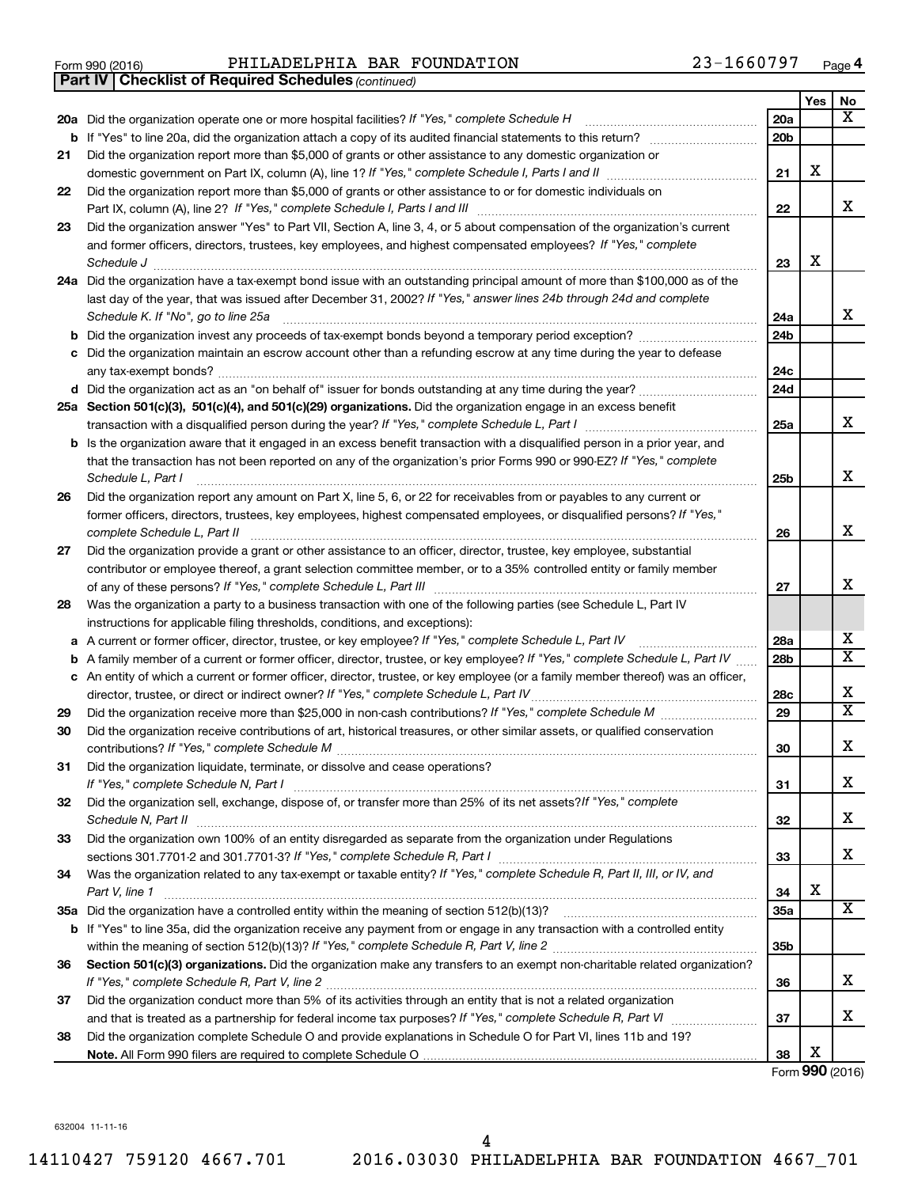Form 990 (2016) PHILADELPHIA BAR FOUNDATION 23-1660797 Page 4

**Part IV | Checklist of Required Schedules** *(continued)*

| | | | Yes | No |
|---|---|---|---|---|
| 20a | Did the organization operate one or more hospital facilities? *If "Yes," complete Schedule H* | 20a | | X |
| b | If "Yes" to line 20a, did the organization attach a copy of its audited financial statements to this return? | 20b | | |
| 21 | Did the organization report more than $5,000 of grants or other assistance to any domestic organization or domestic government on Part IX, column (A), line 1? *If "Yes," complete Schedule I, Parts I and II* | 21 | X | |
| 22 | Did the organization report more than $5,000 of grants or other assistance to or for domestic individuals on Part IX, column (A), line 2? *If "Yes," complete Schedule I, Parts I and III* | 22 | | X |
| 23 | Did the organization answer "Yes" to Part VII, Section A, line 3, 4, or 5 about compensation of the organization's current and former officers, directors, trustees, key employees, and highest compensated employees? *If "Yes," complete Schedule J* | 23 | X | |
| 24a | Did the organization have a tax-exempt bond issue with an outstanding principal amount of more than $100,000 as of the last day of the year, that was issued after December 31, 2002? *If "Yes," answer lines 24b through 24d and complete Schedule K. If "No", go to line 25a* | 24a | | X |
| b | Did the organization invest any proceeds of tax-exempt bonds beyond a temporary period exception? | 24b | | |
| c | Did the organization maintain an escrow account other than a refunding escrow at any time during the year to defease any tax-exempt bonds? | 24c | | |
| d | Did the organization act as an "on behalf of" issuer for bonds outstanding at any time during the year? | 24d | | |
| 25a | **Section 501(c)(3), 501(c)(4), and 501(c)(29) organizations.** Did the organization engage in an excess benefit transaction with a disqualified person during the year? *If "Yes," complete Schedule L, Part I* | 25a | | X |
| b | Is the organization aware that it engaged in an excess benefit transaction with a disqualified person in a prior year, and that the transaction has not been reported on any of the organization's prior Forms 990 or 990-EZ? *If "Yes," complete Schedule L, Part I* | 25b | | X |
| 26 | Did the organization report any amount on Part X, line 5, 6, or 22 for receivables from or payables to any current or former officers, directors, trustees, key employees, highest compensated employees, or disqualified persons? *If "Yes," complete Schedule L, Part II* | 26 | | X |
| 27 | Did the organization provide a grant or other assistance to an officer, director, trustee, key employee, substantial contributor or employee thereof, a grant selection committee member, or to a 35% controlled entity or family member of any of these persons? *If "Yes," complete Schedule L, Part III* | 27 | | X |
| 28 | Was the organization a party to a business transaction with one of the following parties (see Schedule L, Part IV instructions for applicable filing thresholds, conditions, and exceptions): | | | |
| a | A current or former officer, director, trustee, or key employee? *If "Yes," complete Schedule L, Part IV* | 28a | | X |
| b | A family member of a current or former officer, director, trustee, or key employee? *If "Yes," complete Schedule L, Part IV* | 28b | | X |
| c | An entity of which a current or former officer, director, trustee, or key employee (or a family member thereof) was an officer, director, trustee, or direct or indirect owner? *If "Yes," complete Schedule L, Part IV* | 28c | | X |
| 29 | Did the organization receive more than $25,000 in non-cash contributions? *If "Yes," complete Schedule M* | 29 | | X |
| 30 | Did the organization receive contributions of art, historical treasures, or other similar assets, or qualified conservation contributions? *If "Yes," complete Schedule M* | 30 | | X |
| 31 | Did the organization liquidate, terminate, or dissolve and cease operations? *If "Yes," complete Schedule N, Part I* | 31 | | X |
| 32 | Did the organization sell, exchange, dispose of, or transfer more than 25% of its net assets? *If "Yes," complete Schedule N, Part II* | 32 | | X |
| 33 | Did the organization own 100% of an entity disregarded as separate from the organization under Regulations sections 301.7701-2 and 301.7701-3? *If "Yes," complete Schedule R, Part I* | 33 | | X |
| 34 | Was the organization related to any tax-exempt or taxable entity? *If "Yes," complete Schedule R, Part II, III, or IV, and Part V, line 1* | 34 | X | |
| 35a | Did the organization have a controlled entity within the meaning of section 512(b)(13)? | 35a | | X |
| b | If "Yes" to line 35a, did the organization receive any payment from or engage in any transaction with a controlled entity within the meaning of section 512(b)(13)? *If "Yes," complete Schedule R, Part V, line 2* | 35b | | |
| 36 | **Section 501(c)(3) organizations.** Did the organization make any transfers to an exempt non-charitable related organization? *If "Yes," complete Schedule R, Part V, line 2* | 36 | | X |
| 37 | Did the organization conduct more than 5% of its activities through an entity that is not a related organization and that is treated as a partnership for federal income tax purposes? *If "Yes," complete Schedule R, Part VI* | 37 | | X |
| 38 | Did the organization complete Schedule O and provide explanations in Schedule O for Part VI, lines 11b and 19? **Note.** All Form 990 filers are required to complete Schedule O | 38 | X | |

Form **990** (2016)

632004 11-11-16

14110427 759120 4667.701 2016.03030 PHILADELPHIA BAR FOUNDATION 4667_701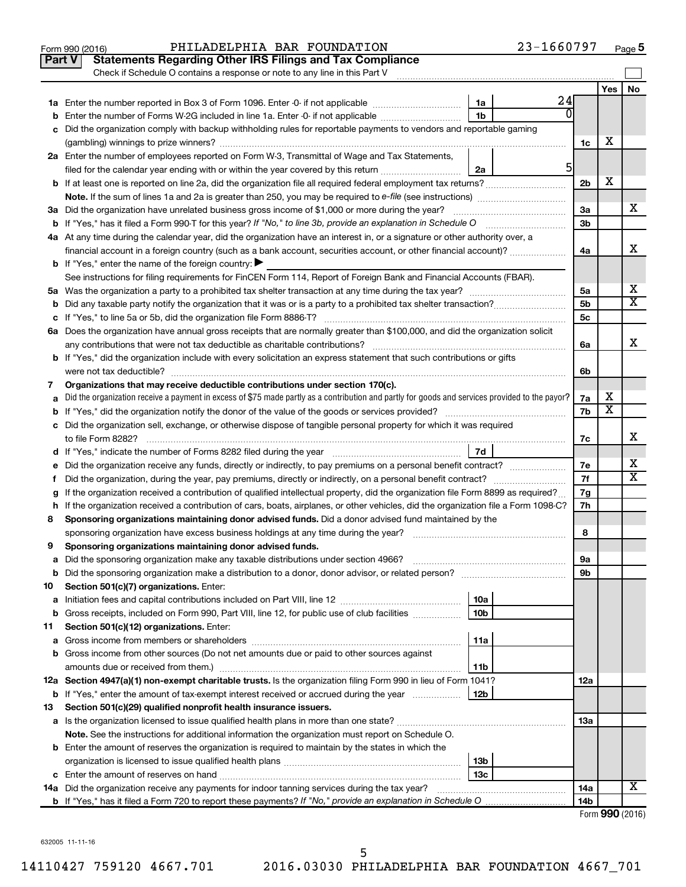Form 990 (2016) PHILADELPHIA BAR FOUNDATION 23-1660797 Page 5

## Part V Statements Regarding Other IRS Filings and Tax Compliance

Check if Schedule O contains a response or note to any line in this Part V

| | | | | | Yes | No |
|---|---|---|---|---|---|---|
| **1a** | Enter the number reported in Box 3 of Form 1096. Enter -0- if not applicable | 1a | 24 | | | |
| **b** | Enter the number of Forms W-2G included in line 1a. Enter -0- if not applicable | 1b | 0 | | | |
| **c** | Did the organization comply with backup withholding rules for reportable payments to vendors and reportable gaming (gambling) winnings to prize winners? | | | 1c | X | |
| **2a** | Enter the number of employees reported on Form W-3, Transmittal of Wage and Tax Statements, filed for the calendar year ending with or within the year covered by this return | 2a | 5 | | | |
| **b** | If at least one is reported on line 2a, did the organization file all required federal employment tax returns? | | | 2b | X | |
| | **Note.** If the sum of lines 1a and 2a is greater than 250, you may be required to *e-file* (see instructions) | | | | | |
| **3a** | Did the organization have unrelated business gross income of $1,000 or more during the year? | | | 3a | | X |
| **b** | If "Yes," has it filed a Form 990-T for this year? *If "No," to line 3b, provide an explanation in Schedule O* | | | 3b | | |
| **4a** | At any time during the calendar year, did the organization have an interest in, or a signature or other authority over, a financial account in a foreign country (such as a bank account, securities account, or other financial account)? | | | 4a | | X |
| **b** | If "Yes," enter the name of the foreign country: ▶ | | | | | |
| | See instructions for filing requirements for FinCEN Form 114, Report of Foreign Bank and Financial Accounts (FBAR). | | | | | |
| **5a** | Was the organization a party to a prohibited tax shelter transaction at any time during the tax year? | | | 5a | | X |
| **b** | Did any taxable party notify the organization that it was or is a party to a prohibited tax shelter transaction? | | | 5b | | X |
| **c** | If "Yes," to line 5a or 5b, did the organization file Form 8886-T? | | | 5c | | |
| **6a** | Does the organization have annual gross receipts that are normally greater than $100,000, and did the organization solicit any contributions that were not tax deductible as charitable contributions? | | | 6a | | X |
| **b** | If "Yes," did the organization include with every solicitation an express statement that such contributions or gifts were not tax deductible? | | | 6b | | |
| **7** | **Organizations that may receive deductible contributions under section 170(c).** | | | | | |
| **a** | Did the organization receive a payment in excess of $75 made partly as a contribution and partly for goods and services provided to the payor? | | | 7a | X | |
| **b** | If "Yes," did the organization notify the donor of the value of the goods or services provided? | | | 7b | X | |
| **c** | Did the organization sell, exchange, or otherwise dispose of tangible personal property for which it was required to file Form 8282? | | | 7c | | X |
| **d** | If "Yes," indicate the number of Forms 8282 filed during the year | 7d | | | | |
| **e** | Did the organization receive any funds, directly or indirectly, to pay premiums on a personal benefit contract? | | | 7e | | X |
| **f** | Did the organization, during the year, pay premiums, directly or indirectly, on a personal benefit contract? | | | 7f | | X |
| **g** | If the organization received a contribution of qualified intellectual property, did the organization file Form 8899 as required? | | | 7g | | |
| **h** | If the organization received a contribution of cars, boats, airplanes, or other vehicles, did the organization file a Form 1098-C? | | | 7h | | |
| **8** | **Sponsoring organizations maintaining donor advised funds.** Did a donor advised fund maintained by the sponsoring organization have excess business holdings at any time during the year? | | | 8 | | |
| **9** | **Sponsoring organizations maintaining donor advised funds.** | | | | | |
| **a** | Did the sponsoring organization make any taxable distributions under section 4966? | | | 9a | | |
| **b** | Did the sponsoring organization make a distribution to a donor, donor advisor, or related person? | | | 9b | | |
| **10** | **Section 501(c)(7) organizations.** Enter: | | | | | |
| **a** | Initiation fees and capital contributions included on Part VIII, line 12 | 10a | | | | |
| **b** | Gross receipts, included on Form 990, Part VIII, line 12, for public use of club facilities | 10b | | | | |
| **11** | **Section 501(c)(12) organizations.** Enter: | | | | | |
| **a** | Gross income from members or shareholders | 11a | | | | |
| **b** | Gross income from other sources (Do not net amounts due or paid to other sources against amounts due or received from them.) | 11b | | | | |
| **12a** | **Section 4947(a)(1) non-exempt charitable trusts.** Is the organization filing Form 990 in lieu of Form 1041? | | | 12a | | |
| **b** | If "Yes," enter the amount of tax-exempt interest received or accrued during the year | 12b | | | | |
| **13** | **Section 501(c)(29) qualified nonprofit health insurance issuers.** | | | | | |
| **a** | Is the organization licensed to issue qualified health plans in more than one state? | | | 13a | | |
| | **Note.** See the instructions for additional information the organization must report on Schedule O. | | | | | |
| **b** | Enter the amount of reserves the organization is required to maintain by the states in which the organization is licensed to issue qualified health plans | 13b | | | | |
| **c** | Enter the amount of reserves on hand | 13c | | | | |
| **14a** | Did the organization receive any payments for indoor tanning services during the tax year? | | | 14a | | X |
| **b** | If "Yes," has it filed a Form 720 to report these payments? *If "No," provide an explanation in Schedule O* | | | 14b | | |

Form **990** (2016)

632005 11-11-16

14110427 759120 4667.701 2016.03030 PHILADELPHIA BAR FOUNDATION 4667_701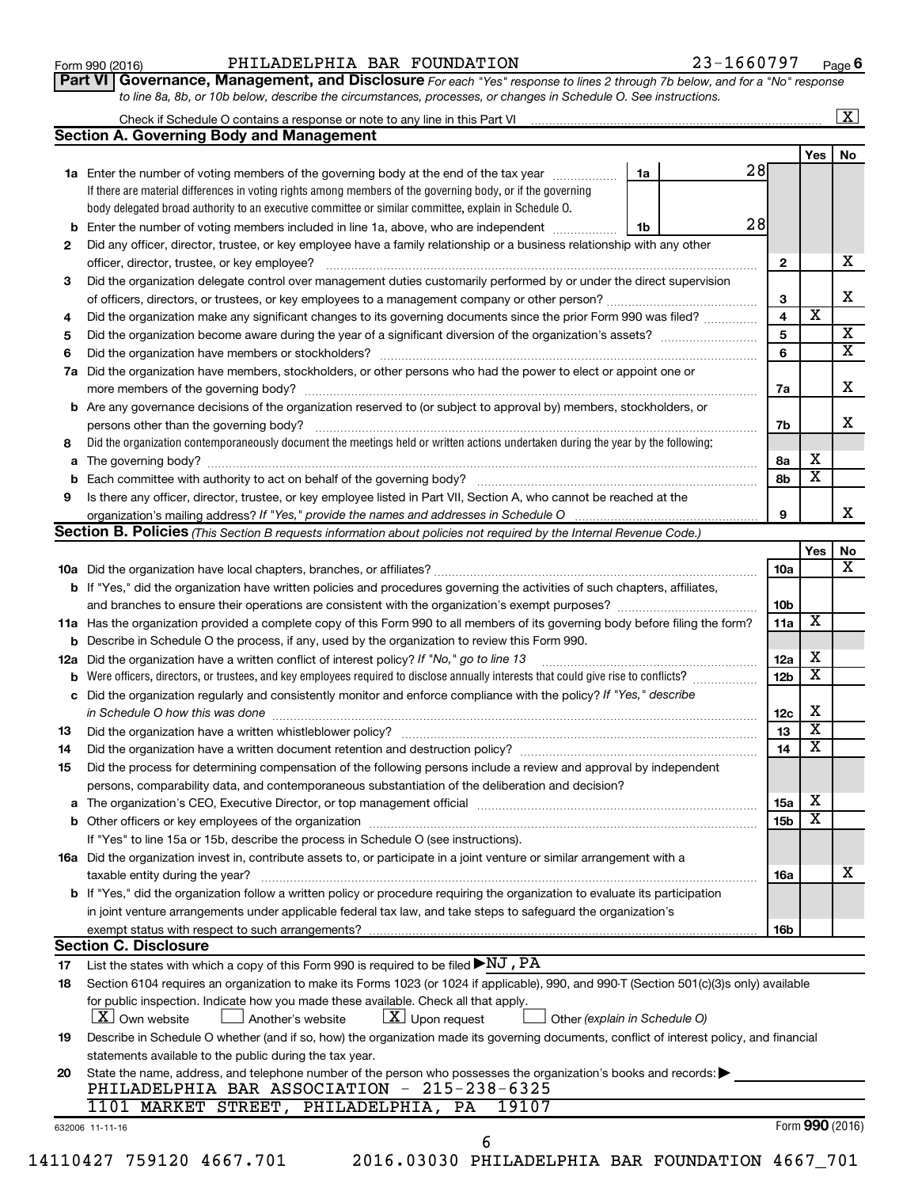Form 990 (2016) PHILADELPHIA BAR FOUNDATION 23-1660797 Page 6

**Part VI** **Governance, Management, and Disclosure** *For each "Yes" response to lines 2 through 7b below, and for a "No" response to line 8a, 8b, or 10b below, describe the circumstances, processes, or changes in Schedule O. See instructions.*

Check if Schedule O contains a response or note to any line in this Part VI ..... [X]

## Section A. Governing Body and Management

| | | | | Yes | No |
|---|---|---|---|---|---|
| **1a** | Enter the number of voting members of the governing body at the end of the tax year ..... **1a** 28. If there are material differences in voting rights among members of the governing body, or if the governing body delegated broad authority to an executive committee or similar committee, explain in Schedule O. | | | | |
| **b** | Enter the number of voting members included in line 1a, above, who are independent ..... **1b** 28 | | | | |
| **2** | Did any officer, director, trustee, or key employee have a family relationship or a business relationship with any other officer, director, trustee, or key employee? | **2** | | | X |
| **3** | Did the organization delegate control over management duties customarily performed by or under the direct supervision of officers, directors, or trustees, or key employees to a management company or other person? | **3** | | | X |
| **4** | Did the organization make any significant changes to its governing documents since the prior Form 990 was filed? | **4** | | X | |
| **5** | Did the organization become aware during the year of a significant diversion of the organization's assets? | **5** | | | X |
| **6** | Did the organization have members or stockholders? | **6** | | | X |
| **7a** | Did the organization have members, stockholders, or other persons who had the power to elect or appoint one or more members of the governing body? | **7a** | | | X |
| **b** | Are any governance decisions of the organization reserved to (or subject to approval by) members, stockholders, or persons other than the governing body? | **7b** | | | X |
| **8** | Did the organization contemporaneously document the meetings held or written actions undertaken during the year by the following: | | | | |
| **a** | The governing body? | **8a** | | X | |
| **b** | Each committee with authority to act on behalf of the governing body? | **8b** | | X | |
| **9** | Is there any officer, director, trustee, or key employee listed in Part VII, Section A, who cannot be reached at the organization's mailing address? *If "Yes," provide the names and addresses in Schedule O* | **9** | | | X |

## Section B. Policies *(This Section B requests information about policies not required by the Internal Revenue Code.)*

| | | | Yes | No |
|---|---|---|---|---|
| **10a** | Did the organization have local chapters, branches, or affiliates? | **10a** | | X |
| **b** | If "Yes," did the organization have written policies and procedures governing the activities of such chapters, affiliates, and branches to ensure their operations are consistent with the organization's exempt purposes? | **10b** | | |
| **11a** | Has the organization provided a complete copy of this Form 990 to all members of its governing body before filing the form? | **11a** | X | |
| **b** | Describe in Schedule O the process, if any, used by the organization to review this Form 990. | | | |
| **12a** | Did the organization have a written conflict of interest policy? *If "No," go to line 13* | **12a** | X | |
| **b** | Were officers, directors, or trustees, and key employees required to disclose annually interests that could give rise to conflicts? | **12b** | X | |
| **c** | Did the organization regularly and consistently monitor and enforce compliance with the policy? *If "Yes," describe in Schedule O how this was done* | **12c** | X | |
| **13** | Did the organization have a written whistleblower policy? | **13** | X | |
| **14** | Did the organization have a written document retention and destruction policy? | **14** | X | |
| **15** | Did the process for determining compensation of the following persons include a review and approval by independent persons, comparability data, and contemporaneous substantiation of the deliberation and decision? | | | |
| **a** | The organization's CEO, Executive Director, or top management official | **15a** | X | |
| **b** | Other officers or key employees of the organization | **15b** | X | |
| | If "Yes" to line 15a or 15b, describe the process in Schedule O (see instructions). | | | |
| **16a** | Did the organization invest in, contribute assets to, or participate in a joint venture or similar arrangement with a taxable entity during the year? | **16a** | | X |
| **b** | If "Yes," did the organization follow a written policy or procedure requiring the organization to evaluate its participation in joint venture arrangements under applicable federal tax law, and take steps to safeguard the organization's exempt status with respect to such arrangements? | **16b** | | |

## Section C. Disclosure

**17** List the states with which a copy of this Form 990 is required to be filed ▶ NJ, PA

**18** Section 6104 requires an organization to make its Forms 1023 (or 1024 if applicable), 990, and 990-T (Section 501(c)(3)s only) available for public inspection. Indicate how you made these available. Check all that apply.

[X] Own website [ ] Another's website [X] Upon request [ ] Other *(explain in Schedule O)*

**19** Describe in Schedule O whether (and if so, how) the organization made its governing documents, conflict of interest policy, and financial statements available to the public during the tax year.

**20** State the name, address, and telephone number of the person who possesses the organization's books and records: ▶

PHILADELPHIA BAR ASSOCIATION - 215-238-6325
1101 MARKET STREET, PHILADELPHIA, PA 19107

632006 11-11-16 Form **990** (2016)

14110427 759120 4667.701 2016.03030 PHILADELPHIA BAR FOUNDATION 4667_701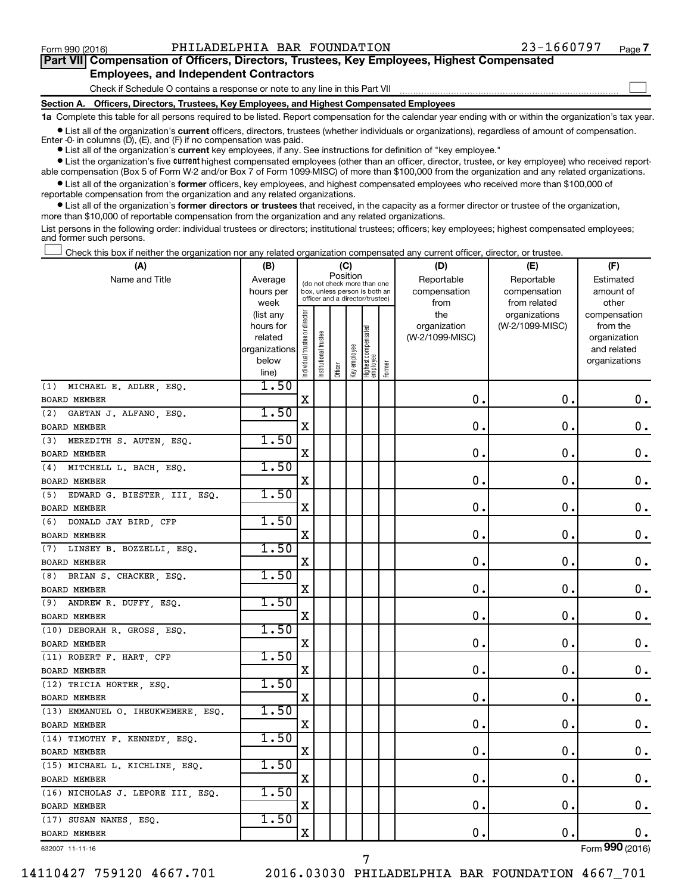Form 990 (2016) PHILADELPHIA BAR FOUNDATION 23-1660797 Page 7

**Part VII Compensation of Officers, Directors, Trustees, Key Employees, Highest Compensated Employees, and Independent Contractors**

Check if Schedule O contains a response or note to any line in this Part VII

**Section A. Officers, Directors, Trustees, Key Employees, and Highest Compensated Employees**

**1a** Complete this table for all persons required to be listed. Report compensation for the calendar year ending with or within the organization's tax year.

- List all of the organization's **current** officers, directors, trustees (whether individuals or organizations), regardless of amount of compensation. Enter -0- in columns (D), (E), and (F) if no compensation was paid.
- List all of the organization's **current** key employees, if any. See instructions for definition of "key employee."
- List the organization's five **current** highest compensated employees (other than an officer, director, trustee, or key employee) who received reportable compensation (Box 5 of Form W-2 and/or Box 7 of Form 1099-MISC) of more than $100,000 from the organization and any related organizations.
- List all of the organization's **former** officers, key employees, and highest compensated employees who received more than $100,000 of reportable compensation from the organization and any related organizations.
- List all of the organization's **former directors or trustees** that received, in the capacity as a former director or trustee of the organization, more than $10,000 of reportable compensation from the organization and any related organizations.

List persons in the following order: individual trustees or directors; institutional trustees; officers; key employees; highest compensated employees; and former such persons.

Check this box if neither the organization nor any related organization compensated any current officer, director, or trustee.

| (A) Name and Title | (B) Average hours per week (list any hours for related organizations below line) | (C) Position: Individual trustee or director | Institutional trustee | Officer | Key employee | Highest compensated employee | Former | (D) Reportable compensation from the organization (W-2/1099-MISC) | (E) Reportable compensation from related organizations (W-2/1099-MISC) | (F) Estimated amount of other compensation from the organization and related organizations |
|---|---|---|---|---|---|---|---|---|---|---|
| (1) MICHAEL E. ADLER, ESQ. BOARD MEMBER | 1.50 | X | | | | | | 0. | 0. | 0. |
| (2) GAETAN J. ALFANO, ESQ. BOARD MEMBER | 1.50 | X | | | | | | 0. | 0. | 0. |
| (3) MEREDITH S. AUTEN, ESQ. BOARD MEMBER | 1.50 | X | | | | | | 0. | 0. | 0. |
| (4) MITCHELL L. BACH, ESQ. BOARD MEMBER | 1.50 | X | | | | | | 0. | 0. | 0. |
| (5) EDWARD G. BIESTER, III, ESQ. BOARD MEMBER | 1.50 | X | | | | | | 0. | 0. | 0. |
| (6) DONALD JAY BIRD, CFP BOARD MEMBER | 1.50 | X | | | | | | 0. | 0. | 0. |
| (7) LINSEY B. BOZZELLI, ESQ. BOARD MEMBER | 1.50 | X | | | | | | 0. | 0. | 0. |
| (8) BRIAN S. CHACKER, ESQ. BOARD MEMBER | 1.50 | X | | | | | | 0. | 0. | 0. |
| (9) ANDREW R. DUFFY, ESQ. BOARD MEMBER | 1.50 | X | | | | | | 0. | 0. | 0. |
| (10) DEBORAH R. GROSS, ESQ. BOARD MEMBER | 1.50 | X | | | | | | 0. | 0. | 0. |
| (11) ROBERT F. HART, CFP BOARD MEMBER | 1.50 | X | | | | | | 0. | 0. | 0. |
| (12) TRICIA HORTER, ESQ. BOARD MEMBER | 1.50 | X | | | | | | 0. | 0. | 0. |
| (13) EMMANUEL O. IHEUKWEMERE, ESQ. BOARD MEMBER | 1.50 | X | | | | | | 0. | 0. | 0. |
| (14) TIMOTHY F. KENNEDY, ESQ. BOARD MEMBER | 1.50 | X | | | | | | 0. | 0. | 0. |
| (15) MICHAEL L. KICHLINE, ESQ. BOARD MEMBER | 1.50 | X | | | | | | 0. | 0. | 0. |
| (16) NICHOLAS J. LEPORE III, ESQ. BOARD MEMBER | 1.50 | X | | | | | | 0. | 0. | 0. |
| (17) SUSAN NANES, ESQ. BOARD MEMBER | 1.50 | X | | | | | | 0. | 0. | 0. |

632007 11-11-16 Form **990** (2016)

14110427 759120 4667.701 2016.03030 PHILADELPHIA BAR FOUNDATION 4667_701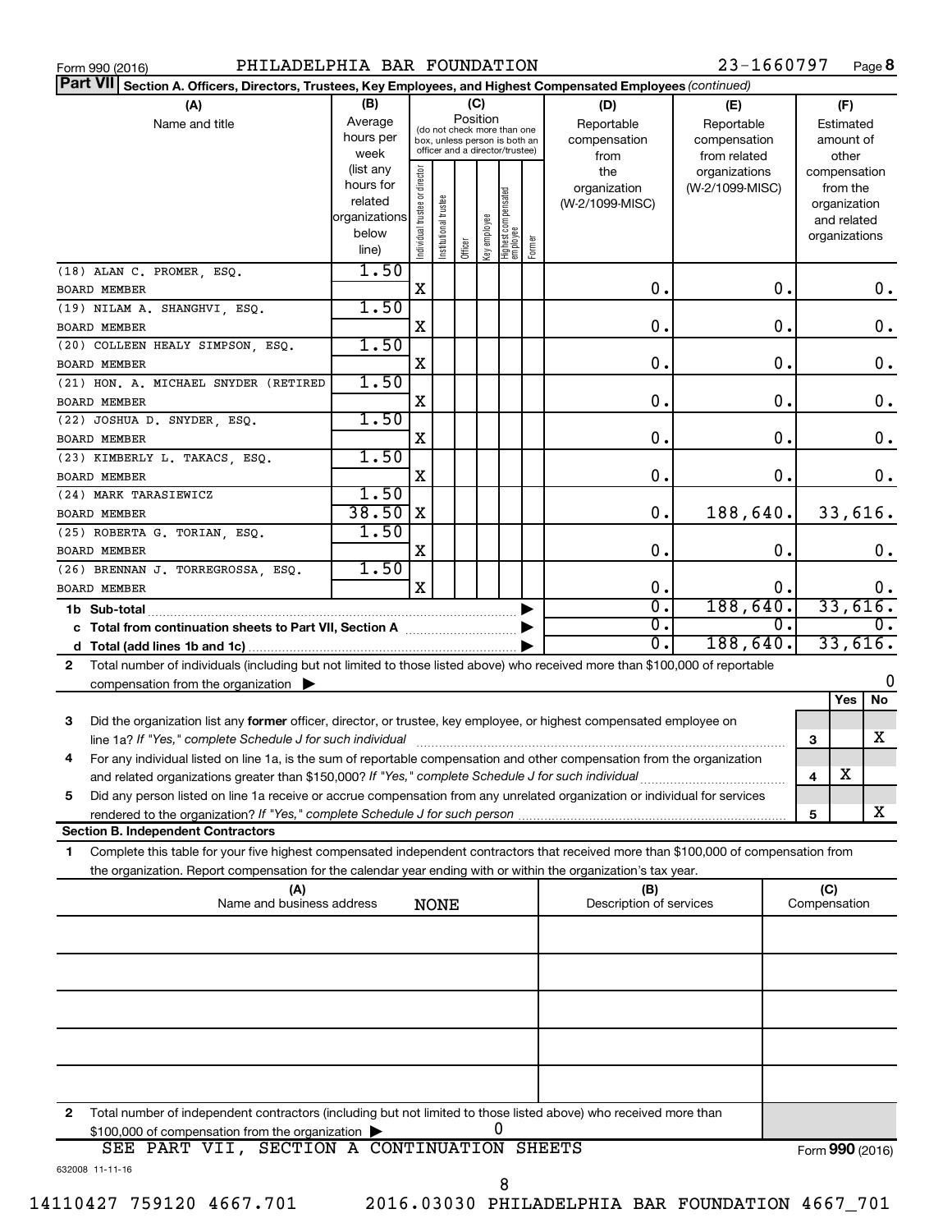Form 990 (2016) PHILADELPHIA BAR FOUNDATION 23-1660797 Page 8

**Part VII** **Section A. Officers, Directors, Trustees, Key Employees, and Highest Compensated Employees** *(continued)*

| (A) Name and title | (B) Average hours per week (list any hours for related organizations below line) | (C) Position: Individual trustee or director | Institutional trustee | Officer | Key employee | Highest compensated employee | Former | (D) Reportable compensation from the organization (W-2/1099-MISC) | (E) Reportable compensation from related organizations (W-2/1099-MISC) | (F) Estimated amount of other compensation from the organization and related organizations |
|---|---|---|---|---|---|---|---|---|---|---|
| (18) ALAN C. PROMER, ESQ. BOARD MEMBER | 1.50 | X | | | | | | 0. | 0. | 0. |
| (19) NILAM A. SHANGHVI, ESQ. BOARD MEMBER | 1.50 | X | | | | | | 0. | 0. | 0. |
| (20) COLLEEN HEALY SIMPSON, ESQ. BOARD MEMBER | 1.50 | X | | | | | | 0. | 0. | 0. |
| (21) HON. A. MICHAEL SNYDER (RETIRED BOARD MEMBER | 1.50 | X | | | | | | 0. | 0. | 0. |
| (22) JOSHUA D. SNYDER, ESQ. BOARD MEMBER | 1.50 | X | | | | | | 0. | 0. | 0. |
| (23) KIMBERLY L. TAKACS, ESQ. BOARD MEMBER | 1.50 | X | | | | | | 0. | 0. | 0. |
| (24) MARK TARASIEWICZ BOARD MEMBER | 1.50 / 38.50 | X | | | | | | 0. | 188,640. | 33,616. |
| (25) ROBERTA G. TORIAN, ESQ. BOARD MEMBER | 1.50 | X | | | | | | 0. | 0. | 0. |
| (26) BRENNAN J. TORREGROSSA, ESQ. BOARD MEMBER | 1.50 | X | | | | | | 0. | 0. | 0. |
| **1b Sub-total** | | | | | | | | 0. | 188,640. | 33,616. |
| **c Total from continuation sheets to Part VII, Section A** | | | | | | | | 0. | 0. | 0. |
| **d Total (add lines 1b and 1c)** | | | | | | | | 0. | 188,640. | 33,616. |

**2** Total number of individuals (including but not limited to those listed above) who received more than $100,000 of reportable compensation from the organization ▶ 0

| | | | Yes | No |
|---|---|---|---|---|
| **3** | Did the organization list any **former** officer, director, or trustee, key employee, or highest compensated employee on line 1a? *If "Yes," complete Schedule J for such individual* | 3 | | X |
| **4** | For any individual listed on line 1a, is the sum of reportable compensation and other compensation from the organization and related organizations greater than $150,000? *If "Yes," complete Schedule J for such individual* | 4 | X | |
| **5** | Did any person listed on line 1a receive or accrue compensation from any unrelated organization or individual for services rendered to the organization? *If "Yes," complete Schedule J for such person* | 5 | | X |

**Section B. Independent Contractors**

**1** Complete this table for your five highest compensated independent contractors that received more than $100,000 of compensation from the organization. Report compensation for the calendar year ending with or within the organization's tax year.

| (A) Name and business address | (B) Description of services | (C) Compensation |
|---|---|---|
| NONE | | |
| | | |
| | | |
| | | |
| | | |

**2** Total number of independent contractors (including but not limited to those listed above) who received more than $100,000 of compensation from the organization ▶ 0

SEE PART VII, SECTION A CONTINUATION SHEETS

Form **990** (2016)

632008 11-11-16

14110427 759120 4667.701 2016.03030 PHILADELPHIA BAR FOUNDATION 4667_701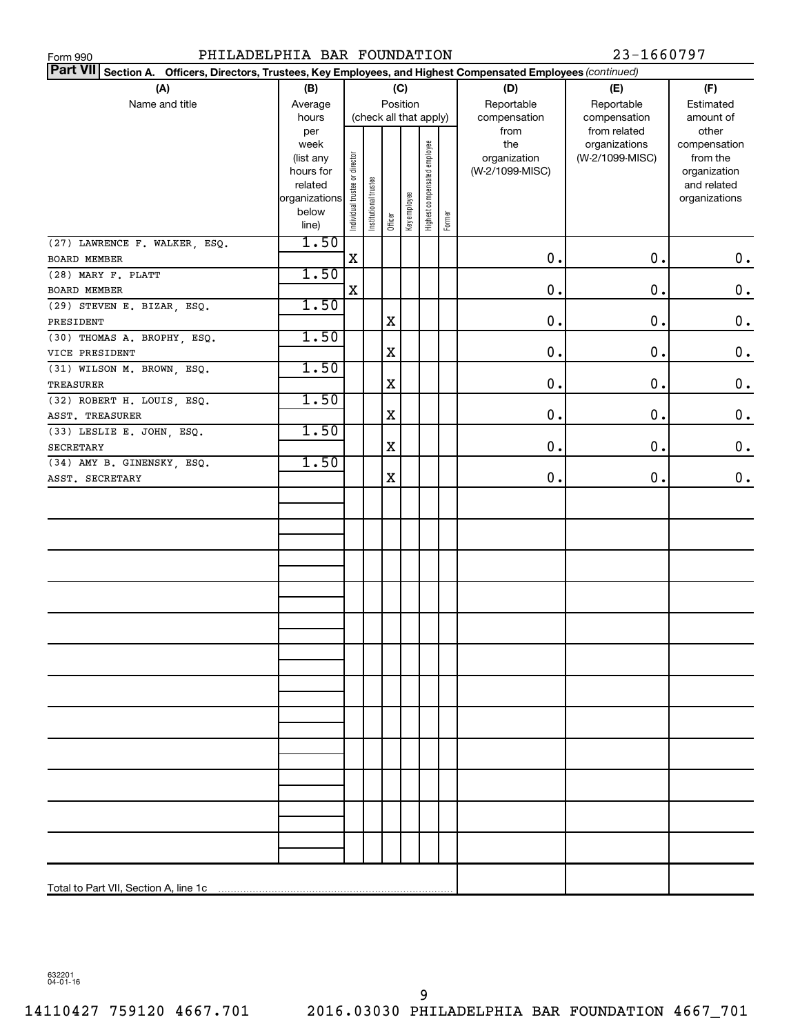Form 990 PHILADELPHIA BAR FOUNDATION 23-1660797

**Part VII Section A. Officers, Directors, Trustees, Key Employees, and Highest Compensated Employees** *(continued)*

| (A) Name and title | (B) Average hours per week (list any hours for related organizations below line) | (C) Position: Individual trustee or director | Institutional trustee | Officer | Key employee | Highest compensated employee | Former | (D) Reportable compensation from the organization (W-2/1099-MISC) | (E) Reportable compensation from related organizations (W-2/1099-MISC) | (F) Estimated amount of other compensation from the organization and related organizations |
|---|---|---|---|---|---|---|---|---|---|---|
| (27) LAWRENCE F. WALKER, ESQ. BOARD MEMBER | 1.50 | X | | | | | | 0. | 0. | 0. |
| (28) MARY F. PLATT BOARD MEMBER | 1.50 | X | | | | | | 0. | 0. | 0. |
| (29) STEVEN E. BIZAR, ESQ. PRESIDENT | 1.50 | | | X | | | | 0. | 0. | 0. |
| (30) THOMAS A. BROPHY, ESQ. VICE PRESIDENT | 1.50 | | | X | | | | 0. | 0. | 0. |
| (31) WILSON M. BROWN, ESQ. TREASURER | 1.50 | | | X | | | | 0. | 0. | 0. |
| (32) ROBERT H. LOUIS, ESQ. ASST. TREASURER | 1.50 | | | X | | | | 0. | 0. | 0. |
| (33) LESLIE E. JOHN, ESQ. SECRETARY | 1.50 | | | X | | | | 0. | 0. | 0. |
| (34) AMY B. GINENSKY, ESQ. ASST. SECRETARY | 1.50 | | | X | | | | 0. | 0. | 0. |
| Total to Part VII, Section A, line 1c | | | | | | | | | | |

632201 04-01-16

14110427 759120 4667.701 2016.03030 PHILADELPHIA BAR FOUNDATION 4667_701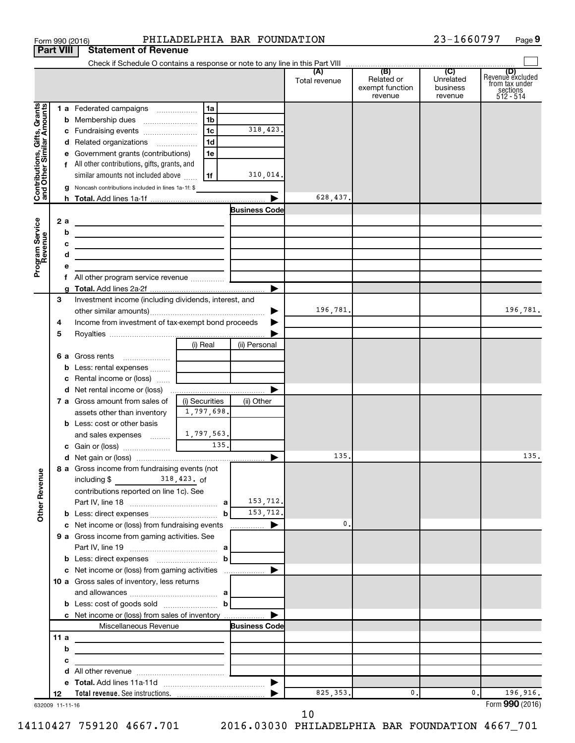Form 990 (2016) PHILADELPHIA BAR FOUNDATION 23-1660797

## Part VIII Statement of Revenue

Check if Schedule O contains a response or note to any line in this Part VIII

| | | | (A) Total revenue | (B) Related or exempt function revenue | (C) Unrelated business revenue | (D) Revenue excluded from tax under sections 512 - 514 |
|---|---|---|---|---|---|---|
| **Contributions, Gifts, Grants and Other Similar Amounts** | 1a Federated campaigns | 1a | | | | |
| | b Membership dues | 1b | | | | |
| | c Fundraising events | 1c 318,423. | | | | |
| | d Related organizations | 1d | | | | |
| | e Government grants (contributions) | 1e | | | | |
| | f All other contributions, gifts, grants, and similar amounts not included above | 1f 310,014. | | | | |
| | g Noncash contributions included in lines 1a-1f: $ | | | | | |
| | h **Total.** Add lines 1a-1f | | 628,437. | | | |
| **Program Service Revenue** | | **Business Code** | | | | |
| | 2a | | | | | |
| | b | | | | | |
| | c | | | | | |
| | d | | | | | |
| | e | | | | | |
| | f All other program service revenue | | | | | |
| | g **Total.** Add lines 2a-2f | | | | | |
| **Other Revenue** | 3 Investment income (including dividends, interest, and other similar amounts) | | 196,781. | | | 196,781. |
| | 4 Income from investment of tax-exempt bond proceeds | | | | | |
| | 5 Royalties | | | | | |
| | | (i) Real / (ii) Personal | | | | |
| | 6a Gross rents | | | | | |
| | b Less: rental expenses | | | | | |
| | c Rental income or (loss) | | | | | |
| | d Net rental income or (loss) | | | | | |
| | | (i) Securities / (ii) Other | | | | |
| | 7a Gross amount from sales of assets other than inventory | 1,797,698. | | | | |
| | b Less: cost or other basis and sales expenses | 1,797,563. | | | | |
| | c Gain or (loss) | 135. | | | | |
| | d Net gain or (loss) | | 135. | | | 135. |
| | 8a Gross income from fundraising events (not including $ 318,423. of contributions reported on line 1c). See Part IV, line 18 | a 153,712. | | | | |
| | b Less: direct expenses | b 153,712. | | | | |
| | c Net income or (loss) from fundraising events | | 0. | | | |
| | 9a Gross income from gaming activities. See Part IV, line 19 | a | | | | |
| | b Less: direct expenses | b | | | | |
| | c Net income or (loss) from gaming activities | | | | | |
| | 10a Gross sales of inventory, less returns and allowances | a | | | | |
| | b Less: cost of goods sold | b | | | | |
| | c Net income or (loss) from sales of inventory | | | | | |
| | Miscellaneous Revenue | **Business Code** | | | | |
| | 11a | | | | | |
| | b | | | | | |
| | c | | | | | |
| | d All other revenue | | | | | |
| | e **Total.** Add lines 11a-11d | | | | | |
| | 12 **Total revenue.** See instructions. | | 825,353. | 0. | 0. | 196,916. |

632009 11-11-16 Form **990** (2016)

14110427 759120 4667.701 2016.03030 PHILADELPHIA BAR FOUNDATION 4667_701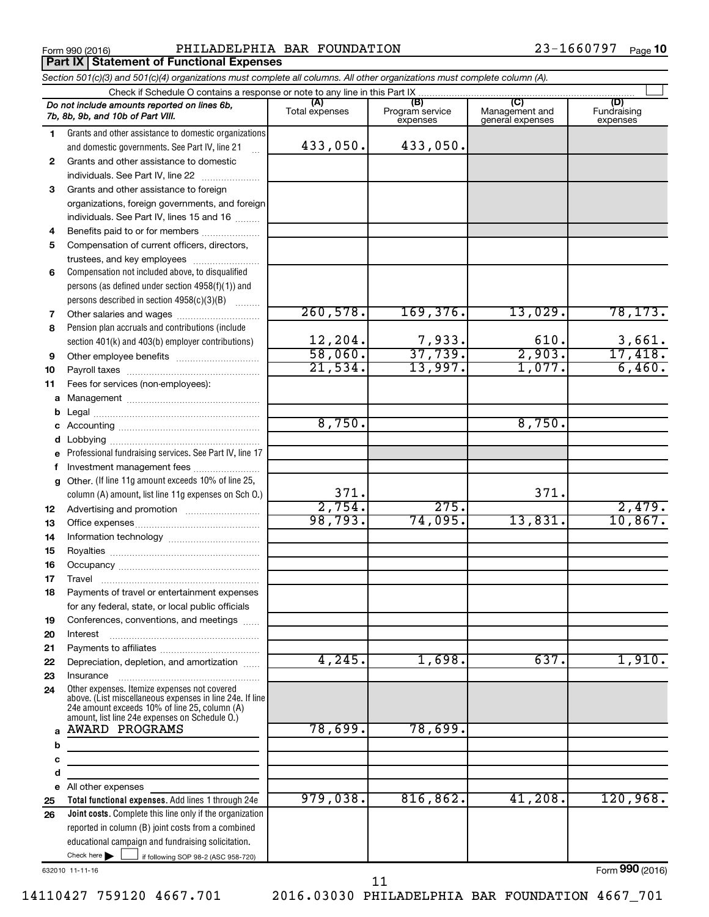Form 990 (2016) PHILADELPHIA BAR FOUNDATION 23-1660797 Page 10

## Part IX Statement of Functional Expenses

*Section 501(c)(3) and 501(c)(4) organizations must complete all columns. All other organizations must complete column (A).*

Check if Schedule O contains a response or note to any line in this Part IX

| | *Do not include amounts reported on lines 6b, 7b, 8b, 9b, and 10b of Part VIII.* | (A) Total expenses | (B) Program service expenses | (C) Management and general expenses | (D) Fundraising expenses |
|---|---|---|---|---|---|
| 1 | Grants and other assistance to domestic organizations and domestic governments. See Part IV, line 21 | 433,050. | 433,050. | | |
| 2 | Grants and other assistance to domestic individuals. See Part IV, line 22 | | | | |
| 3 | Grants and other assistance to foreign organizations, foreign governments, and foreign individuals. See Part IV, lines 15 and 16 | | | | |
| 4 | Benefits paid to or for members | | | | |
| 5 | Compensation of current officers, directors, trustees, and key employees | | | | |
| 6 | Compensation not included above, to disqualified persons (as defined under section 4958(f)(1)) and persons described in section 4958(c)(3)(B) | | | | |
| 7 | Other salaries and wages | 260,578. | 169,376. | 13,029. | 78,173. |
| 8 | Pension plan accruals and contributions (include section 401(k) and 403(b) employer contributions) | 12,204. | 7,933. | 610. | 3,661. |
| 9 | Other employee benefits | 58,060. | 37,739. | 2,903. | 17,418. |
| 10 | Payroll taxes | 21,534. | 13,997. | 1,077. | 6,460. |
| 11 | Fees for services (non-employees): | | | | |
| a | Management | | | | |
| b | Legal | | | | |
| c | Accounting | 8,750. | | 8,750. | |
| d | Lobbying | | | | |
| e | Professional fundraising services. See Part IV, line 17 | | | | |
| f | Investment management fees | | | | |
| g | Other. (If line 11g amount exceeds 10% of line 25, column (A) amount, list line 11g expenses on Sch O.) | 371. | | 371. | |
| 12 | Advertising and promotion | 2,754. | 275. | | 2,479. |
| 13 | Office expenses | 98,793. | 74,095. | 13,831. | 10,867. |
| 14 | Information technology | | | | |
| 15 | Royalties | | | | |
| 16 | Occupancy | | | | |
| 17 | Travel | | | | |
| 18 | Payments of travel or entertainment expenses for any federal, state, or local public officials | | | | |
| 19 | Conferences, conventions, and meetings | | | | |
| 20 | Interest | | | | |
| 21 | Payments to affiliates | | | | |
| 22 | Depreciation, depletion, and amortization | 4,245. | 1,698. | 637. | 1,910. |
| 23 | Insurance | | | | |
| 24 | Other expenses. Itemize expenses not covered above. (List miscellaneous expenses in line 24e. If line 24e amount exceeds 10% of line 25, column (A) amount, list line 24e expenses on Schedule O.) | | | | |
| a | AWARD PROGRAMS | 78,699. | 78,699. | | |
| b | | | | | |
| c | | | | | |
| d | | | | | |
| e | All other expenses | | | | |
| 25 | **Total functional expenses.** Add lines 1 through 24e | 979,038. | 816,862. | 41,208. | 120,968. |
| 26 | **Joint costs.** Complete this line only if the organization reported in column (B) joint costs from a combined educational campaign and fundraising solicitation. Check here ☐ if following SOP 98-2 (ASC 958-720) | | | | |

632010 11-11-16 Form **990** (2016)

14110427 759120 4667.701 2016.03030 PHILADELPHIA BAR FOUNDATION 4667_701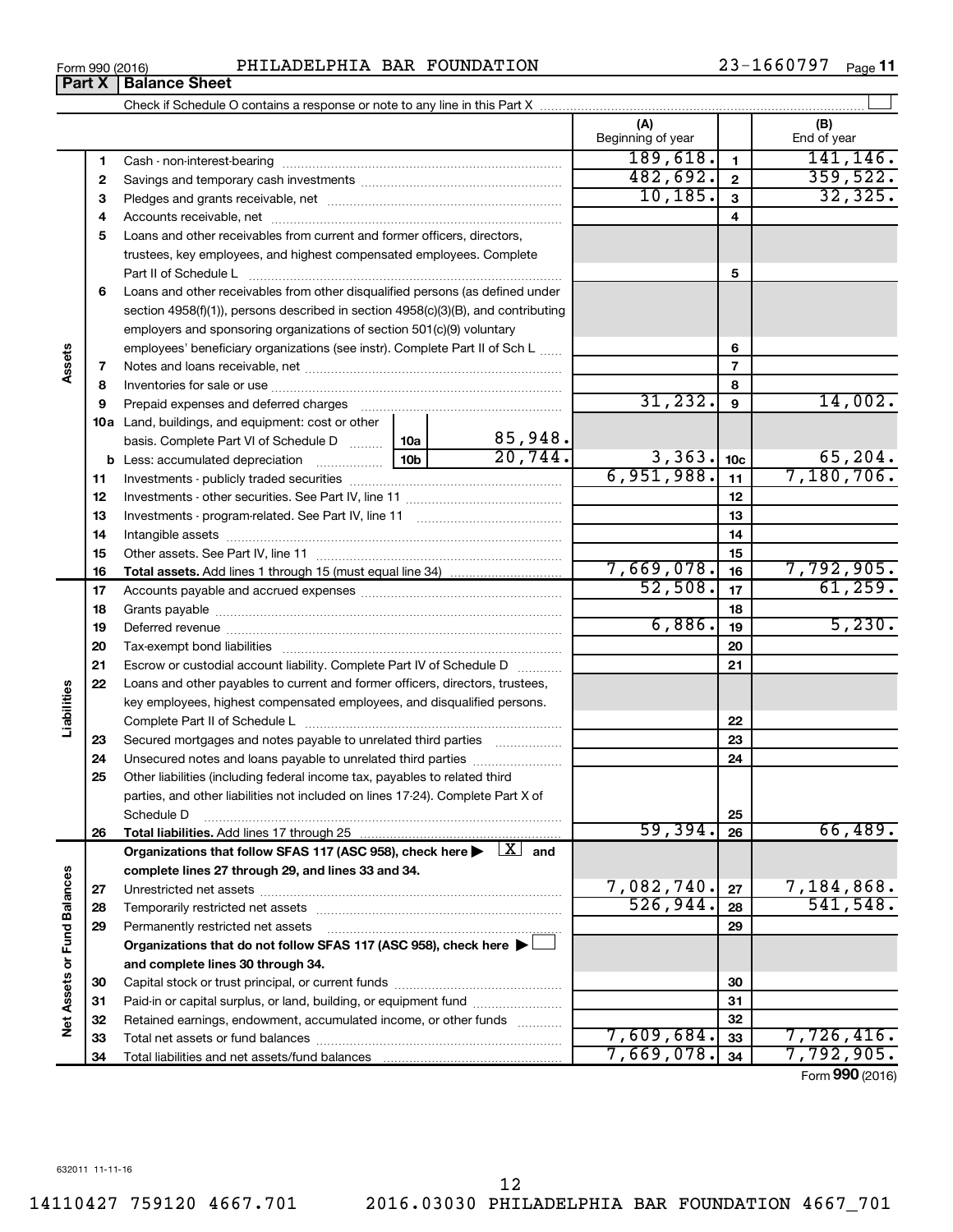Form 990 (2016) PHILADELPHIA BAR FOUNDATION 23-1660797 Page **11**

## Part X Balance Sheet

Check if Schedule O contains a response or note to any line in this Part X ☐

| | | | (A) Beginning of year | | (B) End of year |
|---|---|---|---|---|---|
| **Assets** | 1 | Cash - non-interest-bearing | 189,618. | 1 | 141,146. |
| | 2 | Savings and temporary cash investments | 482,692. | 2 | 359,522. |
| | 3 | Pledges and grants receivable, net | 10,185. | 3 | 32,325. |
| | 4 | Accounts receivable, net | | 4 | |
| | 5 | Loans and other receivables from current and former officers, directors, trustees, key employees, and highest compensated employees. Complete Part II of Schedule L | | 5 | |
| | 6 | Loans and other receivables from other disqualified persons (as defined under section 4958(f)(1)), persons described in section 4958(c)(3)(B), and contributing employers and sponsoring organizations of section 501(c)(9) voluntary employees' beneficiary organizations (see instr). Complete Part II of Sch L | | 6 | |
| | 7 | Notes and loans receivable, net | | 7 | |
| | 8 | Inventories for sale or use | | 8 | |
| | 9 | Prepaid expenses and deferred charges | 31,232. | 9 | 14,002. |
| | 10a | Land, buildings, and equipment: cost or other basis. Complete Part VI of Schedule D — 10a: 85,948. | | | |
| | b | Less: accumulated depreciation — 10b: 20,744. | 3,363. | 10c | 65,204. |
| | 11 | Investments - publicly traded securities | 6,951,988. | 11 | 7,180,706. |
| | 12 | Investments - other securities. See Part IV, line 11 | | 12 | |
| | 13 | Investments - program-related. See Part IV, line 11 | | 13 | |
| | 14 | Intangible assets | | 14 | |
| | 15 | Other assets. See Part IV, line 11 | | 15 | |
| | 16 | **Total assets.** Add lines 1 through 15 (must equal line 34) | 7,669,078. | 16 | 7,792,905. |
| **Liabilities** | 17 | Accounts payable and accrued expenses | 52,508. | 17 | 61,259. |
| | 18 | Grants payable | | 18 | |
| | 19 | Deferred revenue | 6,886. | 19 | 5,230. |
| | 20 | Tax-exempt bond liabilities | | 20 | |
| | 21 | Escrow or custodial account liability. Complete Part IV of Schedule D | | 21 | |
| | 22 | Loans and other payables to current and former officers, directors, trustees, key employees, highest compensated employees, and disqualified persons. Complete Part II of Schedule L | | 22 | |
| | 23 | Secured mortgages and notes payable to unrelated third parties | | 23 | |
| | 24 | Unsecured notes and loans payable to unrelated third parties | | 24 | |
| | 25 | Other liabilities (including federal income tax, payables to related third parties, and other liabilities not included on lines 17-24). Complete Part X of Schedule D | | 25 | |
| | 26 | **Total liabilities.** Add lines 17 through 25 | 59,394. | 26 | 66,489. |
| **Net Assets or Fund Balances** | | **Organizations that follow SFAS 117 (ASC 958), check here ▶ ☒ and complete lines 27 through 29, and lines 33 and 34.** | | | |
| | 27 | Unrestricted net assets | 7,082,740. | 27 | 7,184,868. |
| | 28 | Temporarily restricted net assets | 526,944. | 28 | 541,548. |
| | 29 | Permanently restricted net assets | | 29 | |
| | | **Organizations that do not follow SFAS 117 (ASC 958), check here ▶ ☐ and complete lines 30 through 34.** | | | |
| | 30 | Capital stock or trust principal, or current funds | | 30 | |
| | 31 | Paid-in or capital surplus, or land, building, or equipment fund | | 31 | |
| | 32 | Retained earnings, endowment, accumulated income, or other funds | | 32 | |
| | 33 | Total net assets or fund balances | 7,609,684. | 33 | 7,726,416. |
| | 34 | Total liabilities and net assets/fund balances | 7,669,078. | 34 | 7,792,905. |

Form **990** (2016)

632011 11-11-16

14110427 759120 4667.701 2016.03030 PHILADELPHIA BAR FOUNDATION 4667_701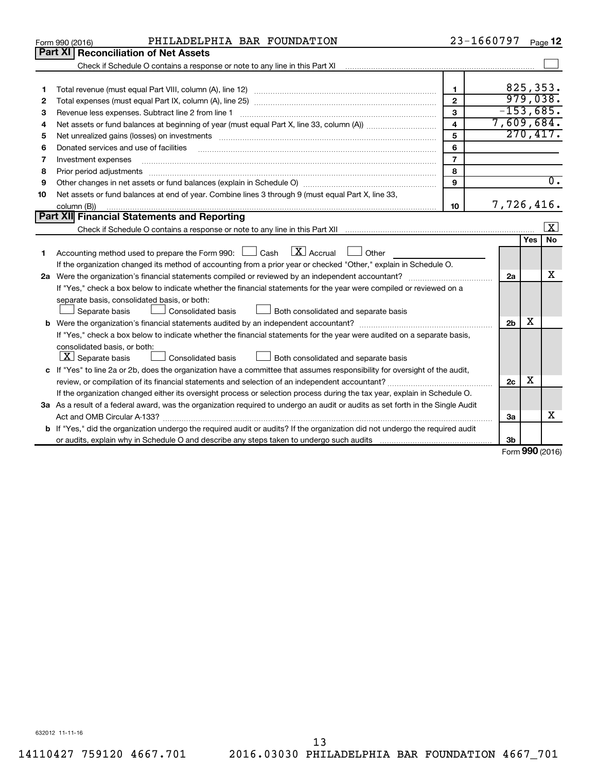Form 990 (2016) PHILADELPHIA BAR FOUNDATION 23-1660797 Page **12**

## Part XI Reconciliation of Net Assets

Check if Schedule O contains a response or note to any line in this Part XI ☐

| | | | |
|---|---|---|---|
| 1 | Total revenue (must equal Part VIII, column (A), line 12) | 1 | 825,353. |
| 2 | Total expenses (must equal Part IX, column (A), line 25) | 2 | 979,038. |
| 3 | Revenue less expenses. Subtract line 2 from line 1 | 3 | -153,685. |
| 4 | Net assets or fund balances at beginning of year (must equal Part X, line 33, column (A)) | 4 | 7,609,684. |
| 5 | Net unrealized gains (losses) on investments | 5 | 270,417. |
| 6 | Donated services and use of facilities | 6 | |
| 7 | Investment expenses | 7 | |
| 8 | Prior period adjustments | 8 | |
| 9 | Other changes in net assets or fund balances (explain in Schedule O) | 9 | 0. |
| 10 | Net assets or fund balances at end of year. Combine lines 3 through 9 (must equal Part X, line 33, column (B)) | 10 | 7,726,416. |

## Part XII Financial Statements and Reporting

Check if Schedule O contains a response or note to any line in this Part XII ☒

| | | | Yes | No |
|---|---|---|---|---|
| 1 | Accounting method used to prepare the Form 990: ☐ Cash ☒ Accrual ☐ Other<br>If the organization changed its method of accounting from a prior year or checked "Other," explain in Schedule O. | | | |
| 2a | Were the organization's financial statements compiled or reviewed by an independent accountant?<br>If "Yes," check a box below to indicate whether the financial statements for the year were compiled or reviewed on a separate basis, consolidated basis, or both:<br>☐ Separate basis ☐ Consolidated basis ☐ Both consolidated and separate basis | 2a | | X |
| b | Were the organization's financial statements audited by an independent accountant?<br>If "Yes," check a box below to indicate whether the financial statements for the year were audited on a separate basis, consolidated basis, or both:<br>☒ Separate basis ☐ Consolidated basis ☐ Both consolidated and separate basis | 2b | X | |
| c | If "Yes" to line 2a or 2b, does the organization have a committee that assumes responsibility for oversight of the audit, review, or compilation of its financial statements and selection of an independent accountant?<br>If the organization changed either its oversight process or selection process during the tax year, explain in Schedule O. | 2c | X | |
| 3a | As a result of a federal award, was the organization required to undergo an audit or audits as set forth in the Single Audit Act and OMB Circular A-133? | 3a | | X |
| b | If "Yes," did the organization undergo the required audit or audits? If the organization did not undergo the required audit or audits, explain why in Schedule O and describe any steps taken to undergo such audits | 3b | | |

Form **990** (2016)

632012 11-11-16

14110427 759120 4667.701 2016.03030 PHILADELPHIA BAR FOUNDATION 4667_701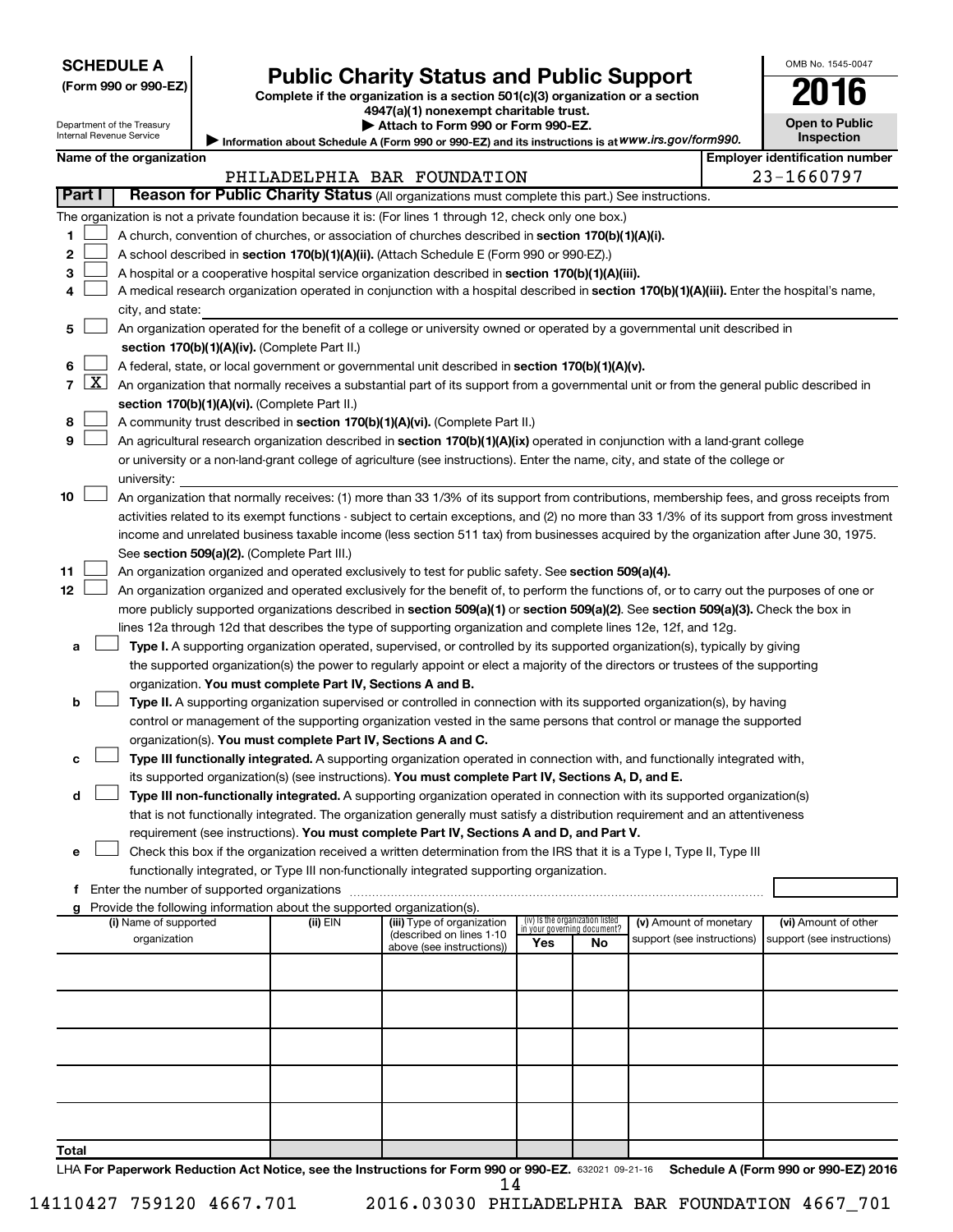**SCHEDULE A**
**(Form 990 or 990-EZ)**

Department of the Treasury
Internal Revenue Service

# Public Charity Status and Public Support

**Complete if the organization is a section 501(c)(3) organization or a section 4947(a)(1) nonexempt charitable trust.**
**▶ Attach to Form 990 or Form 990-EZ.**
**▶ Information about Schedule A (Form 990 or 990-EZ) and its instructions is at www.irs.gov/form990.**

OMB No. 1545-0047
**2016**
**Open to Public Inspection**

**Name of the organization:** PHILADELPHIA BAR FOUNDATION
**Employer identification number:** 23-1660797

## Part I — Reason for Public Charity Status (All organizations must complete this part.) See instructions.

The organization is not a private foundation because it is: (For lines 1 through 12, check only one box.)

1. [ ] A church, convention of churches, or association of churches described in **section 170(b)(1)(A)(i).**
2. [ ] A school described in **section 170(b)(1)(A)(ii).** (Attach Schedule E (Form 990 or 990-EZ).)
3. [ ] A hospital or a cooperative hospital service organization described in **section 170(b)(1)(A)(iii).**
4. [ ] A medical research organization operated in conjunction with a hospital described in **section 170(b)(1)(A)(iii).** Enter the hospital's name, city, and state:
5. [ ] An organization operated for the benefit of a college or university owned or operated by a governmental unit described in **section 170(b)(1)(A)(iv).** (Complete Part II.)
6. [ ] A federal, state, or local government or governmental unit described in **section 170(b)(1)(A)(v).**
7. [X] An organization that normally receives a substantial part of its support from a governmental unit or from the general public described in **section 170(b)(1)(A)(vi).** (Complete Part II.)
8. [ ] A community trust described in **section 170(b)(1)(A)(vi).** (Complete Part II.)
9. [ ] An agricultural research organization described in **section 170(b)(1)(A)(ix)** operated in conjunction with a land-grant college or university or a non-land-grant college of agriculture (see instructions). Enter the name, city, and state of the college or university:
10. [ ] An organization that normally receives: (1) more than 33 1/3% of its support from contributions, membership fees, and gross receipts from activities related to its exempt functions - subject to certain exceptions, and (2) no more than 33 1/3% of its support from gross investment income and unrelated business taxable income (less section 511 tax) from businesses acquired by the organization after June 30, 1975. See **section 509(a)(2).** (Complete Part III.)
11. [ ] An organization organized and operated exclusively to test for public safety. See **section 509(a)(4).**
12. [ ] An organization organized and operated exclusively for the benefit of, to perform the functions of, or to carry out the purposes of one or more publicly supported organizations described in **section 509(a)(1)** or **section 509(a)(2)**. See **section 509(a)(3).** Check the box in lines 12a through 12d that describes the type of supporting organization and complete lines 12e, 12f, and 12g.
   - **a** [ ] **Type I.** A supporting organization operated, supervised, or controlled by its supported organization(s), typically by giving the supported organization(s) the power to regularly appoint or elect a majority of the directors or trustees of the supporting organization. **You must complete Part IV, Sections A and B.**
   - **b** [ ] **Type II.** A supporting organization supervised or controlled in connection with its supported organization(s), by having control or management of the supporting organization vested in the same persons that control or manage the supported organization(s). **You must complete Part IV, Sections A and C.**
   - **c** [ ] **Type III functionally integrated.** A supporting organization operated in connection with, and functionally integrated with, its supported organization(s) (see instructions). **You must complete Part IV, Sections A, D, and E.**
   - **d** [ ] **Type III non-functionally integrated.** A supporting organization operated in connection with its supported organization(s) that is not functionally integrated. The organization generally must satisfy a distribution requirement and an attentiveness requirement (see instructions). **You must complete Part IV, Sections A and D, and Part V.**
   - **e** [ ] Check this box if the organization received a written determination from the IRS that it is a Type I, Type II, Type III functionally integrated, or Type III non-functionally integrated supporting organization.
   - **f** Enter the number of supported organizations
   - **g** Provide the following information about the supported organization(s).

| (i) Name of supported organization | (ii) EIN | (iii) Type of organization (described on lines 1-10 above (see instructions)) | (iv) Is the organization listed in your governing document? Yes | No | (v) Amount of monetary support (see instructions) | (vi) Amount of other support (see instructions) |
|---|---|---|---|---|---|---|
| | | | | | | |
| | | | | | | |
| | | | | | | |
| | | | | | | |
| | | | | | | |
| **Total** | | | | | | |

LHA **For Paperwork Reduction Act Notice, see the Instructions for Form 990 or 990-EZ.** 632021 09-21-16 **Schedule A (Form 990 or 990-EZ) 2016**

14110427 759120 4667.701 2016.03030 PHILADELPHIA BAR FOUNDATION 4667_701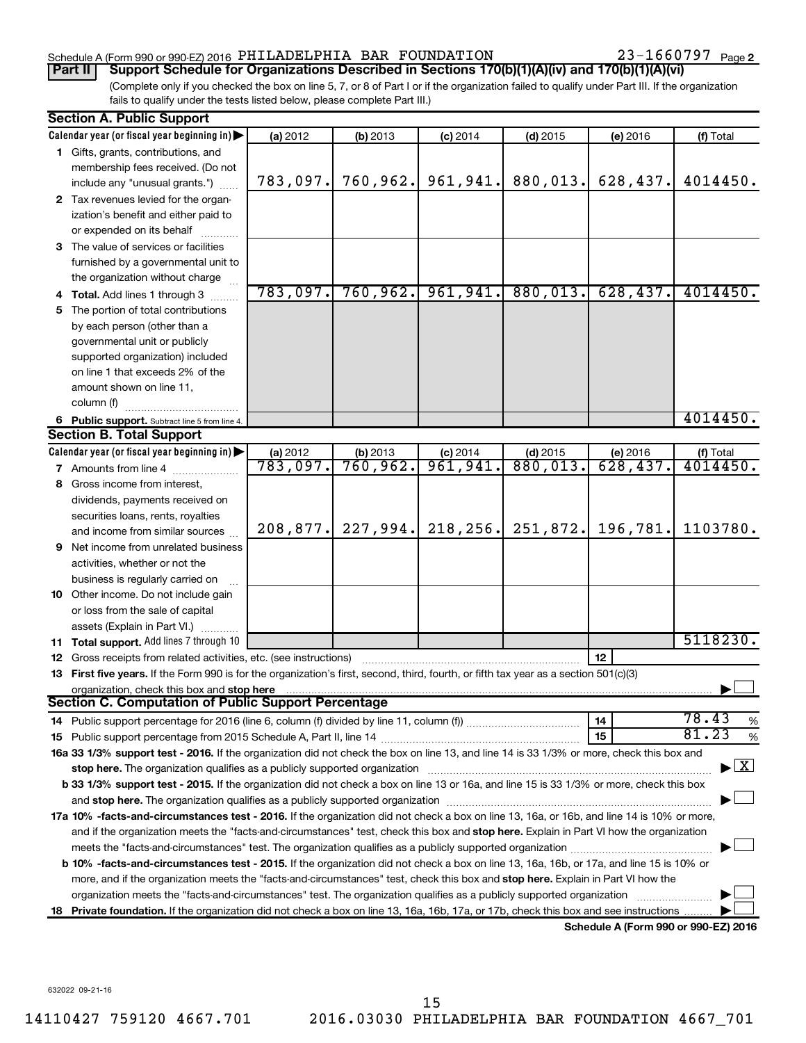Schedule A (Form 990 or 990-EZ) 2016 PHILADELPHIA BAR FOUNDATION 23-1660797 Page 2

**Part II Support Schedule for Organizations Described in Sections 170(b)(1)(A)(iv) and 170(b)(1)(A)(vi)**

(Complete only if you checked the box on line 5, 7, or 8 of Part I or if the organization failed to qualify under Part III. If the organization fails to qualify under the tests listed below, please complete Part III.)

## Section A. Public Support

| Calendar year (or fiscal year beginning in) | (a) 2012 | (b) 2013 | (c) 2014 | (d) 2015 | (e) 2016 | (f) Total |
|---|---|---|---|---|---|---|
| 1 Gifts, grants, contributions, and membership fees received. (Do not include any "unusual grants.") | 783,097. | 760,962. | 961,941. | 880,013. | 628,437. | 4014450. |
| 2 Tax revenues levied for the organization's benefit and either paid to or expended on its behalf | | | | | | |
| 3 The value of services or facilities furnished by a governmental unit to the organization without charge | | | | | | |
| 4 Total. Add lines 1 through 3 | 783,097. | 760,962. | 961,941. | 880,013. | 628,437. | 4014450. |
| 5 The portion of total contributions by each person (other than a governmental unit or publicly supported organization) included on line 1 that exceeds 2% of the amount shown on line 11, column (f) | | | | | | |
| 6 Public support. Subtract line 5 from line 4. | | | | | | 4014450. |

## Section B. Total Support

| Calendar year (or fiscal year beginning in) | (a) 2012 | (b) 2013 | (c) 2014 | (d) 2015 | (e) 2016 | (f) Total |
|---|---|---|---|---|---|---|
| 7 Amounts from line 4 | 783,097. | 760,962. | 961,941. | 880,013. | 628,437. | 4014450. |
| 8 Gross income from interest, dividends, payments received on securities loans, rents, royalties and income from similar sources | 208,877. | 227,994. | 218,256. | 251,872. | 196,781. | 1103780. |
| 9 Net income from unrelated business activities, whether or not the business is regularly carried on | | | | | | |
| 10 Other income. Do not include gain or loss from the sale of capital assets (Explain in Part VI.) | | | | | | |
| 11 Total support. Add lines 7 through 10 | | | | | | 5118230. |

12 Gross receipts from related activities, etc. (see instructions) | 12 |

13 **First five years.** If the Form 990 is for the organization's first, second, third, fourth, or fifth tax year as a section 501(c)(3) organization, check this box and **stop here** ☐

## Section C. Computation of Public Support Percentage

14 Public support percentage for 2016 (line 6, column (f) divided by line 11, column (f)) | 14 | 78.43 %

15 Public support percentage from 2015 Schedule A, Part II, line 14 | 15 | 81.23 %

**16a 33 1/3% support test - 2016.** If the organization did not check the box on line 13, and line 14 is 33 1/3% or more, check this box and **stop here.** The organization qualifies as a publicly supported organization ☒

**b 33 1/3% support test - 2015.** If the organization did not check a box on line 13 or 16a, and line 15 is 33 1/3% or more, check this box and **stop here.** The organization qualifies as a publicly supported organization ☐

**17a 10% -facts-and-circumstances test - 2016.** If the organization did not check a box on line 13, 16a, or 16b, and line 14 is 10% or more, and if the organization meets the "facts-and-circumstances" test, check this box and **stop here.** Explain in Part VI how the organization meets the "facts-and-circumstances" test. The organization qualifies as a publicly supported organization ☐

**b 10% -facts-and-circumstances test - 2015.** If the organization did not check a box on line 13, 16a, 16b, or 17a, and line 15 is 10% or more, and if the organization meets the "facts-and-circumstances" test, check this box and **stop here.** Explain in Part VI how the organization meets the "facts-and-circumstances" test. The organization qualifies as a publicly supported organization ☐

**18 Private foundation.** If the organization did not check a box on line 13, 16a, 16b, 17a, or 17b, check this box and see instructions ☐

**Schedule A (Form 990 or 990-EZ) 2016**

632022 09-21-16

14110427 759120 4667.701 2016.03030 PHILADELPHIA BAR FOUNDATION 4667_701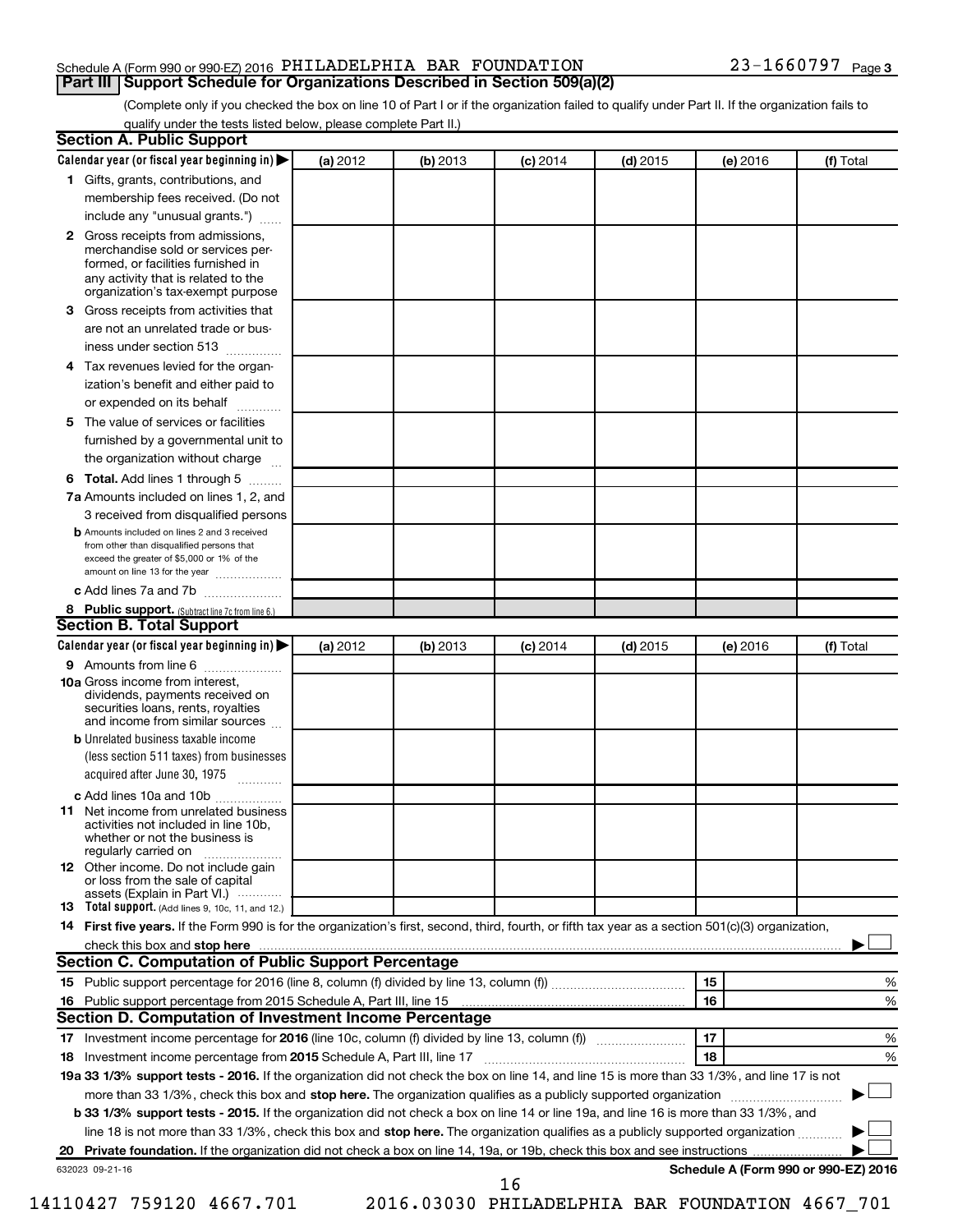Schedule A (Form 990 or 990-EZ) 2016 PHILADELPHIA BAR FOUNDATION 23-1660797 Page 3

## Part III Support Schedule for Organizations Described in Section 509(a)(2)

(Complete only if you checked the box on line 10 of Part I or if the organization failed to qualify under Part II. If the organization fails to qualify under the tests listed below, please complete Part II.)

### Section A. Public Support

| Calendar year (or fiscal year beginning in) ▶ | (a) 2012 | (b) 2013 | (c) 2014 | (d) 2015 | (e) 2016 | (f) Total |
|---|---|---|---|---|---|---|
| **1** Gifts, grants, contributions, and membership fees received. (Do not include any "unusual grants.") | | | | | | |
| **2** Gross receipts from admissions, merchandise sold or services performed, or facilities furnished in any activity that is related to the organization's tax-exempt purpose | | | | | | |
| **3** Gross receipts from activities that are not an unrelated trade or business under section 513 | | | | | | |
| **4** Tax revenues levied for the organization's benefit and either paid to or expended on its behalf | | | | | | |
| **5** The value of services or facilities furnished by a governmental unit to the organization without charge | | | | | | |
| **6 Total.** Add lines 1 through 5 | | | | | | |
| **7a** Amounts included on lines 1, 2, and 3 received from disqualified persons | | | | | | |
| **b** Amounts included on lines 2 and 3 received from other than disqualified persons that exceed the greater of $5,000 or 1% of the amount on line 13 for the year | | | | | | |
| **c** Add lines 7a and 7b | | | | | | |
| **8 Public support.** (Subtract line 7c from line 6.) | | | | | | |

### Section B. Total Support

| Calendar year (or fiscal year beginning in) ▶ | (a) 2012 | (b) 2013 | (c) 2014 | (d) 2015 | (e) 2016 | (f) Total |
|---|---|---|---|---|---|---|
| **9** Amounts from line 6 | | | | | | |
| **10a** Gross income from interest, dividends, payments received on securities loans, rents, royalties and income from similar sources | | | | | | |
| **b** Unrelated business taxable income (less section 511 taxes) from businesses acquired after June 30, 1975 | | | | | | |
| **c** Add lines 10a and 10b | | | | | | |
| **11** Net income from unrelated business activities not included in line 10b, whether or not the business is regularly carried on | | | | | | |
| **12** Other income. Do not include gain or loss from the sale of capital assets (Explain in Part VI.) | | | | | | |
| **13 Total support.** (Add lines 9, 10c, 11, and 12.) | | | | | | |

**14 First five years.** If the Form 990 is for the organization's first, second, third, fourth, or fifth tax year as a section 501(c)(3) organization, check this box and **stop here** ▶ ☐

### Section C. Computation of Public Support Percentage

| | | | |
|---|---|---|---|
| **15** | Public support percentage for 2016 (line 8, column (f) divided by line 13, column (f)) | 15 | % |
| **16** | Public support percentage from 2015 Schedule A, Part III, line 15 | 16 | % |

### Section D. Computation of Investment Income Percentage

| | | | |
|---|---|---|---|
| **17** | Investment income percentage for **2016** (line 10c, column (f) divided by line 13, column (f)) | 17 | % |
| **18** | Investment income percentage from **2015** Schedule A, Part III, line 17 | 18 | % |

**19a 33 1/3% support tests - 2016.** If the organization did not check the box on line 14, and line 15 is more than 33 1/3%, and line 17 is not more than 33 1/3%, check this box and **stop here.** The organization qualifies as a publicly supported organization ▶ ☐

**b 33 1/3% support tests - 2015.** If the organization did not check a box on line 14 or line 19a, and line 16 is more than 33 1/3%, and line 18 is not more than 33 1/3%, check this box and **stop here.** The organization qualifies as a publicly supported organization ▶ ☐

**20 Private foundation.** If the organization did not check a box on line 14, 19a, or 19b, check this box and see instructions ▶ ☐

632023 09-21-16 **Schedule A (Form 990 or 990-EZ) 2016**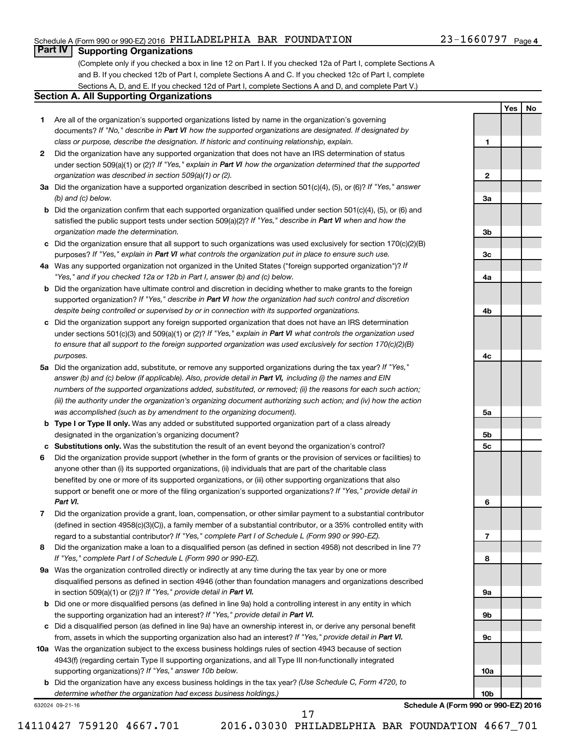## Part IV Supporting Organizations

(Complete only if you checked a box in line 12 on Part I. If you checked 12a of Part I, complete Sections A and B. If you checked 12b of Part I, complete Sections A and C. If you checked 12c of Part I, complete Sections A, D, and E. If you checked 12d of Part I, complete Sections A and D, and complete Part V.)

### Section A. All Supporting Organizations

| | | | Yes | No |
|---|---|---|---|---|
| **1** | Are all of the organization's supported organizations listed by name in the organization's governing documents? *If "No," describe in **Part VI** how the supported organizations are designated. If designated by class or purpose, describe the designation. If historic and continuing relationship, explain.* | 1 | | |
| **2** | Did the organization have any supported organization that does not have an IRS determination of status under section 509(a)(1) or (2)? *If "Yes," explain in **Part VI** how the organization determined that the supported organization was described in section 509(a)(1) or (2).* | 2 | | |
| **3a** | Did the organization have a supported organization described in section 501(c)(4), (5), or (6)? *If "Yes," answer (b) and (c) below.* | 3a | | |
| **b** | Did the organization confirm that each supported organization qualified under section 501(c)(4), (5), or (6) and satisfied the public support tests under section 509(a)(2)? *If "Yes," describe in **Part VI** when and how the organization made the determination.* | 3b | | |
| **c** | Did the organization ensure that all support to such organizations was used exclusively for section 170(c)(2)(B) purposes? *If "Yes," explain in **Part VI** what controls the organization put in place to ensure such use.* | 3c | | |
| **4a** | Was any supported organization not organized in the United States ("foreign supported organization")? *If "Yes," and if you checked 12a or 12b in Part I, answer (b) and (c) below.* | 4a | | |
| **b** | Did the organization have ultimate control and discretion in deciding whether to make grants to the foreign supported organization? *If "Yes," describe in **Part VI** how the organization had such control and discretion despite being controlled or supervised by or in connection with its supported organizations.* | 4b | | |
| **c** | Did the organization support any foreign supported organization that does not have an IRS determination under sections 501(c)(3) and 509(a)(1) or (2)? *If "Yes," explain in **Part VI** what controls the organization used to ensure that all support to the foreign supported organization was used exclusively for section 170(c)(2)(B) purposes.* | 4c | | |
| **5a** | Did the organization add, substitute, or remove any supported organizations during the tax year? *If "Yes," answer (b) and (c) below (if applicable). Also, provide detail in **Part VI,** including (i) the names and EIN numbers of the supported organizations added, substituted, or removed; (ii) the reasons for each such action; (iii) the authority under the organization's organizing document authorizing such action; and (iv) how the action was accomplished (such as by amendment to the organizing document).* | 5a | | |
| **b** | **Type I or Type II only.** Was any added or substituted supported organization part of a class already designated in the organization's organizing document? | 5b | | |
| **c** | **Substitutions only.** Was the substitution the result of an event beyond the organization's control? | 5c | | |
| **6** | Did the organization provide support (whether in the form of grants or the provision of services or facilities) to anyone other than (i) its supported organizations, (ii) individuals that are part of the charitable class benefited by one or more of its supported organizations, or (iii) other supporting organizations that also support or benefit one or more of the filing organization's supported organizations? *If "Yes," provide detail in **Part VI.*** | 6 | | |
| **7** | Did the organization provide a grant, loan, compensation, or other similar payment to a substantial contributor (defined in section 4958(c)(3)(C)), a family member of a substantial contributor, or a 35% controlled entity with regard to a substantial contributor? *If "Yes," complete Part I of Schedule L (Form 990 or 990-EZ).* | 7 | | |
| **8** | Did the organization make a loan to a disqualified person (as defined in section 4958) not described in line 7? *If "Yes," complete Part I of Schedule L (Form 990 or 990-EZ).* | 8 | | |
| **9a** | Was the organization controlled directly or indirectly at any time during the tax year by one or more disqualified persons as defined in section 4946 (other than foundation managers and organizations described in section 509(a)(1) or (2))? *If "Yes," provide detail in **Part VI.*** | 9a | | |
| **b** | Did one or more disqualified persons (as defined in line 9a) hold a controlling interest in any entity in which the supporting organization had an interest? *If "Yes," provide detail in **Part VI.*** | 9b | | |
| **c** | Did a disqualified person (as defined in line 9a) have an ownership interest in, or derive any personal benefit from, assets in which the supporting organization also had an interest? *If "Yes," provide detail in **Part VI.*** | 9c | | |
| **10a** | Was the organization subject to the excess business holdings rules of section 4943 because of section 4943(f) (regarding certain Type II supporting organizations, and all Type III non-functionally integrated supporting organizations)? *If "Yes," answer 10b below.* | 10a | | |
| **b** | Did the organization have any excess business holdings in the tax year? *(Use Schedule C, Form 4720, to determine whether the organization had excess business holdings.)* | 10b | | |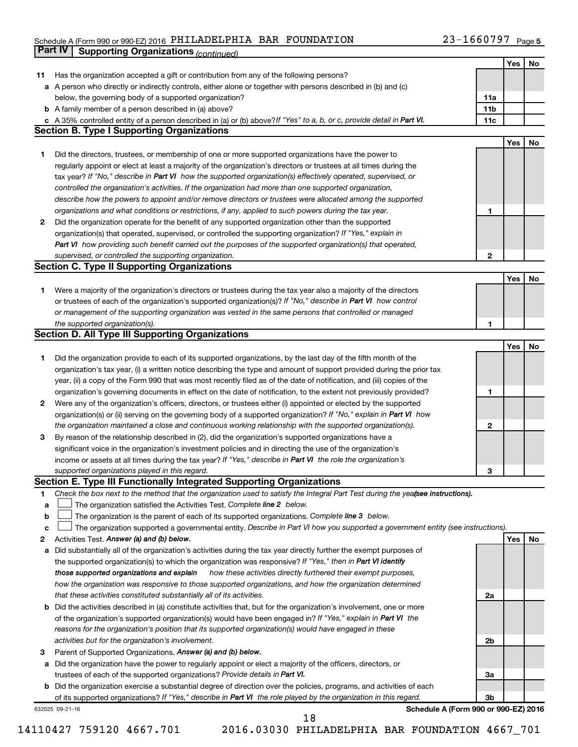Schedule A (Form 990 or 990-EZ) 2016 PHILADELPHIA BAR FOUNDATION 23-1660797 Page 5

**Part IV | Supporting Organizations** *(continued)*

| | | | Yes | No |
|---|---|---|---|---|
| **11** | Has the organization accepted a gift or contribution from any of the following persons? | | | |
| **a** | A person who directly or indirectly controls, either alone or together with persons described in (b) and (c) below, the governing body of a supported organization? | **11a** | | |
| **b** | A family member of a person described in (a) above? | **11b** | | |
| **c** | A 35% controlled entity of a person described in (a) or (b) above? *If "Yes" to a, b, or c, provide detail in* ***Part VI.*** | **11c** | | |

**Section B. Type I Supporting Organizations**

| | | | Yes | No |
|---|---|---|---|---|
| **1** | Did the directors, trustees, or membership of one or more supported organizations have the power to regularly appoint or elect at least a majority of the organization's directors or trustees at all times during the tax year? *If "No," describe in* ***Part VI*** *how the supported organization(s) effectively operated, supervised, or controlled the organization's activities. If the organization had more than one supported organization, describe how the powers to appoint and/or remove directors or trustees were allocated among the supported organizations and what conditions or restrictions, if any, applied to such powers during the tax year.* | **1** | | |
| **2** | Did the organization operate for the benefit of any supported organization other than the supported organization(s) that operated, supervised, or controlled the supporting organization? *If "Yes," explain in* ***Part VI*** *how providing such benefit carried out the purposes of the supported organization(s) that operated, supervised, or controlled the supporting organization.* | **2** | | |

**Section C. Type II Supporting Organizations**

| | | | Yes | No |
|---|---|---|---|---|
| **1** | Were a majority of the organization's directors or trustees during the tax year also a majority of the directors or trustees of each of the organization's supported organization(s)? *If "No," describe in* ***Part VI*** *how control or management of the supporting organization was vested in the same persons that controlled or managed the supported organization(s).* | **1** | | |

**Section D. All Type III Supporting Organizations**

| | | | Yes | No |
|---|---|---|---|---|
| **1** | Did the organization provide to each of its supported organizations, by the last day of the fifth month of the organization's tax year, (i) a written notice describing the type and amount of support provided during the prior tax year, (ii) a copy of the Form 990 that was most recently filed as of the date of notification, and (iii) copies of the organization's governing documents in effect on the date of notification, to the extent not previously provided? | **1** | | |
| **2** | Were any of the organization's officers, directors, or trustees either (i) appointed or elected by the supported organization(s) or (ii) serving on the governing body of a supported organization? *If "No," explain in* ***Part VI*** *how the organization maintained a close and continuous working relationship with the supported organization(s).* | **2** | | |
| **3** | By reason of the relationship described in (2), did the organization's supported organizations have a significant voice in the organization's investment policies and in directing the use of the organization's income or assets at all times during the tax year? *If "Yes," describe in* ***Part VI*** *the role the organization's supported organizations played in this regard.* | **3** | | |

**Section E. Type III Functionally Integrated Supporting Organizations**

**1** *Check the box next to the method that the organization used to satisfy the Integral Part Test during the year* ***(see instructions).***

- **a** ☐ The organization satisfied the Activities Test. *Complete* ***line 2*** *below.*
- **b** ☐ The organization is the parent of each of its supported organizations. *Complete* ***line 3*** *below.*
- **c** ☐ The organization supported a governmental entity. *Describe in Part VI how you supported a government entity (see instructions).*

| | | | Yes | No |
|---|---|---|---|---|
| **2** | Activities Test. ***Answer (a) and (b) below.*** | | | |
| **a** | Did substantially all of the organization's activities during the tax year directly further the exempt purposes of the supported organization(s) to which the organization was responsive? *If "Yes," then in* ***Part VI identify those supported organizations and explain*** *how these activities directly furthered their exempt purposes, how the organization was responsive to those supported organizations, and how the organization determined that these activities constituted substantially all of its activities.* | **2a** | | |
| **b** | Did the activities described in (a) constitute activities that, but for the organization's involvement, one or more of the organization's supported organization(s) would have been engaged in? *If "Yes," explain in* ***Part VI*** *the reasons for the organization's position that its supported organization(s) would have engaged in these activities but for the organization's involvement.* | **2b** | | |
| **3** | Parent of Supported Organizations. ***Answer (a) and (b) below.*** | | | |
| **a** | Did the organization have the power to regularly appoint or elect a majority of the officers, directors, or trustees of each of the supported organizations? *Provide details in* ***Part VI.*** | **3a** | | |
| **b** | Did the organization exercise a substantial degree of direction over the policies, programs, and activities of each of its supported organizations? *If "Yes," describe in* ***Part VI*** *the role played by the organization in this regard.* | **3b** | | |

632025 09-21-16 **Schedule A (Form 990 or 990-EZ) 2016**

18

14110427 759120 4667.701 2016.03030 PHILADELPHIA BAR FOUNDATION 4667_701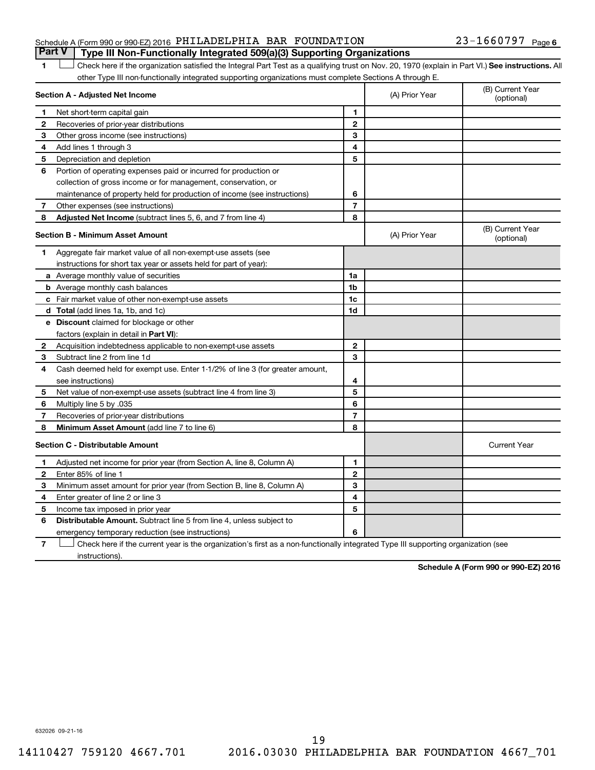Schedule A (Form 990 or 990-EZ) 2016 PHILADELPHIA BAR FOUNDATION 23-1660797 Page 6

## Part V | Type III Non-Functionally Integrated 509(a)(3) Supporting Organizations

1 ☐ Check here if the organization satisfied the Integral Part Test as a qualifying trust on Nov. 20, 1970 (explain in Part VI.) **See instructions.** All other Type III non-functionally integrated supporting organizations must complete Sections A through E.

| Section A - Adjusted Net Income | | | (A) Prior Year | (B) Current Year (optional) |
|---|---|---|---|---|
| 1 | Net short-term capital gain | 1 | | |
| 2 | Recoveries of prior-year distributions | 2 | | |
| 3 | Other gross income (see instructions) | 3 | | |
| 4 | Add lines 1 through 3 | 4 | | |
| 5 | Depreciation and depletion | 5 | | |
| 6 | Portion of operating expenses paid or incurred for production or collection of gross income or for management, conservation, or maintenance of property held for production of income (see instructions) | 6 | | |
| 7 | Other expenses (see instructions) | 7 | | |
| 8 | **Adjusted Net Income** (subtract lines 5, 6, and 7 from line 4) | 8 | | |

| Section B - Minimum Asset Amount | | | (A) Prior Year | (B) Current Year (optional) |
|---|---|---|---|---|
| 1 | Aggregate fair market value of all non-exempt-use assets (see instructions for short tax year or assets held for part of year): | | | |
| a | Average monthly value of securities | 1a | | |
| b | Average monthly cash balances | 1b | | |
| c | Fair market value of other non-exempt-use assets | 1c | | |
| d | **Total** (add lines 1a, 1b, and 1c) | 1d | | |
| e | **Discount** claimed for blockage or other factors (explain in detail in **Part VI**): | | | |
| 2 | Acquisition indebtedness applicable to non-exempt-use assets | 2 | | |
| 3 | Subtract line 2 from line 1d | 3 | | |
| 4 | Cash deemed held for exempt use. Enter 1-1/2% of line 3 (for greater amount, see instructions) | 4 | | |
| 5 | Net value of non-exempt-use assets (subtract line 4 from line 3) | 5 | | |
| 6 | Multiply line 5 by .035 | 6 | | |
| 7 | Recoveries of prior-year distributions | 7 | | |
| 8 | **Minimum Asset Amount** (add line 7 to line 6) | 8 | | |

| Section C - Distributable Amount | | | | Current Year |
|---|---|---|---|---|
| 1 | Adjusted net income for prior year (from Section A, line 8, Column A) | 1 | | |
| 2 | Enter 85% of line 1 | 2 | | |
| 3 | Minimum asset amount for prior year (from Section B, line 8, Column A) | 3 | | |
| 4 | Enter greater of line 2 or line 3 | 4 | | |
| 5 | Income tax imposed in prior year | 5 | | |
| 6 | **Distributable Amount.** Subtract line 5 from line 4, unless subject to emergency temporary reduction (see instructions) | 6 | | |

7 ☐ Check here if the current year is the organization's first as a non-functionally integrated Type III supporting organization (see instructions).

**Schedule A (Form 990 or 990-EZ) 2016**

632026 09-21-16

14110427 759120 4667.701 2016.03030 PHILADELPHIA BAR FOUNDATION 4667_701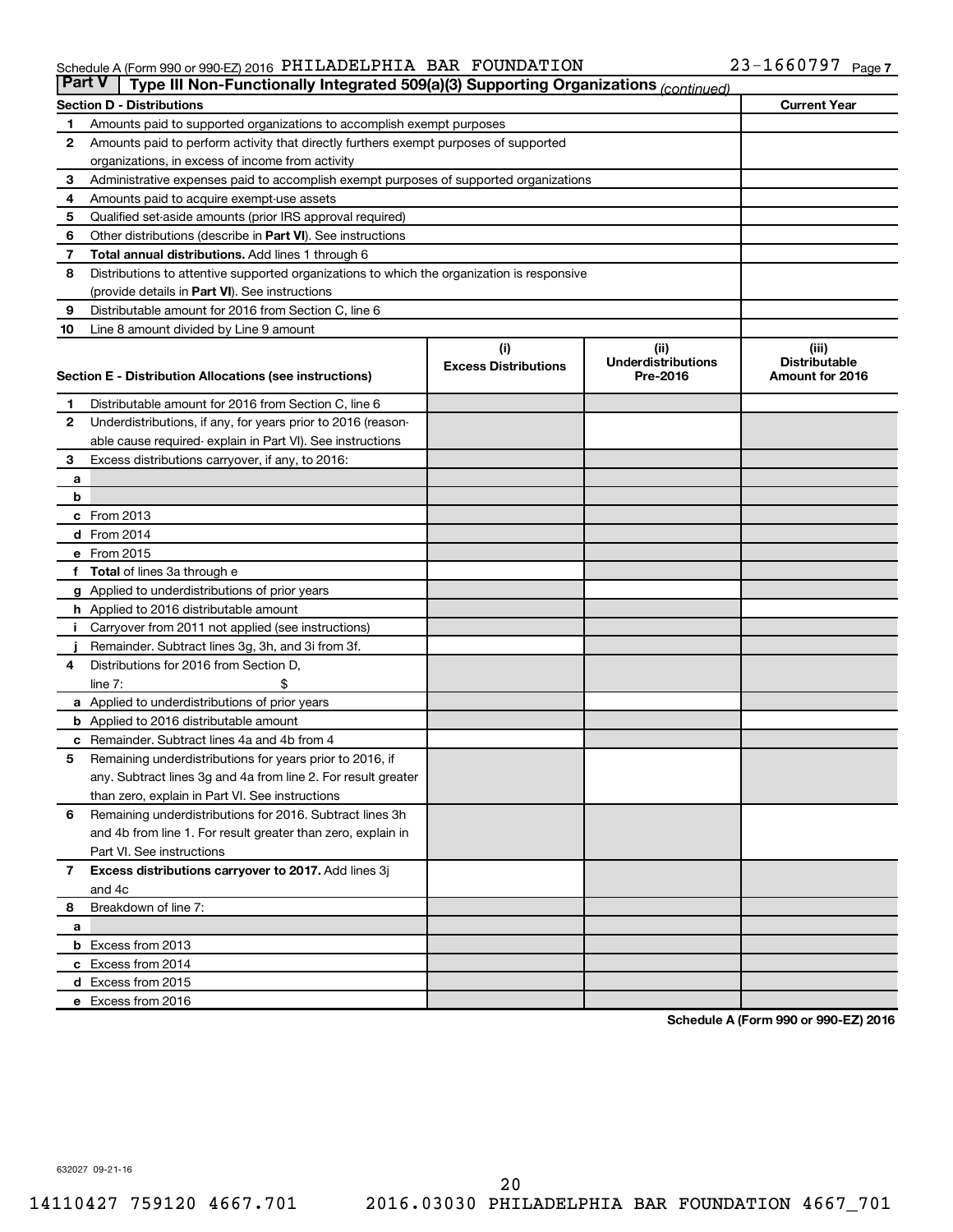Schedule A (Form 990 or 990-EZ) 2016 PHILADELPHIA BAR FOUNDATION 23-1660797 Page 7

## Part V Type III Non-Functionally Integrated 509(a)(3) Supporting Organizations *(continued)*

| Section D - Distributions | | Current Year |
|---|---|---|
| 1 | Amounts paid to supported organizations to accomplish exempt purposes | |
| 2 | Amounts paid to perform activity that directly furthers exempt purposes of supported organizations, in excess of income from activity | |
| 3 | Administrative expenses paid to accomplish exempt purposes of supported organizations | |
| 4 | Amounts paid to acquire exempt-use assets | |
| 5 | Qualified set-aside amounts (prior IRS approval required) | |
| 6 | Other distributions (describe in **Part VI**). See instructions | |
| 7 | **Total annual distributions.** Add lines 1 through 6 | |
| 8 | Distributions to attentive supported organizations to which the organization is responsive (provide details in **Part VI**). See instructions | |
| 9 | Distributable amount for 2016 from Section C, line 6 | |
| 10 | Line 8 amount divided by Line 9 amount | |

| Section E - Distribution Allocations (see instructions) | (i) Excess Distributions | (ii) Underdistributions Pre-2016 | (iii) Distributable Amount for 2016 |
|---|---|---|---|
| 1 Distributable amount for 2016 from Section C, line 6 | | | |
| 2 Underdistributions, if any, for years prior to 2016 (reasonable cause required- explain in Part VI). See instructions | | | |
| 3 Excess distributions carryover, if any, to 2016: | | | |
| a | | | |
| b | | | |
| c From 2013 | | | |
| d From 2014 | | | |
| e From 2015 | | | |
| f **Total** of lines 3a through e | | | |
| g Applied to underdistributions of prior years | | | |
| h Applied to 2016 distributable amount | | | |
| i Carryover from 2011 not applied (see instructions) | | | |
| j Remainder. Subtract lines 3g, 3h, and 3i from 3f. | | | |
| 4 Distributions for 2016 from Section D, line 7: $ | | | |
| a Applied to underdistributions of prior years | | | |
| b Applied to 2016 distributable amount | | | |
| c Remainder. Subtract lines 4a and 4b from 4 | | | |
| 5 Remaining underdistributions for years prior to 2016, if any. Subtract lines 3g and 4a from line 2. For result greater than zero, explain in Part VI. See instructions | | | |
| 6 Remaining underdistributions for 2016. Subtract lines 3h and 4b from line 1. For result greater than zero, explain in Part VI. See instructions | | | |
| 7 **Excess distributions carryover to 2017.** Add lines 3j and 4c | | | |
| 8 Breakdown of line 7: | | | |
| a | | | |
| b Excess from 2013 | | | |
| c Excess from 2014 | | | |
| d Excess from 2015 | | | |
| e Excess from 2016 | | | |

**Schedule A (Form 990 or 990-EZ) 2016**

632027 09-21-16

14110427 759120 4667.701 2016.03030 PHILADELPHIA BAR FOUNDATION 4667_701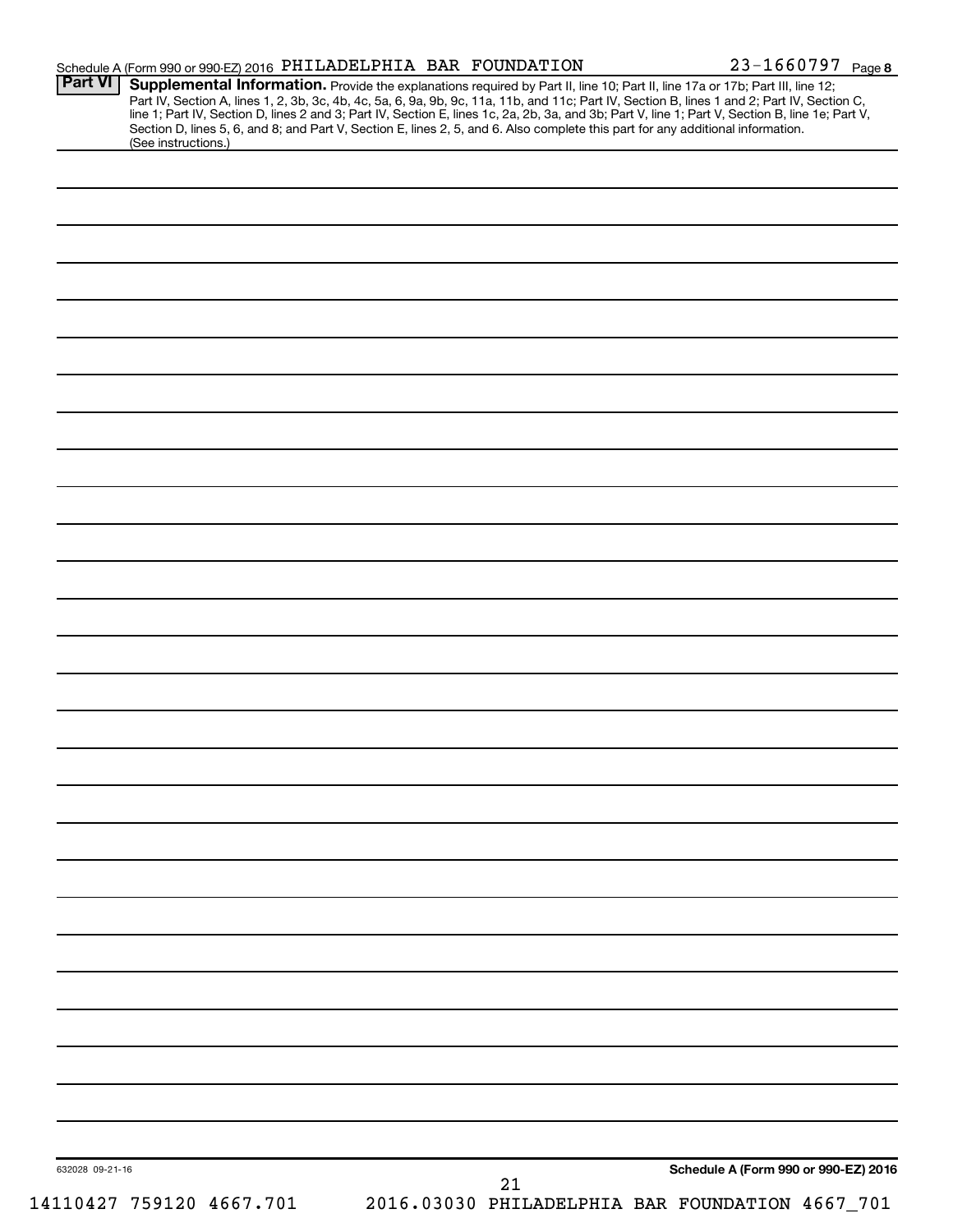Schedule A (Form 990 or 990-EZ) 2016 PHILADELPHIA BAR FOUNDATION 23-1660797 Page 8

**Part VI** **Supplemental Information.** Provide the explanations required by Part II, line 10; Part II, line 17a or 17b; Part III, line 12; Part IV, Section A, lines 1, 2, 3b, 3c, 4b, 4c, 5a, 6, 9a, 9b, 9c, 11a, 11b, and 11c; Part IV, Section B, lines 1 and 2; Part IV, Section C, line 1; Part IV, Section D, lines 2 and 3; Part IV, Section E, lines 1c, 2a, 2b, 3a, and 3b; Part V, line 1; Part V, Section B, line 1e; Part V, Section D, lines 5, 6, and 8; and Part V, Section E, lines 2, 5, and 6. Also complete this part for any additional information. (See instructions.)

632028 09-21-16

**Schedule A (Form 990 or 990-EZ) 2016**

14110427 759120 4667.701 2016.03030 PHILADELPHIA BAR FOUNDATION 4667_701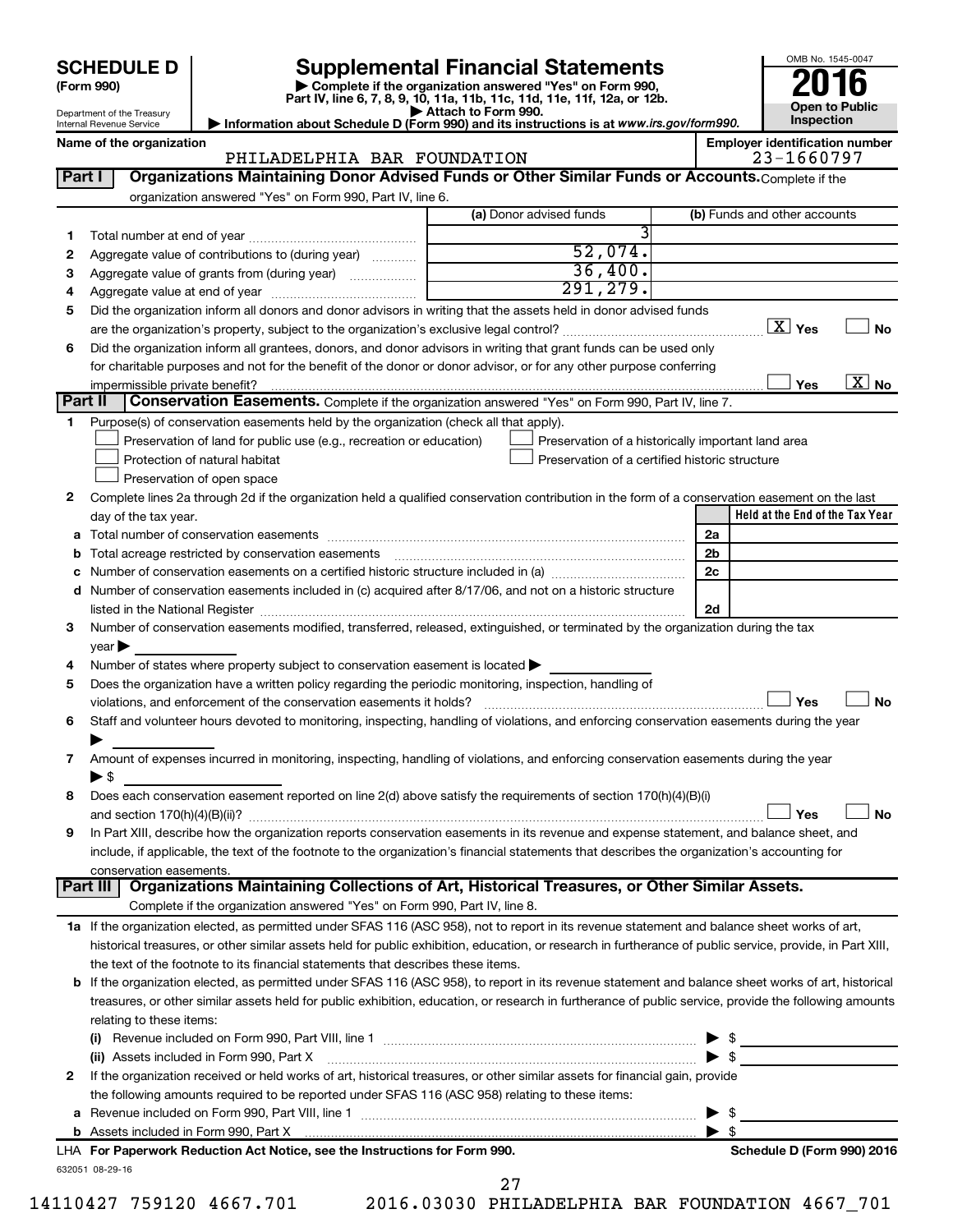# SCHEDULE D (Form 990)

Department of the Treasury
Internal Revenue Service

## Supplemental Financial Statements

▶ Complete if the organization answered "Yes" on Form 990, Part IV, line 6, 7, 8, 9, 10, 11a, 11b, 11c, 11d, 11e, 11f, 12a, or 12b.
▶ Attach to Form 990.
▶ Information about Schedule D (Form 990) and its instructions is at www.irs.gov/form990.

OMB No. 1545-0047
**2016**
**Open to Public Inspection**

**Name of the organization:** PHILADELPHIA BAR FOUNDATION
**Employer identification number:** 23-1660797

### Part I — Organizations Maintaining Donor Advised Funds or Other Similar Funds or Accounts.

Complete if the organization answered "Yes" on Form 990, Part IV, line 6.

| | | (a) Donor advised funds | (b) Funds and other accounts |
|---|---|---|---|
| 1 | Total number at end of year | 3 | |
| 2 | Aggregate value of contributions to (during year) | 52,074. | |
| 3 | Aggregate value of grants from (during year) | 36,400. | |
| 4 | Aggregate value at end of year | 291,279. | |

5 Did the organization inform all donors and donor advisors in writing that the assets held in donor advised funds are the organization's property, subject to the organization's exclusive legal control? **[X] Yes** [ ] No

6 Did the organization inform all grantees, donors, and donor advisors in writing that grant funds can be used only for charitable purposes and not for the benefit of the donor or donor advisor, or for any other purpose conferring impermissible private benefit? [ ] Yes **[X] No**

### Part II — Conservation Easements.

Complete if the organization answered "Yes" on Form 990, Part IV, line 7.

1 Purpose(s) of conservation easements held by the organization (check all that apply).

- [ ] Preservation of land for public use (e.g., recreation or education)
- [ ] Protection of natural habitat
- [ ] Preservation of open space
- [ ] Preservation of a historically important land area
- [ ] Preservation of a certified historic structure

2 Complete lines 2a through 2d if the organization held a qualified conservation contribution in the form of a conservation easement on the last day of the tax year.

| | | | Held at the End of the Tax Year |
|---|---|---|---|
| a | Total number of conservation easements | 2a | |
| b | Total acreage restricted by conservation easements | 2b | |
| c | Number of conservation easements on a certified historic structure included in (a) | 2c | |
| d | Number of conservation easements included in (c) acquired after 8/17/06, and not on a historic structure listed in the National Register | 2d | |

3 Number of conservation easements modified, transferred, released, extinguished, or terminated by the organization during the tax year ▶

4 Number of states where property subject to conservation easement is located ▶

5 Does the organization have a written policy regarding the periodic monitoring, inspection, handling of violations, and enforcement of the conservation easements it holds? [ ] Yes [ ] No

6 Staff and volunteer hours devoted to monitoring, inspecting, handling of violations, and enforcing conservation easements during the year ▶

7 Amount of expenses incurred in monitoring, inspecting, handling of violations, and enforcing conservation easements during the year ▶ $

8 Does each conservation easement reported on line 2(d) above satisfy the requirements of section 170(h)(4)(B)(i) and section 170(h)(4)(B)(ii)? [ ] Yes [ ] No

9 In Part XIII, describe how the organization reports conservation easements in its revenue and expense statement, and balance sheet, and include, if applicable, the text of the footnote to the organization's financial statements that describes the organization's accounting for conservation easements.

### Part III — Organizations Maintaining Collections of Art, Historical Treasures, or Other Similar Assets.

Complete if the organization answered "Yes" on Form 990, Part IV, line 8.

1a If the organization elected, as permitted under SFAS 116 (ASC 958), not to report in its revenue statement and balance sheet works of art, historical treasures, or other similar assets held for public exhibition, education, or research in furtherance of public service, provide, in Part XIII, the text of the footnote to its financial statements that describes these items.

b If the organization elected, as permitted under SFAS 116 (ASC 958), to report in its revenue statement and balance sheet works of art, historical treasures, or other similar assets held for public exhibition, education, or research in furtherance of public service, provide the following amounts relating to these items:

(i) Revenue included on Form 990, Part VIII, line 1 ▶ $

(ii) Assets included in Form 990, Part X ▶ $

2 If the organization received or held works of art, historical treasures, or other similar assets for financial gain, provide the following amounts required to be reported under SFAS 116 (ASC 958) relating to these items:

a Revenue included on Form 990, Part VIII, line 1 ▶ $

b Assets included in Form 990, Part X ▶ $

**LHA For Paperwork Reduction Act Notice, see the Instructions for Form 990.** **Schedule D (Form 990) 2016**

632051 08-29-16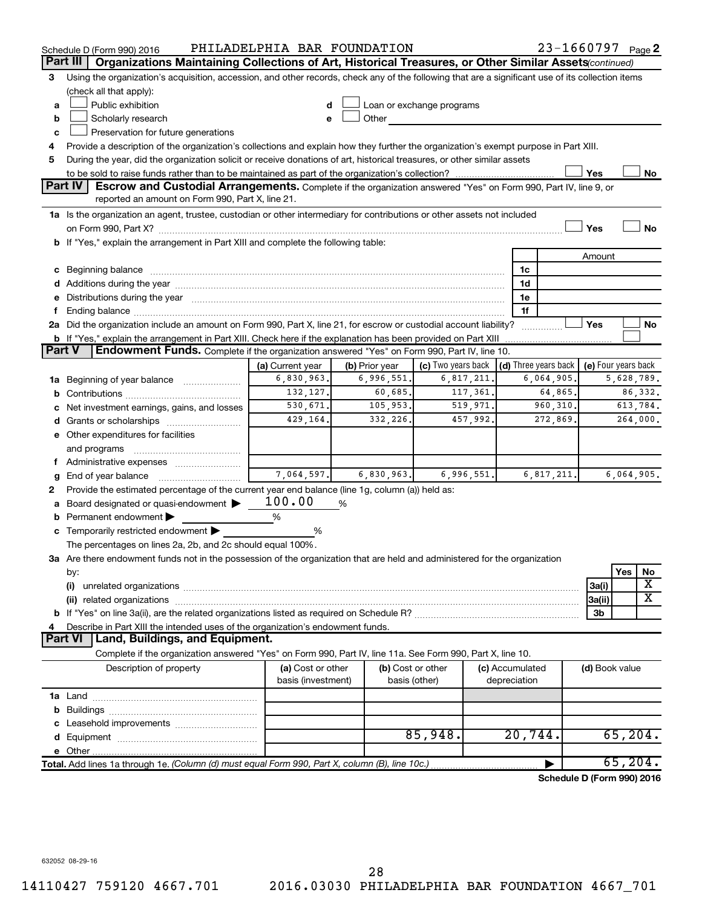Schedule D (Form 990) 2016 PHILADELPHIA BAR FOUNDATION 23-1660797 Page 2

**Part III | Organizations Maintaining Collections of Art, Historical Treasures, or Other Similar Assets** *(continued)*

3 Using the organization's acquisition, accession, and other records, check any of the following that are a significant use of its collection items (check all that apply):

a ☐ Public exhibition
b ☐ Scholarly research
c ☐ Preservation for future generations
d ☐ Loan or exchange programs
e ☐ Other

4 Provide a description of the organization's collections and explain how they further the organization's exempt purpose in Part XIII.

5 During the year, did the organization solicit or receive donations of art, historical treasures, or other similar assets to be sold to raise funds rather than to be maintained as part of the organization's collection? ☐ Yes ☐ No

**Part IV | Escrow and Custodial Arrangements.** Complete if the organization answered "Yes" on Form 990, Part IV, line 9, or reported an amount on Form 990, Part X, line 21.

1a Is the organization an agent, trustee, custodian or other intermediary for contributions or other assets not included on Form 990, Part X? ☐ Yes ☐ No

b If "Yes," explain the arrangement in Part XIII and complete the following table:

| | | Amount |
|---|---|---|
| c Beginning balance | 1c | |
| d Additions during the year | 1d | |
| e Distributions during the year | 1e | |
| f Ending balance | 1f | |

2a Did the organization include an amount on Form 990, Part X, line 21, for escrow or custodial account liability? ☐ Yes ☐ No

b If "Yes," explain the arrangement in Part XIII. Check here if the explanation has been provided on Part XIII ☐

**Part V | Endowment Funds.** Complete if the organization answered "Yes" on Form 990, Part IV, line 10.

| | (a) Current year | (b) Prior year | (c) Two years back | (d) Three years back | (e) Four years back |
|---|---|---|---|---|---|
| 1a Beginning of year balance | 6,830,963. | 6,996,551. | 6,817,211. | 6,064,905. | 5,628,789. |
| b Contributions | 132,127. | 60,685. | 117,361. | 64,865. | 86,332. |
| c Net investment earnings, gains, and losses | 530,671. | 105,953. | 519,971. | 960,310. | 613,784. |
| d Grants or scholarships | 429,164. | 332,226. | 457,992. | 272,869. | 264,000. |
| e Other expenditures for facilities and programs | | | | | |
| f Administrative expenses | | | | | |
| g End of year balance | 7,064,597. | 6,830,963. | 6,996,551. | 6,817,211. | 6,064,905. |

2 Provide the estimated percentage of the current year end balance (line 1g, column (a)) held as:

a Board designated or quasi-endowment ▶ 100.00 %
b Permanent endowment ▶ %
c Temporarily restricted endowment ▶ %

The percentages on lines 2a, 2b, and 2c should equal 100%.

3a Are there endowment funds not in the possession of the organization that are held and administered for the organization by:

| | | Yes | No |
|---|---|---|---|
| (i) unrelated organizations | 3a(i) | | X |
| (ii) related organizations | 3a(ii) | | X |
| b If "Yes" on line 3a(ii), are the related organizations listed as required on Schedule R? | 3b | | |

4 Describe in Part XIII the intended uses of the organization's endowment funds.

**Part VI | Land, Buildings, and Equipment.**

Complete if the organization answered "Yes" on Form 990, Part IV, line 11a. See Form 990, Part X, line 10.

| Description of property | (a) Cost or other basis (investment) | (b) Cost or other basis (other) | (c) Accumulated depreciation | (d) Book value |
|---|---|---|---|---|
| 1a Land | | | | |
| b Buildings | | | | |
| c Leasehold improvements | | | | |
| d Equipment | | 85,948. | 20,744. | 65,204. |
| e Other | | | | |
| **Total.** Add lines 1a through 1e. *(Column (d) must equal Form 990, Part X, column (B), line 10c.)* | | | ▶ | 65,204. |

**Schedule D (Form 990) 2016**

632052 08-29-16

14110427 759120 4667.701 2016.03030 PHILADELPHIA BAR FOUNDATION 4667_701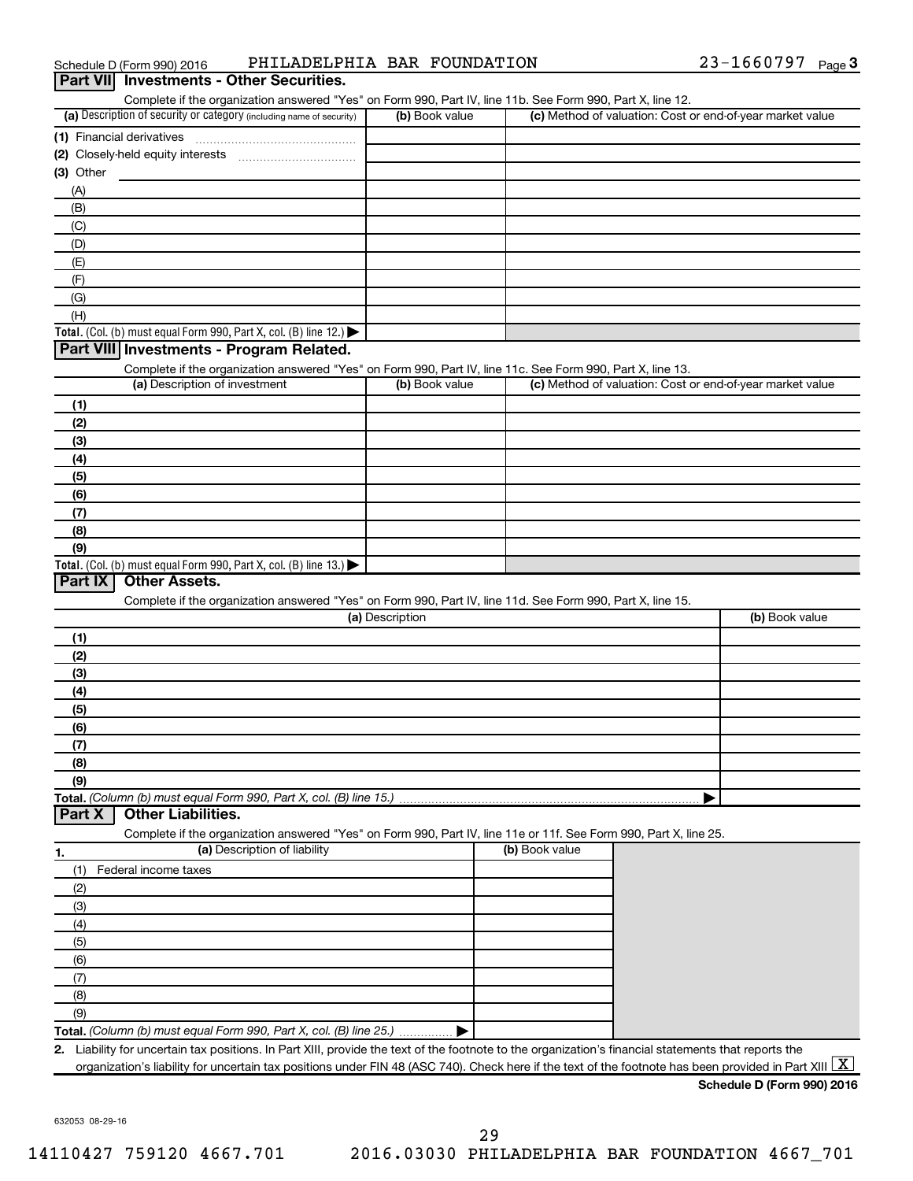Schedule D (Form 990) 2016 PHILADELPHIA BAR FOUNDATION 23-1660797 Page 3

## Part VII Investments - Other Securities.

Complete if the organization answered "Yes" on Form 990, Part IV, line 11b. See Form 990, Part X, line 12.

| (a) Description of security or category (including name of security) | (b) Book value | (c) Method of valuation: Cost or end-of-year market value |
|---|---|---|
| (1) Financial derivatives | | |
| (2) Closely-held equity interests | | |
| (3) Other | | |
| (A) | | |
| (B) | | |
| (C) | | |
| (D) | | |
| (E) | | |
| (F) | | |
| (G) | | |
| (H) | | |
| **Total.** (Col. (b) must equal Form 990, Part X, col. (B) line 12.) ▶ | | |

## Part VIII Investments - Program Related.

Complete if the organization answered "Yes" on Form 990, Part IV, line 11c. See Form 990, Part X, line 13.

| (a) Description of investment | (b) Book value | (c) Method of valuation: Cost or end-of-year market value |
|---|---|---|
| (1) | | |
| (2) | | |
| (3) | | |
| (4) | | |
| (5) | | |
| (6) | | |
| (7) | | |
| (8) | | |
| (9) | | |
| **Total.** (Col. (b) must equal Form 990, Part X, col. (B) line 13.) ▶ | | |

## Part IX Other Assets.

Complete if the organization answered "Yes" on Form 990, Part IV, line 11d. See Form 990, Part X, line 15.

| (a) Description | (b) Book value |
|---|---|
| (1) | |
| (2) | |
| (3) | |
| (4) | |
| (5) | |
| (6) | |
| (7) | |
| (8) | |
| (9) | |
| **Total.** *(Column (b) must equal Form 990, Part X, col. (B) line 15.)* ▶ | |

## Part X Other Liabilities.

Complete if the organization answered "Yes" on Form 990, Part IV, line 11e or 11f. See Form 990, Part X, line 25.

| 1. (a) Description of liability | (b) Book value |
|---|---|
| (1) Federal income taxes | |
| (2) | |
| (3) | |
| (4) | |
| (5) | |
| (6) | |
| (7) | |
| (8) | |
| (9) | |
| **Total.** *(Column (b) must equal Form 990, Part X, col. (B) line 25.)* ▶ | |

**2.** Liability for uncertain tax positions. In Part XIII, provide the text of the footnote to the organization's financial statements that reports the organization's liability for uncertain tax positions under FIN 48 (ASC 740). Check here if the text of the footnote has been provided in Part XIII [X]

**Schedule D (Form 990) 2016**

632053 08-29-16

14110427 759120 4667.701 2016.03030 PHILADELPHIA BAR FOUNDATION 4667_701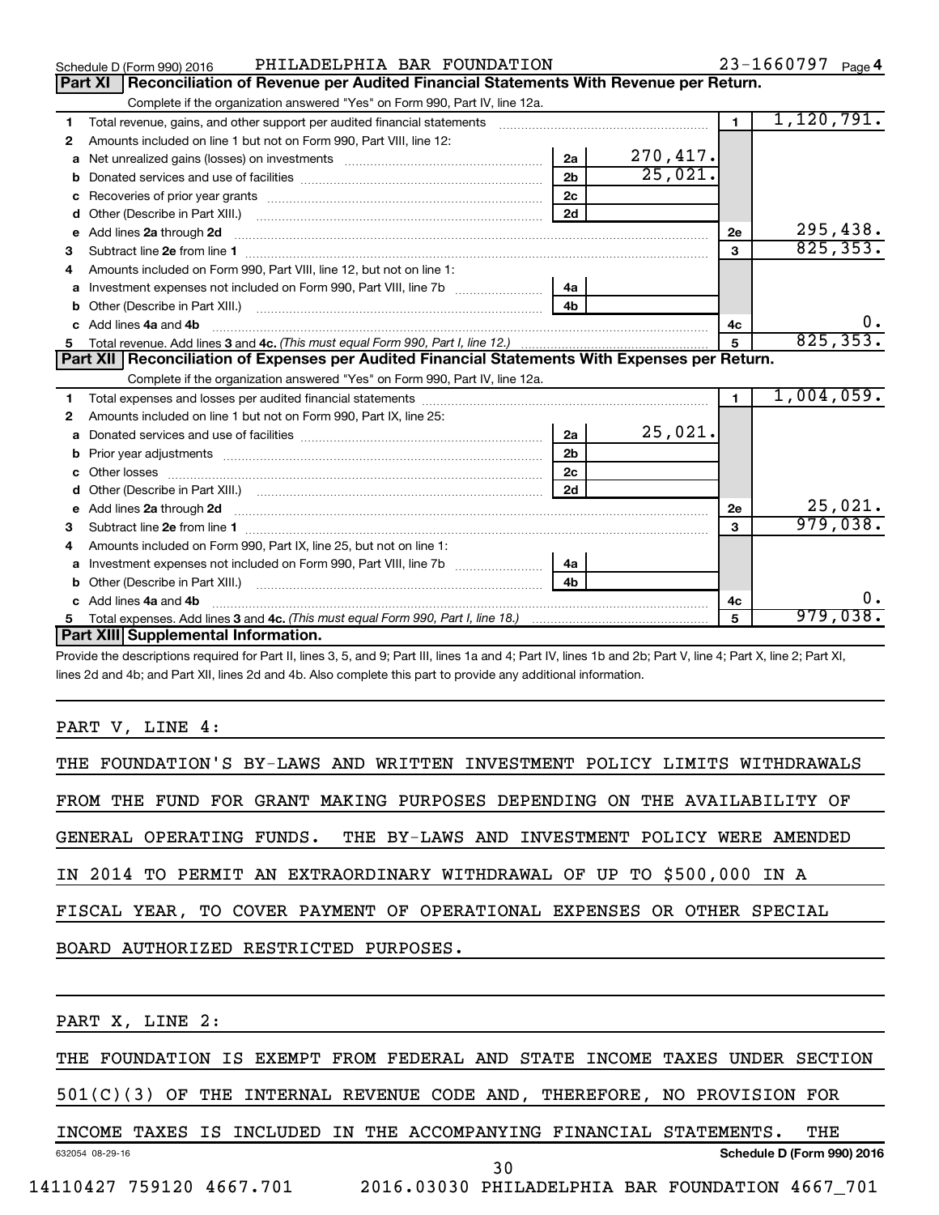Schedule D (Form 990) 2016 PHILADELPHIA BAR FOUNDATION 23-1660797 Page 4

## Part XI Reconciliation of Revenue per Audited Financial Statements With Revenue per Return.

Complete if the organization answered "Yes" on Form 990, Part IV, line 12a.

| | | | | | |
|---|---|---|---|---|---|
| 1 | Total revenue, gains, and other support per audited financial statements | | | 1 | 1,120,791. |
| 2 | Amounts included on line 1 but not on Form 990, Part VIII, line 12: | | | | |
| a | Net unrealized gains (losses) on investments | 2a | 270,417. | | |
| b | Donated services and use of facilities | 2b | 25,021. | | |
| c | Recoveries of prior year grants | 2c | | | |
| d | Other (Describe in Part XIII.) | 2d | | | |
| e | Add lines 2a through 2d | | | 2e | 295,438. |
| 3 | Subtract line 2e from line 1 | | | 3 | 825,353. |
| 4 | Amounts included on Form 990, Part VIII, line 12, but not on line 1: | | | | |
| a | Investment expenses not included on Form 990, Part VIII, line 7b | 4a | | | |
| b | Other (Describe in Part XIII.) | 4b | | | |
| c | Add lines 4a and 4b | | | 4c | 0. |
| 5 | Total revenue. Add lines 3 and 4c. *(This must equal Form 990, Part I, line 12.)* | | | 5 | 825,353. |

## Part XII Reconciliation of Expenses per Audited Financial Statements With Expenses per Return.

Complete if the organization answered "Yes" on Form 990, Part IV, line 12a.

| | | | | | |
|---|---|---|---|---|---|
| 1 | Total expenses and losses per audited financial statements | | | 1 | 1,004,059. |
| 2 | Amounts included on line 1 but not on Form 990, Part IX, line 25: | | | | |
| a | Donated services and use of facilities | 2a | 25,021. | | |
| b | Prior year adjustments | 2b | | | |
| c | Other losses | 2c | | | |
| d | Other (Describe in Part XIII.) | 2d | | | |
| e | Add lines 2a through 2d | | | 2e | 25,021. |
| 3 | Subtract line 2e from line 1 | | | 3 | 979,038. |
| 4 | Amounts included on Form 990, Part IX, line 25, but not on line 1: | | | | |
| a | Investment expenses not included on Form 990, Part VIII, line 7b | 4a | | | |
| b | Other (Describe in Part XIII.) | 4b | | | |
| c | Add lines 4a and 4b | | | 4c | 0. |
| 5 | Total expenses. Add lines 3 and 4c. *(This must equal Form 990, Part I, line 18.)* | | | 5 | 979,038. |

## Part XIII Supplemental Information.

Provide the descriptions required for Part II, lines 3, 5, and 9; Part III, lines 1a and 4; Part IV, lines 1b and 2b; Part V, line 4; Part X, line 2; Part XI, lines 2d and 4b; and Part XII, lines 2d and 4b. Also complete this part to provide any additional information.

PART V, LINE 4:

THE FOUNDATION'S BY-LAWS AND WRITTEN INVESTMENT POLICY LIMITS WITHDRAWALS FROM THE FUND FOR GRANT MAKING PURPOSES DEPENDING ON THE AVAILABILITY OF GENERAL OPERATING FUNDS. THE BY-LAWS AND INVESTMENT POLICY WERE AMENDED IN 2014 TO PERMIT AN EXTRAORDINARY WITHDRAWAL OF UP TO $500,000 IN A FISCAL YEAR, TO COVER PAYMENT OF OPERATIONAL EXPENSES OR OTHER SPECIAL BOARD AUTHORIZED RESTRICTED PURPOSES.

PART X, LINE 2:

THE FOUNDATION IS EXEMPT FROM FEDERAL AND STATE INCOME TAXES UNDER SECTION 501(C)(3) OF THE INTERNAL REVENUE CODE AND, THEREFORE, NO PROVISION FOR INCOME TAXES IS INCLUDED IN THE ACCOMPANYING FINANCIAL STATEMENTS. THE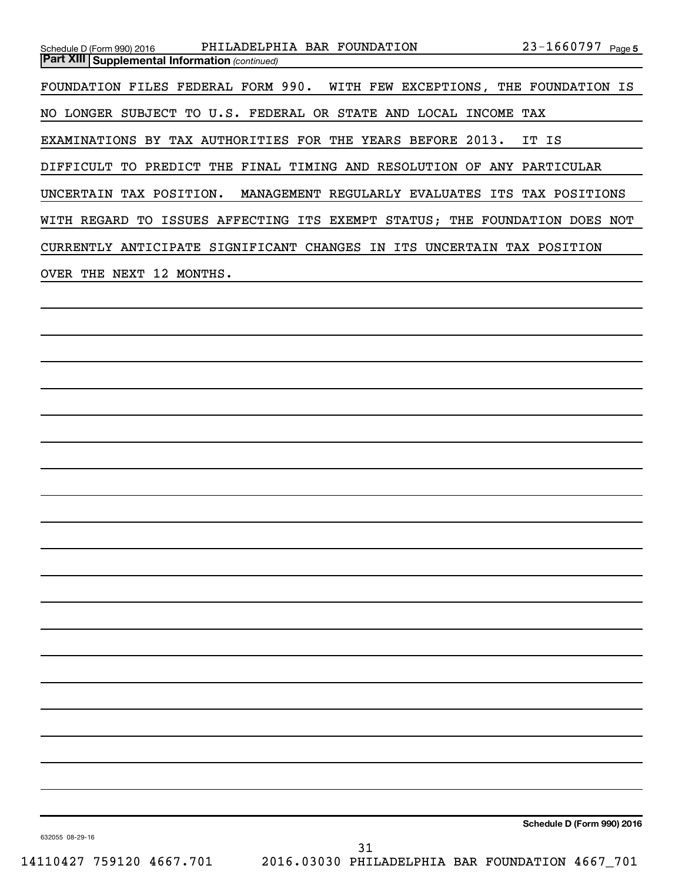**Part XIII Supplemental Information** *(continued)*

FOUNDATION FILES FEDERAL FORM 990. WITH FEW EXCEPTIONS, THE FOUNDATION IS NO LONGER SUBJECT TO U.S. FEDERAL OR STATE AND LOCAL INCOME TAX EXAMINATIONS BY TAX AUTHORITIES FOR THE YEARS BEFORE 2013. IT IS DIFFICULT TO PREDICT THE FINAL TIMING AND RESOLUTION OF ANY PARTICULAR UNCERTAIN TAX POSITION. MANAGEMENT REGULARLY EVALUATES ITS TAX POSITIONS WITH REGARD TO ISSUES AFFECTING ITS EXEMPT STATUS; THE FOUNDATION DOES NOT CURRENTLY ANTICIPATE SIGNIFICANT CHANGES IN ITS UNCERTAIN TAX POSITION OVER THE NEXT 12 MONTHS.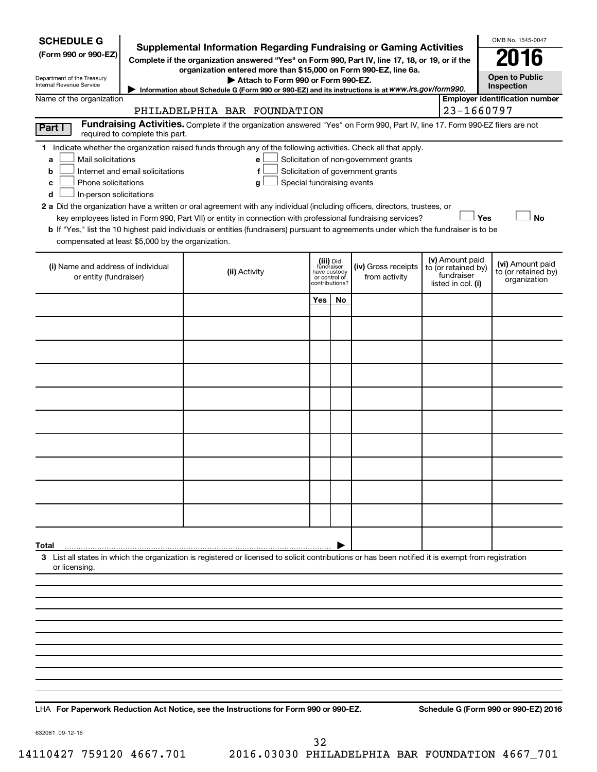**SCHEDULE G**
**(Form 990 or 990-EZ)**

Department of the Treasury
Internal Revenue Service

# Supplemental Information Regarding Fundraising or Gaming Activities

**Complete if the organization answered "Yes" on Form 990, Part IV, line 17, 18, or 19, or if the organization entered more than $15,000 on Form 990-EZ, line 6a.**

▶ **Attach to Form 990 or Form 990-EZ.**

▶ **Information about Schedule G (Form 990 or 990-EZ) and its instructions is at** ***www.irs.gov/form990.***

OMB No. 1545-0047

**2016**

**Open to Public Inspection**

Name of the organization: PHILADELPHIA BAR FOUNDATION

**Employer identification number:** 23-1660797

**Part I** **Fundraising Activities.** Complete if the organization answered "Yes" on Form 990, Part IV, line 17. Form 990-EZ filers are not required to complete this part.

**1** Indicate whether the organization raised funds through any of the following activities. Check all that apply.

- **a** ☐ Mail solicitations
- **b** ☐ Internet and email solicitations
- **c** ☐ Phone solicitations
- **d** ☐ In-person solicitations
- **e** ☐ Solicitation of non-government grants
- **f** ☐ Solicitation of government grants
- **g** ☐ Special fundraising events

**2 a** Did the organization have a written or oral agreement with any individual (including officers, directors, trustees, or key employees listed in Form 990, Part VII) or entity in connection with professional fundraising services? ☐ **Yes** ☐ **No**

**b** If "Yes," list the 10 highest paid individuals or entities (fundraisers) pursuant to agreements under which the fundraiser is to be compensated at least $5,000 by the organization.

| (i) Name and address of individual or entity (fundraiser) | (ii) Activity | (iii) Did fundraiser have custody or control of contributions? Yes | No | (iv) Gross receipts from activity | (v) Amount paid to (or retained by) fundraiser listed in col. (i) | (vi) Amount paid to (or retained by) organization |
|---|---|---|---|---|---|---|
| | | | | | | |
| | | | | | | |
| | | | | | | |
| | | | | | | |
| | | | | | | |
| | | | | | | |
| | | | | | | |
| | | | | | | |
| | | | | | | |
| | | | | | | |
| **Total** ▶ | | | | | | |

**3** List all states in which the organization is registered or licensed to solicit contributions or has been notified it is exempt from registration or licensing.

LHA **For Paperwork Reduction Act Notice, see the Instructions for Form 990 or 990-EZ.** **Schedule G (Form 990 or 990-EZ) 2016**

632081 09-12-16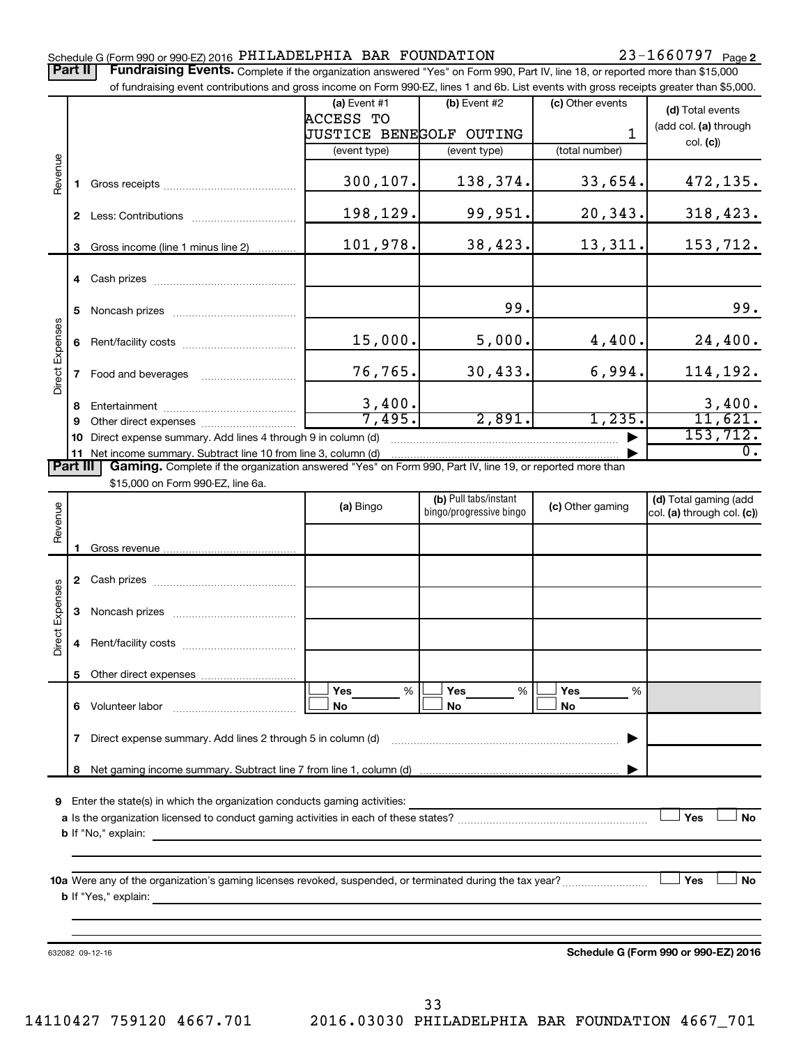Schedule G (Form 990 or 990-EZ) 2016 PHILADELPHIA BAR FOUNDATION 23-1660797 Page 2

**Part II** **Fundraising Events.** Complete if the organization answered "Yes" on Form 990, Part IV, line 18, or reported more than $15,000 of fundraising event contributions and gross income on Form 990-EZ, lines 1 and 6b. List events with gross receipts greater than $5,000.

| | | (a) Event #1 ACCESS TO JUSTICE BENE (event type) | (b) Event #2 GOLF OUTING (event type) | (c) Other events 1 (total number) | (d) Total events (add col. (a) through col. (c)) |
|---|---|---|---|---|---|
| Revenue | 1 Gross receipts | 300,107. | 138,374. | 33,654. | 472,135. |
| | 2 Less: Contributions | 198,129. | 99,951. | 20,343. | 318,423. |
| | 3 Gross income (line 1 minus line 2) | 101,978. | 38,423. | 13,311. | 153,712. |
| Direct Expenses | 4 Cash prizes | | | | |
| | 5 Noncash prizes | | 99. | | 99. |
| | 6 Rent/facility costs | 15,000. | 5,000. | 4,400. | 24,400. |
| | 7 Food and beverages | 76,765. | 30,433. | 6,994. | 114,192. |
| | 8 Entertainment | 3,400. | | | 3,400. |
| | 9 Other direct expenses | 7,495. | 2,891. | 1,235. | 11,621. |
| | 10 Direct expense summary. Add lines 4 through 9 in column (d) | | | ▶ | 153,712. |
| | 11 Net income summary. Subtract line 10 from line 3, column (d) | | | ▶ | 0. |

**Part III** **Gaming.** Complete if the organization answered "Yes" on Form 990, Part IV, line 19, or reported more than $15,000 on Form 990-EZ, line 6a.

| | | (a) Bingo | (b) Pull tabs/instant bingo/progressive bingo | (c) Other gaming | (d) Total gaming (add col. (a) through col. (c)) |
|---|---|---|---|---|---|
| Revenue | 1 Gross revenue | | | | |
| Direct Expenses | 2 Cash prizes | | | | |
| | 3 Noncash prizes | | | | |
| | 4 Rent/facility costs | | | | |
| | 5 Other direct expenses | | | | |
| | 6 Volunteer labor | ☐ Yes ___ % ☐ No | ☐ Yes ___ % ☐ No | ☐ Yes ___ % ☐ No | |
| | 7 Direct expense summary. Add lines 2 through 5 in column (d) | | | ▶ | |
| | 8 Net gaming income summary. Subtract line 7 from line 1, column (d) | | | ▶ | |

9 Enter the state(s) in which the organization conducts gaming activities:

a Is the organization licensed to conduct gaming activities in each of these states? ☐ Yes ☐ No

b If "No," explain:

10a Were any of the organization's gaming licenses revoked, suspended, or terminated during the tax year? ☐ Yes ☐ No

b If "Yes," explain:

632082 09-12-16 **Schedule G (Form 990 or 990-EZ) 2016**

14110427 759120 4667.701 2016.03030 PHILADELPHIA BAR FOUNDATION 4667_701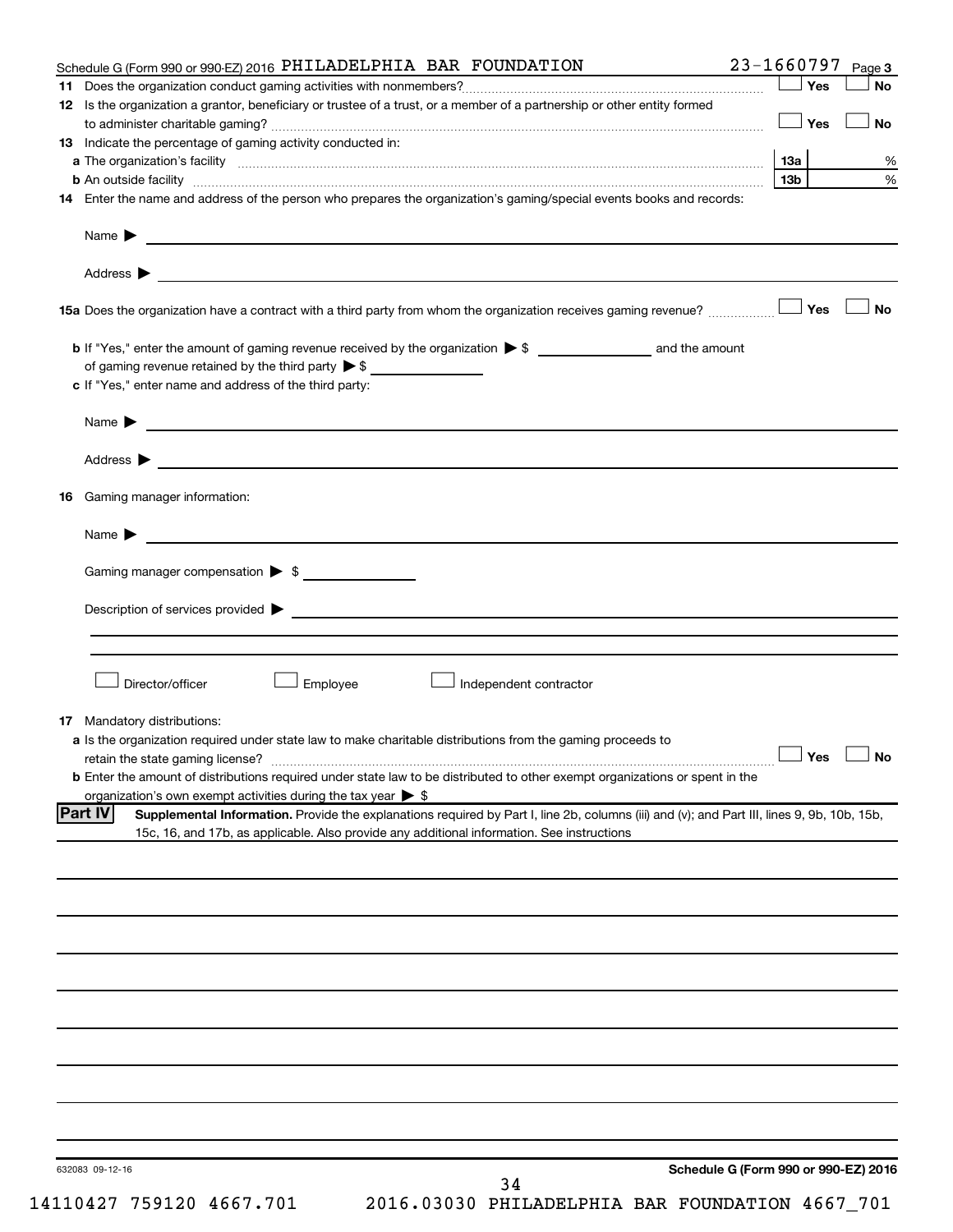Schedule G (Form 990 or 990-EZ) 2016 PHILADELPHIA BAR FOUNDATION 23-1660797 Page 3

**11** Does the organization conduct gaming activities with nonmembers? ☐ Yes ☐ No

**12** Is the organization a grantor, beneficiary or trustee of a trust, or a member of a partnership or other entity formed to administer charitable gaming? ☐ Yes ☐ No

**13** Indicate the percentage of gaming activity conducted in:

**a** The organization's facility **13a** %

**b** An outside facility **13b** %

**14** Enter the name and address of the person who prepares the organization's gaming/special events books and records:

Name ▶

Address ▶

**15a** Does the organization have a contract with a third party from whom the organization receives gaming revenue? ☐ Yes ☐ No

**b** If "Yes," enter the amount of gaming revenue received by the organization ▶ $ _______ and the amount of gaming revenue retained by the third party ▶ $ _______

**c** If "Yes," enter name and address of the third party:

Name ▶

Address ▶

**16** Gaming manager information:

Name ▶

Gaming manager compensation ▶ $

Description of services provided ▶

☐ Director/officer ☐ Employee ☐ Independent contractor

**17** Mandatory distributions:

**a** Is the organization required under state law to make charitable distributions from the gaming proceeds to retain the state gaming license? ☐ Yes ☐ No

**b** Enter the amount of distributions required under state law to be distributed to other exempt organizations or spent in the organization's own exempt activities during the tax year ▶ $

## Part IV Supplemental Information.

Provide the explanations required by Part I, line 2b, columns (iii) and (v); and Part III, lines 9, 9b, 10b, 15b, 15c, 16, and 17b, as applicable. Also provide any additional information. See instructions

632083 09-12-16 **Schedule G (Form 990 or 990-EZ) 2016**

14110427 759120 4667.701 2016.03030 PHILADELPHIA BAR FOUNDATION 4667_701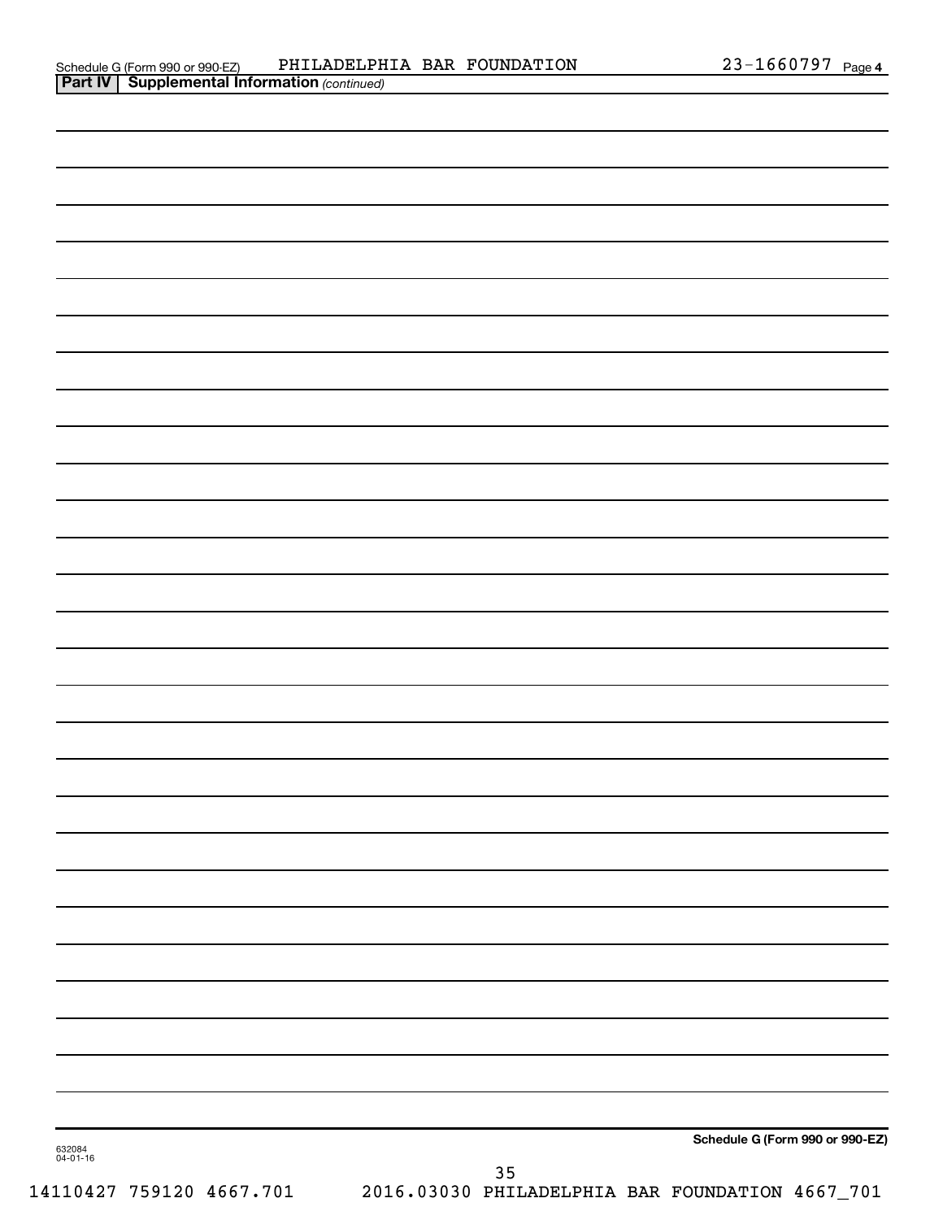Schedule G (Form 990 or 990-EZ) PHILADELPHIA BAR FOUNDATION 23-1660797 Page 4

**Part IV | Supplemental Information** *(continued)*

**Schedule G (Form 990 or 990-EZ)**

632084
04-01-16

14110427 759120 4667.701 2016.03030 PHILADELPHIA BAR FOUNDATION 4667_701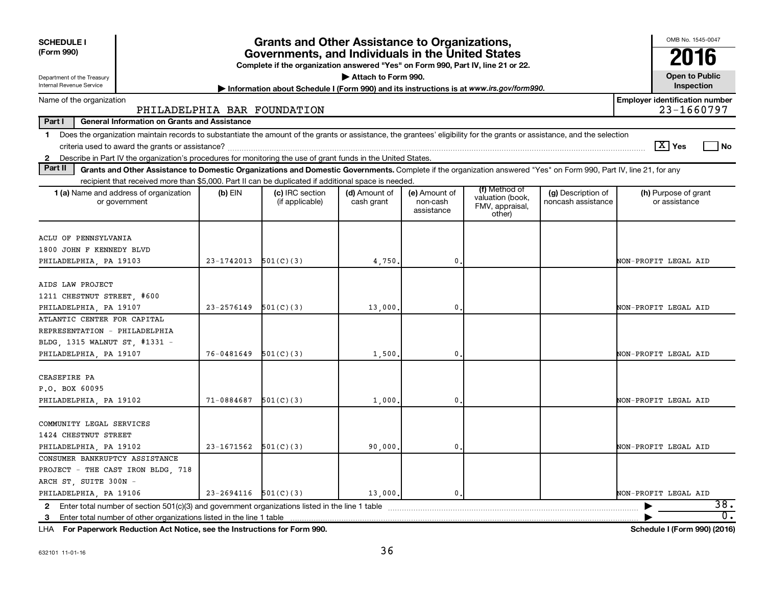**SCHEDULE I (Form 990)**

Department of the Treasury
Internal Revenue Service

# Grants and Other Assistance to Organizations, Governments, and Individuals in the United States

**Complete if the organization answered "Yes" on Form 990, Part IV, line 21 or 22.**

**▶ Attach to Form 990.**

**▶ Information about Schedule I (Form 990) and its instructions is at www.irs.gov/form990.**

OMB No. 1545-0047

**2016**

**Open to Public Inspection**

Name of the organization: PHILADELPHIA BAR FOUNDATION

**Employer identification number:** 23-1660797

## Part I General Information on Grants and Assistance

1 Does the organization maintain records to substantiate the amount of the grants or assistance, the grantees' eligibility for the grants or assistance, and the selection criteria used to award the grants or assistance? [X] Yes [ ] No

2 Describe in Part IV the organization's procedures for monitoring the use of grant funds in the United States.

## Part II Grants and Other Assistance to Domestic Organizations and Domestic Governments.

Complete if the organization answered "Yes" on Form 990, Part IV, line 21, for any recipient that received more than $5,000. Part II can be duplicated if additional space is needed.

| 1 (a) Name and address of organization or government | (b) EIN | (c) IRC section (if applicable) | (d) Amount of cash grant | (e) Amount of non-cash assistance | (f) Method of valuation (book, FMV, appraisal, other) | (g) Description of noncash assistance | (h) Purpose of grant or assistance |
|---|---|---|---|---|---|---|---|
| ACLU OF PENNSYLVANIA<br>1800 JOHN F KENNEDY BLVD<br>PHILADELPHIA, PA 19103 | 23-1742013 | 501(C)(3) | 4,750. | 0. | | | NON-PROFIT LEGAL AID |
| AIDS LAW PROJECT<br>1211 CHESTNUT STREET, #600<br>PHILADELPHIA, PA 19107 | 23-2576149 | 501(C)(3) | 13,000. | 0. | | | NON-PROFIT LEGAL AID |
| ATLANTIC CENTER FOR CAPITAL REPRESENTATION - PHILADELPHIA BLDG, 1315 WALNUT ST, #1331 -<br>PHILADELPHIA, PA 19107 | 76-0481649 | 501(C)(3) | 1,500. | 0. | | | NON-PROFIT LEGAL AID |
| CEASEFIRE PA<br>P.O. BOX 60095<br>PHILADELPHIA, PA 19102 | 71-0884687 | 501(C)(3) | 1,000. | 0. | | | NON-PROFIT LEGAL AID |
| COMMUNITY LEGAL SERVICES<br>1424 CHESTNUT STREET<br>PHILADELPHIA, PA 19102 | 23-1671562 | 501(C)(3) | 90,000. | 0. | | | NON-PROFIT LEGAL AID |
| CONSUMER BANKRUPTCY ASSISTANCE PROJECT - THE CAST IRON BLDG, 718 ARCH ST, SUITE 300N -<br>PHILADELPHIA, PA 19106 | 23-2694116 | 501(C)(3) | 13,000. | 0. | | | NON-PROFIT LEGAL AID |

2 Enter total number of section 501(c)(3) and government organizations listed in the line 1 table ▶ 38.

3 Enter total number of other organizations listed in the line 1 table ▶ 0.

LHA **For Paperwork Reduction Act Notice, see the Instructions for Form 990.** **Schedule I (Form 990) (2016)**

632101 11-01-16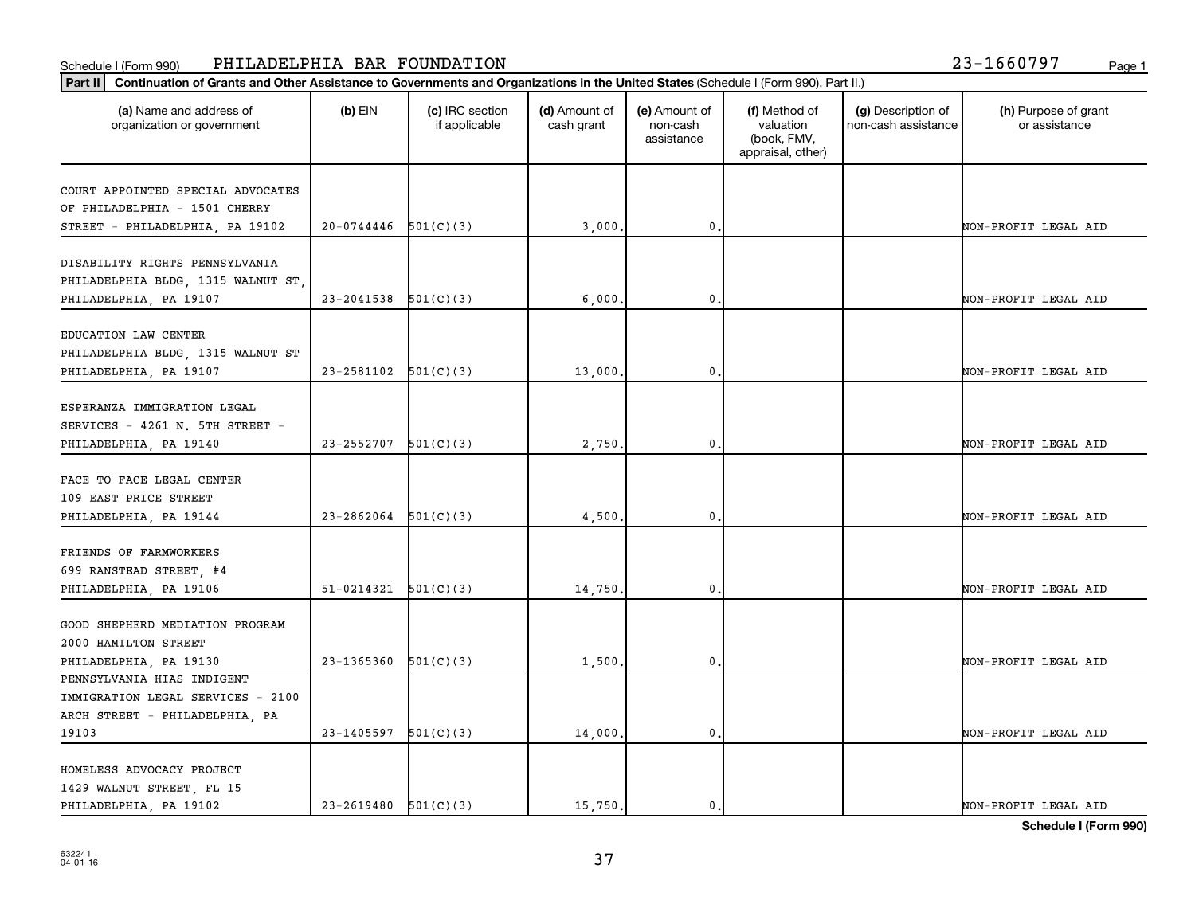Schedule I (Form 990) PHILADELPHIA BAR FOUNDATION 23-1660797

**Part II** **Continuation of Grants and Other Assistance to Governments and Organizations in the United States** (Schedule I (Form 990), Part II.)

| (a) Name and address of organization or government | (b) EIN | (c) IRC section if applicable | (d) Amount of cash grant | (e) Amount of non-cash assistance | (f) Method of valuation (book, FMV, appraisal, other) | (g) Description of non-cash assistance | (h) Purpose of grant or assistance |
|---|---|---|---|---|---|---|---|
| COURT APPOINTED SPECIAL ADVOCATES OF PHILADELPHIA - 1501 CHERRY STREET - PHILADELPHIA, PA 19102 | 20-0744446 | 501(C)(3) | 3,000. | 0. | | | NON-PROFIT LEGAL AID |
| DISABILITY RIGHTS PENNSYLVANIA PHILADELPHIA BLDG, 1315 WALNUT ST, PHILADELPHIA, PA 19107 | 23-2041538 | 501(C)(3) | 6,000. | 0. | | | NON-PROFIT LEGAL AID |
| EDUCATION LAW CENTER PHILADELPHIA BLDG, 1315 WALNUT ST PHILADELPHIA, PA 19107 | 23-2581102 | 501(C)(3) | 13,000. | 0. | | | NON-PROFIT LEGAL AID |
| ESPERANZA IMMIGRATION LEGAL SERVICES - 4261 N. 5TH STREET - PHILADELPHIA, PA 19140 | 23-2552707 | 501(C)(3) | 2,750. | 0. | | | NON-PROFIT LEGAL AID |
| FACE TO FACE LEGAL CENTER 109 EAST PRICE STREET PHILADELPHIA, PA 19144 | 23-2862064 | 501(C)(3) | 4,500. | 0. | | | NON-PROFIT LEGAL AID |
| FRIENDS OF FARMWORKERS 699 RANSTEAD STREET, #4 PHILADELPHIA, PA 19106 | 51-0214321 | 501(C)(3) | 14,750. | 0. | | | NON-PROFIT LEGAL AID |
| GOOD SHEPHERD MEDIATION PROGRAM 2000 HAMILTON STREET PHILADELPHIA, PA 19130 | 23-1365360 | 501(C)(3) | 1,500. | 0. | | | NON-PROFIT LEGAL AID |
| PENNSYLVANIA HIAS INDIGENT IMMIGRATION LEGAL SERVICES - 2100 ARCH STREET - PHILADELPHIA, PA 19103 | 23-1405597 | 501(C)(3) | 14,000. | 0. | | | NON-PROFIT LEGAL AID |
| HOMELESS ADVOCACY PROJECT 1429 WALNUT STREET, FL 15 PHILADELPHIA, PA 19102 | 23-2619480 | 501(C)(3) | 15,750. | 0. | | | NON-PROFIT LEGAL AID |

**Schedule I (Form 990)**

632241
04-01-16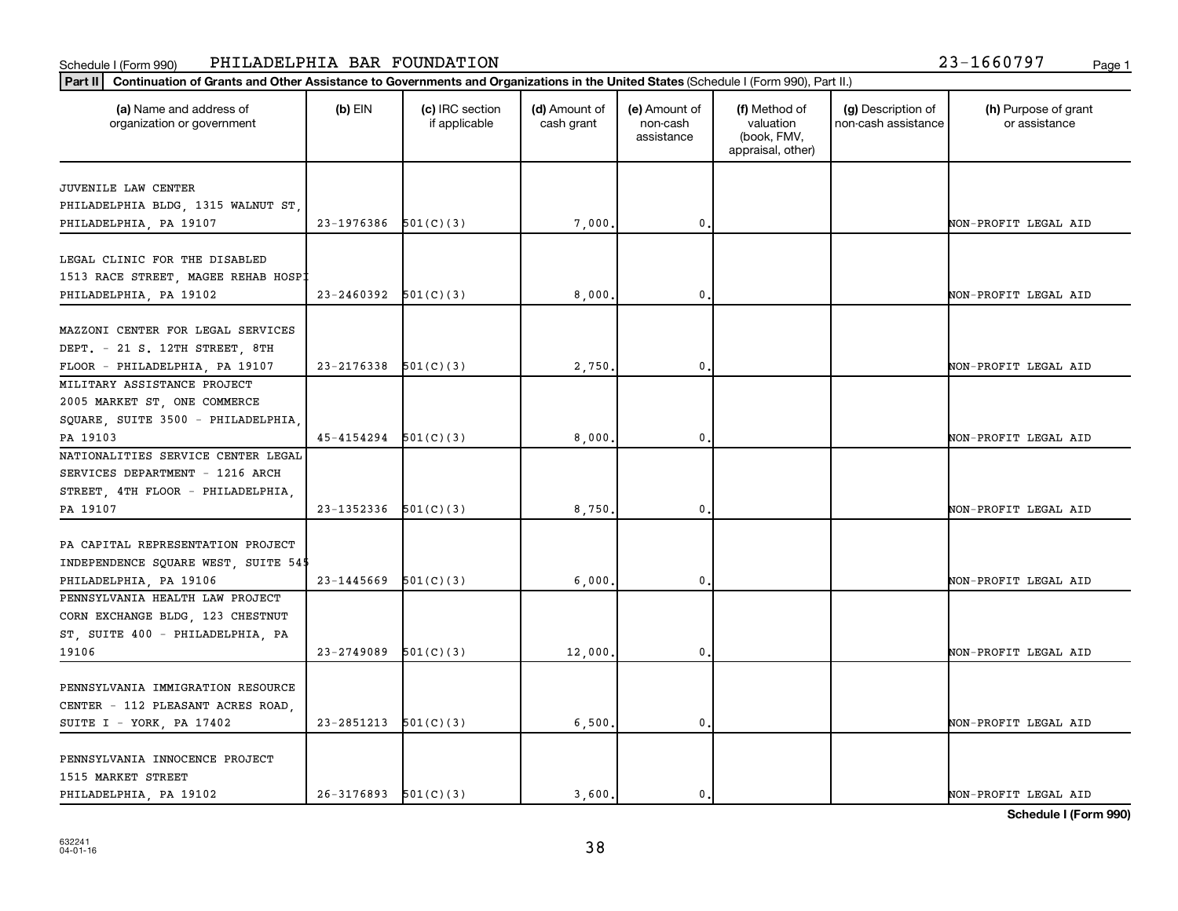Schedule I (Form 990) PHILADELPHIA BAR FOUNDATION 23-1660797

**Part II** **Continuation of Grants and Other Assistance to Governments and Organizations in the United States** (Schedule I (Form 990), Part II.)

| (a) Name and address of organization or government | (b) EIN | (c) IRC section if applicable | (d) Amount of cash grant | (e) Amount of non-cash assistance | (f) Method of valuation (book, FMV, appraisal, other) | (g) Description of non-cash assistance | (h) Purpose of grant or assistance |
|---|---|---|---|---|---|---|---|
| JUVENILE LAW CENTER PHILADELPHIA BLDG, 1315 WALNUT ST, PHILADELPHIA, PA 19107 | 23-1976386 | 501(C)(3) | 7,000. | 0. | | | NON-PROFIT LEGAL AID |
| LEGAL CLINIC FOR THE DISABLED 1513 RACE STREET, MAGEE REHAB HOSPI PHILADELPHIA, PA 19102 | 23-2460392 | 501(C)(3) | 8,000. | 0. | | | NON-PROFIT LEGAL AID |
| MAZZONI CENTER FOR LEGAL SERVICES DEPT. - 21 S. 12TH STREET, 8TH FLOOR - PHILADELPHIA, PA 19107 | 23-2176338 | 501(C)(3) | 2,750. | 0. | | | NON-PROFIT LEGAL AID |
| MILITARY ASSISTANCE PROJECT 2005 MARKET ST, ONE COMMERCE SQUARE, SUITE 3500 - PHILADELPHIA, PA 19103 | 45-4154294 | 501(C)(3) | 8,000. | 0. | | | NON-PROFIT LEGAL AID |
| NATIONALITIES SERVICE CENTER LEGAL SERVICES DEPARTMENT - 1216 ARCH STREET, 4TH FLOOR - PHILADELPHIA, PA 19107 | 23-1352336 | 501(C)(3) | 8,750. | 0. | | | NON-PROFIT LEGAL AID |
| PA CAPITAL REPRESENTATION PROJECT INDEPENDENCE SQUARE WEST, SUITE 545 PHILADELPHIA, PA 19106 | 23-1445669 | 501(C)(3) | 6,000. | 0. | | | NON-PROFIT LEGAL AID |
| PENNSYLVANIA HEALTH LAW PROJECT CORN EXCHANGE BLDG, 123 CHESTNUT ST, SUITE 400 - PHILADELPHIA, PA 19106 | 23-2749089 | 501(C)(3) | 12,000. | 0. | | | NON-PROFIT LEGAL AID |
| PENNSYLVANIA IMMIGRATION RESOURCE CENTER - 112 PLEASANT ACRES ROAD, SUITE I - YORK, PA 17402 | 23-2851213 | 501(C)(3) | 6,500. | 0. | | | NON-PROFIT LEGAL AID |
| PENNSYLVANIA INNOCENCE PROJECT 1515 MARKET STREET PHILADELPHIA, PA 19102 | 26-3176893 | 501(C)(3) | 3,600. | 0. | | | NON-PROFIT LEGAL AID |

**Schedule I (Form 990)**

632241
04-01-16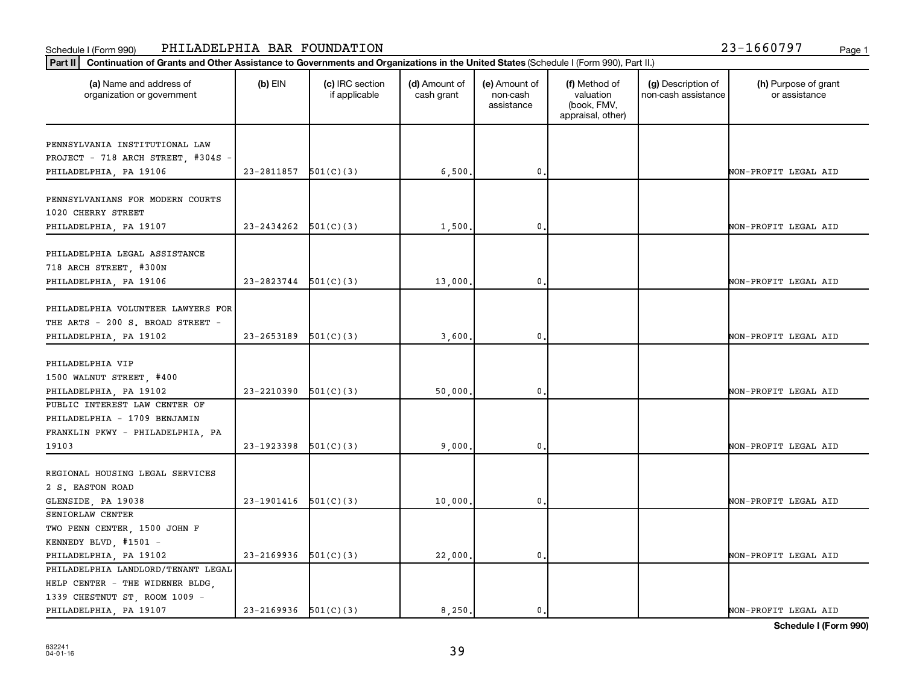Schedule I (Form 990) PHILADELPHIA BAR FOUNDATION 23-1660797

**Part II** **Continuation of Grants and Other Assistance to Governments and Organizations in the United States** (Schedule I (Form 990), Part II.)

| (a) Name and address of organization or government | (b) EIN | (c) IRC section if applicable | (d) Amount of cash grant | (e) Amount of non-cash assistance | (f) Method of valuation (book, FMV, appraisal, other) | (g) Description of non-cash assistance | (h) Purpose of grant or assistance |
|---|---|---|---|---|---|---|---|
| PENNSYLVANIA INSTITUTIONAL LAW PROJECT - 718 ARCH STREET, #304S - PHILADELPHIA, PA 19106 | 23-2811857 | 501(C)(3) | 6,500. | 0. | | | NON-PROFIT LEGAL AID |
| PENNSYLVANIANS FOR MODERN COURTS 1020 CHERRY STREET PHILADELPHIA, PA 19107 | 23-2434262 | 501(C)(3) | 1,500. | 0. | | | NON-PROFIT LEGAL AID |
| PHILADELPHIA LEGAL ASSISTANCE 718 ARCH STREET, #300N PHILADELPHIA, PA 19106 | 23-2823744 | 501(C)(3) | 13,000. | 0. | | | NON-PROFIT LEGAL AID |
| PHILADELPHIA VOLUNTEER LAWYERS FOR THE ARTS - 200 S. BROAD STREET - PHILADELPHIA, PA 19102 | 23-2653189 | 501(C)(3) | 3,600. | 0. | | | NON-PROFIT LEGAL AID |
| PHILADELPHIA VIP 1500 WALNUT STREET, #400 PHILADELPHIA, PA 19102 | 23-2210390 | 501(C)(3) | 50,000. | 0. | | | NON-PROFIT LEGAL AID |
| PUBLIC INTEREST LAW CENTER OF PHILADELPHIA - 1709 BENJAMIN FRANKLIN PKWY - PHILADELPHIA, PA 19103 | 23-1923398 | 501(C)(3) | 9,000. | 0. | | | NON-PROFIT LEGAL AID |
| REGIONAL HOUSING LEGAL SERVICES 2 S. EASTON ROAD GLENSIDE, PA 19038 | 23-1901416 | 501(C)(3) | 10,000. | 0. | | | NON-PROFIT LEGAL AID |
| SENIORLAW CENTER TWO PENN CENTER, 1500 JOHN F KENNEDY BLVD, #1501 - PHILADELPHIA, PA 19102 | 23-2169936 | 501(C)(3) | 22,000. | 0. | | | NON-PROFIT LEGAL AID |
| PHILADELPHIA LANDLORD/TENANT LEGAL HELP CENTER - THE WIDENER BLDG, 1339 CHESTNUT ST, ROOM 1009 - PHILADELPHIA, PA 19107 | 23-2169936 | 501(C)(3) | 8,250. | 0. | | | NON-PROFIT LEGAL AID |

**Schedule I (Form 990)**

632241
04-01-16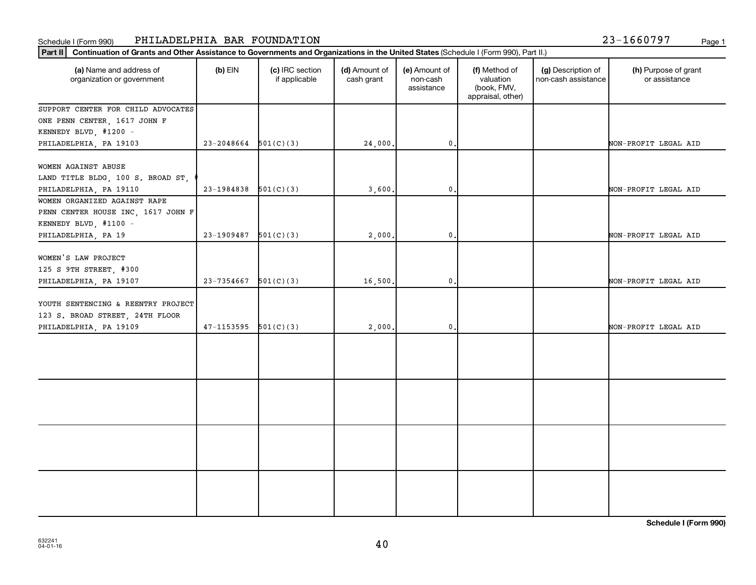Schedule I (Form 990) PHILADELPHIA BAR FOUNDATION 23-1660797

**Part II** **Continuation of Grants and Other Assistance to Governments and Organizations in the United States** (Schedule I (Form 990), Part II.)

| (a) Name and address of organization or government | (b) EIN | (c) IRC section if applicable | (d) Amount of cash grant | (e) Amount of non-cash assistance | (f) Method of valuation (book, FMV, appraisal, other) | (g) Description of non-cash assistance | (h) Purpose of grant or assistance |
|---|---|---|---|---|---|---|---|
| SUPPORT CENTER FOR CHILD ADVOCATES ONE PENN CENTER, 1617 JOHN F KENNEDY BLVD, #1200 - PHILADELPHIA, PA 19103 | 23-2048664 | 501(C)(3) | 24,000. | 0. | | | NON-PROFIT LEGAL AID |
| WOMEN AGAINST ABUSE LAND TITLE BLDG, 100 S. BROAD ST, # PHILADELPHIA, PA 19110 | 23-1984838 | 501(C)(3) | 3,600. | 0. | | | NON-PROFIT LEGAL AID |
| WOMEN ORGANIZED AGAINST RAPE PENN CENTER HOUSE INC, 1617 JOHN F KENNEDY BLVD, #1100 - PHILADELPHIA, PA 19 | 23-1909487 | 501(C)(3) | 2,000. | 0. | | | NON-PROFIT LEGAL AID |
| WOMEN'S LAW PROJECT 125 S 9TH STREET, #300 PHILADELPHIA, PA 19107 | 23-7354667 | 501(C)(3) | 16,500. | 0. | | | NON-PROFIT LEGAL AID |
| YOUTH SENTENCING & REENTRY PROJECT 123 S. BROAD STREET, 24TH FLOOR PHILADELPHIA, PA 19109 | 47-1153595 | 501(C)(3) | 2,000. | 0. | | | NON-PROFIT LEGAL AID |
| | | | | | | | |
| | | | | | | | |
| | | | | | | | |
| | | | | | | | |

**Schedule I (Form 990)**

632241
04-01-16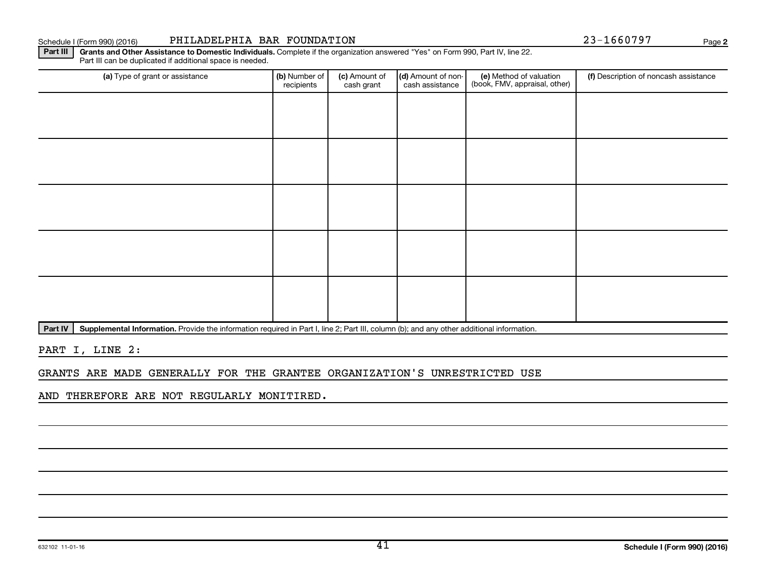Schedule I (Form 990) (2016) PHILADELPHIA BAR FOUNDATION 23-1660797 Page 2

**Part III** **Grants and Other Assistance to Domestic Individuals.** Complete if the organization answered "Yes" on Form 990, Part IV, line 22. Part III can be duplicated if additional space is needed.

| (a) Type of grant or assistance | (b) Number of recipients | (c) Amount of cash grant | (d) Amount of non-cash assistance | (e) Method of valuation (book, FMV, appraisal, other) | (f) Description of noncash assistance |
|---|---|---|---|---|---|
| | | | | | |
| | | | | | |
| | | | | | |
| | | | | | |
| | | | | | |

**Part IV** **Supplemental Information.** Provide the information required in Part I, line 2; Part III, column (b); and any other additional information.

PART I, LINE 2:

GRANTS ARE MADE GENERALLY FOR THE GRANTEE ORGANIZATION'S UNRESTRICTED USE AND THEREFORE ARE NOT REGULARLY MONITIRED.

632102 11-01-16 **Schedule I (Form 990) (2016)**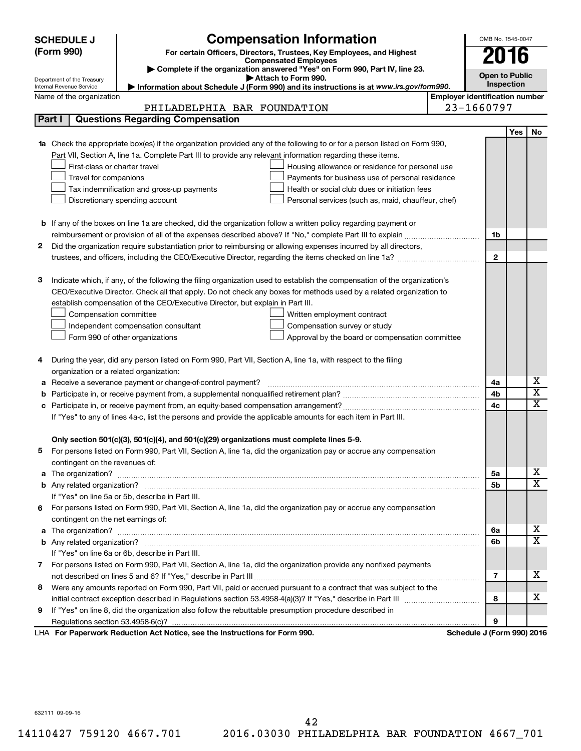**SCHEDULE J (Form 990)**

Department of the Treasury
Internal Revenue Service

# Compensation Information

**For certain Officers, Directors, Trustees, Key Employees, and Highest Compensated Employees**

▶ Complete if the organization answered "Yes" on Form 990, Part IV, line 23.
▶ Attach to Form 990.
▶ Information about Schedule J (Form 990) and its instructions is at www.irs.gov/form990.

OMB No. 1545-0047

**2016**

**Open to Public Inspection**

Name of the organization: PHILADELPHIA BAR FOUNDATION

Employer identification number: 23-1660797

## Part I Questions Regarding Compensation

| | | | Yes | No |
|---|---|---|---|---|
| **1a** | Check the appropriate box(es) if the organization provided any of the following to or for a person listed on Form 990, Part VII, Section A, line 1a. Complete Part III to provide any relevant information regarding these items.<br>☐ First-class or charter travel ☐ Housing allowance or residence for personal use<br>☐ Travel for companions ☐ Payments for business use of personal residence<br>☐ Tax indemnification and gross-up payments ☐ Health or social club dues or initiation fees<br>☐ Discretionary spending account ☐ Personal services (such as, maid, chauffeur, chef) | | | |
| **b** | If any of the boxes on line 1a are checked, did the organization follow a written policy regarding payment or reimbursement or provision of all of the expenses described above? If "No," complete Part III to explain | 1b | | |
| **2** | Did the organization require substantiation prior to reimbursing or allowing expenses incurred by all directors, trustees, and officers, including the CEO/Executive Director, regarding the items checked on line 1a? | 2 | | |
| **3** | Indicate which, if any, of the following the filing organization used to establish the compensation of the organization's CEO/Executive Director. Check all that apply. Do not check any boxes for methods used by a related organization to establish compensation of the CEO/Executive Director, but explain in Part III.<br>☐ Compensation committee ☐ Written employment contract<br>☐ Independent compensation consultant ☐ Compensation survey or study<br>☐ Form 990 of other organizations ☐ Approval by the board or compensation committee | | | |
| **4** | During the year, did any person listed on Form 990, Part VII, Section A, line 1a, with respect to the filing organization or a related organization: | | | |
| **a** | Receive a severance payment or change-of-control payment? | 4a | | X |
| **b** | Participate in, or receive payment from, a supplemental nonqualified retirement plan? | 4b | | X |
| **c** | Participate in, or receive payment from, an equity-based compensation arrangement? | 4c | | X |
| | If "Yes" to any of lines 4a-c, list the persons and provide the applicable amounts for each item in Part III. | | | |
| | **Only section 501(c)(3), 501(c)(4), and 501(c)(29) organizations must complete lines 5-9.** | | | |
| **5** | For persons listed on Form 990, Part VII, Section A, line 1a, did the organization pay or accrue any compensation contingent on the revenues of: | | | |
| **a** | The organization? | 5a | | X |
| **b** | Any related organization? | 5b | | X |
| | If "Yes" on line 5a or 5b, describe in Part III. | | | |
| **6** | For persons listed on Form 990, Part VII, Section A, line 1a, did the organization pay or accrue any compensation contingent on the net earnings of: | | | |
| **a** | The organization? | 6a | | X |
| **b** | Any related organization? | 6b | | X |
| | If "Yes" on line 6a or 6b, describe in Part III. | | | |
| **7** | For persons listed on Form 990, Part VII, Section A, line 1a, did the organization provide any nonfixed payments not described on lines 5 and 6? If "Yes," describe in Part III | 7 | | X |
| **8** | Were any amounts reported on Form 990, Part VII, paid or accrued pursuant to a contract that was subject to the initial contract exception described in Regulations section 53.4958-4(a)(3)? If "Yes," describe in Part III | 8 | | X |
| **9** | If "Yes" on line 8, did the organization also follow the rebuttable presumption procedure described in Regulations section 53.4958-6(c)? | 9 | | |

LHA **For Paperwork Reduction Act Notice, see the Instructions for Form 990.** **Schedule J (Form 990) 2016**

632111 09-09-16

14110427 759120 4667.701 2016.03030 PHILADELPHIA BAR FOUNDATION 4667_701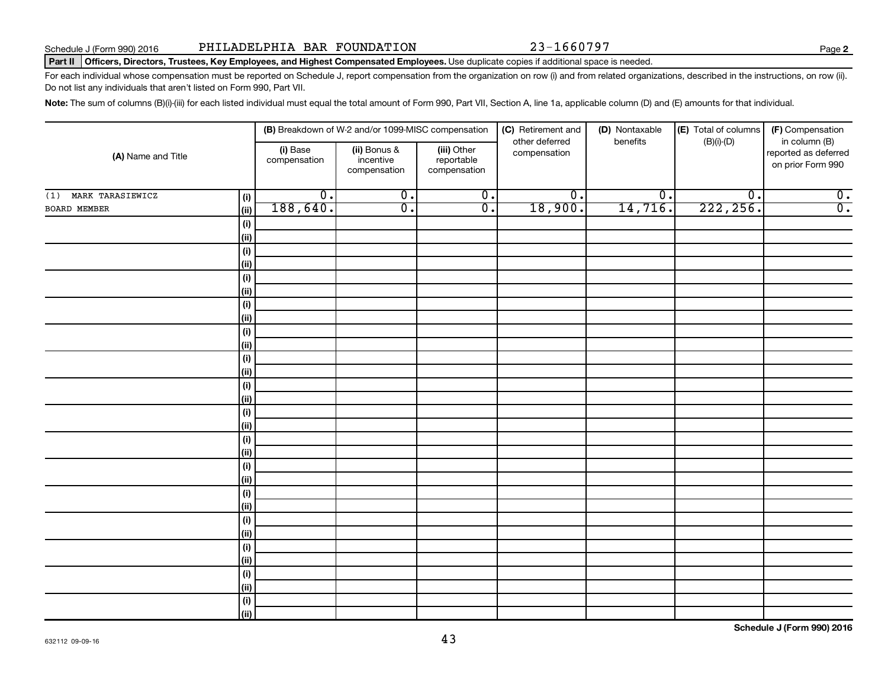Schedule J (Form 990) 2016 PHILADELPHIA BAR FOUNDATION 23-1660797

**Part II** **Officers, Directors, Trustees, Key Employees, and Highest Compensated Employees.** Use duplicate copies if additional space is needed.

For each individual whose compensation must be reported on Schedule J, report compensation from the organization on row (i) and from related organizations, described in the instructions, on row (ii). Do not list any individuals that aren't listed on Form 990, Part VII.

**Note:** The sum of columns (B)(i)-(iii) for each listed individual must equal the total amount of Form 990, Part VII, Section A, line 1a, applicable column (D) and (E) amounts for that individual.

| (A) Name and Title | | (B) Breakdown of W-2 and/or 1099-MISC compensation | | | (C) Retirement and other deferred compensation | (D) Nontaxable benefits | (E) Total of columns (B)(i)-(D) | (F) Compensation in column (B) reported as deferred on prior Form 990 |
|---|---|---|---|---|---|---|---|---|
| | | (i) Base compensation | (ii) Bonus & incentive compensation | (iii) Other reportable compensation | | | | |
| (1) MARK TARASIEWICZ | (i) | 0. | 0. | 0. | 0. | 0. | 0. | 0. |
| BOARD MEMBER | (ii) | 188,640. | 0. | 0. | 18,900. | 14,716. | 222,256. | 0. |

**Schedule J (Form 990) 2016**

632112 09-09-16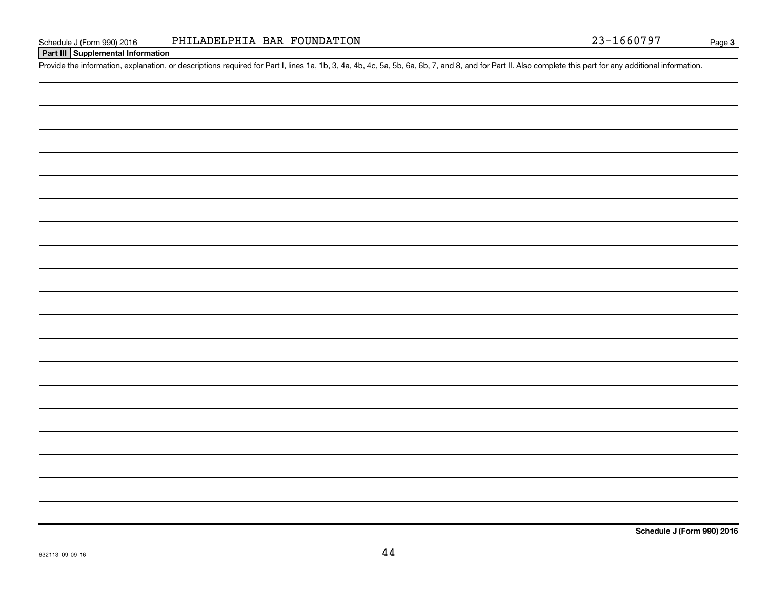Schedule J (Form 990) 2016 PHILADELPHIA BAR FOUNDATION 23-1660797 Page 3

**Part III Supplemental Information**

Provide the information, explanation, or descriptions required for Part I, lines 1a, 1b, 3, 4a, 4b, 4c, 5a, 5b, 6a, 6b, 7, and 8, and for Part II. Also complete this part for any additional information.

**Schedule J (Form 990) 2016**

632113 09-09-16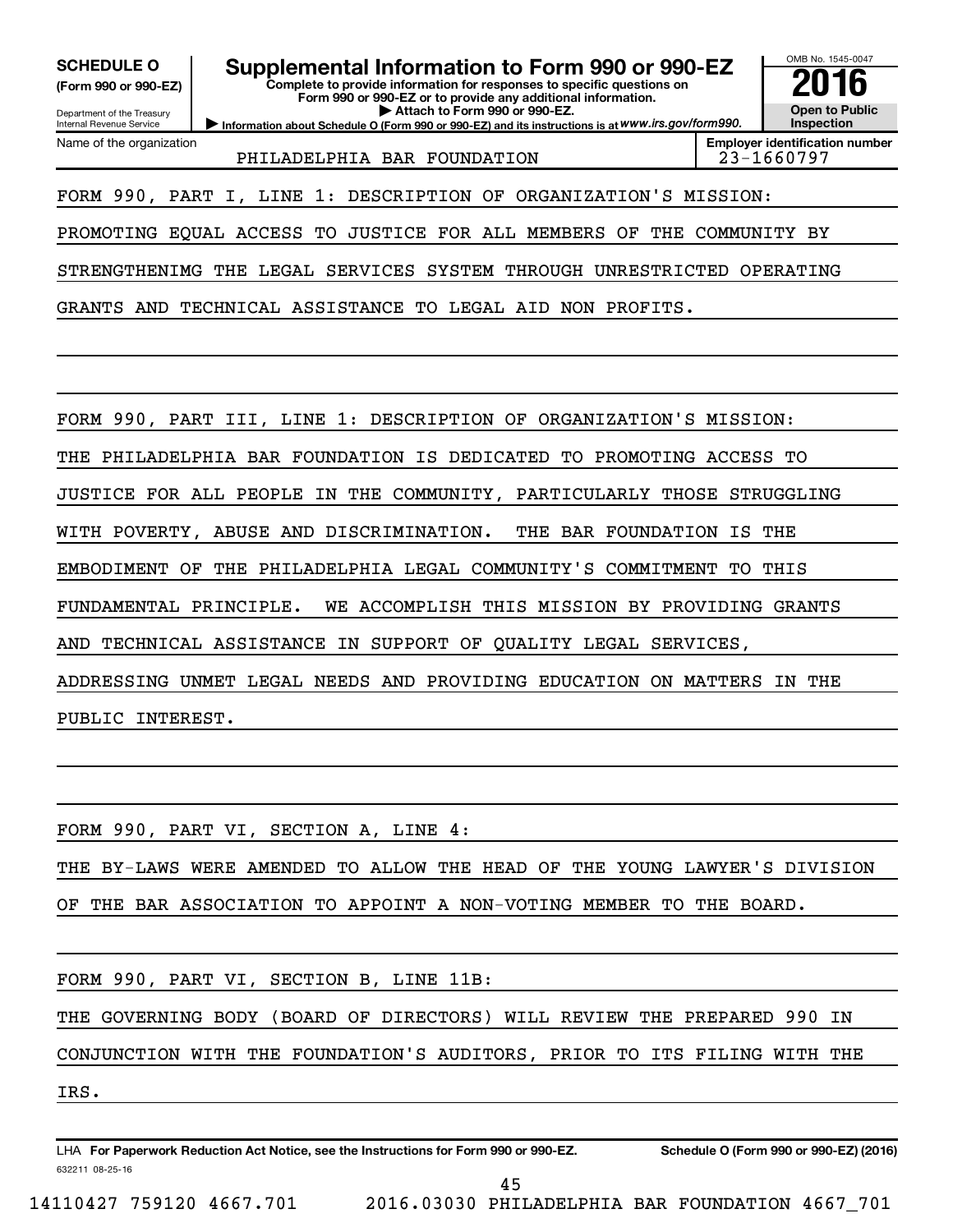**SCHEDULE O** (Form 990 or 990-EZ)

Department of the Treasury
Internal Revenue Service

# Supplemental Information to Form 990 or 990-EZ

**Complete to provide information for responses to specific questions on Form 990 or 990-EZ or to provide any additional information.**
**▶ Attach to Form 990 or 990-EZ.**
**▶ Information about Schedule O (Form 990 or 990-EZ) and its instructions is at** *www.irs.gov/form990.*

OMB No. 1545-0047
**2016**
**Open to Public Inspection**

| Name of the organization | Employer identification number |
|---|---|
| PHILADELPHIA BAR FOUNDATION | 23-1660797 |

FORM 990, PART I, LINE 1: DESCRIPTION OF ORGANIZATION'S MISSION:

PROMOTING EQUAL ACCESS TO JUSTICE FOR ALL MEMBERS OF THE COMMUNITY BY STRENGTHENIMG THE LEGAL SERVICES SYSTEM THROUGH UNRESTRICTED OPERATING GRANTS AND TECHNICAL ASSISTANCE TO LEGAL AID NON PROFITS.

FORM 990, PART III, LINE 1: DESCRIPTION OF ORGANIZATION'S MISSION:

THE PHILADELPHIA BAR FOUNDATION IS DEDICATED TO PROMOTING ACCESS TO JUSTICE FOR ALL PEOPLE IN THE COMMUNITY, PARTICULARLY THOSE STRUGGLING WITH POVERTY, ABUSE AND DISCRIMINATION. THE BAR FOUNDATION IS THE EMBODIMENT OF THE PHILADELPHIA LEGAL COMMUNITY'S COMMITMENT TO THIS FUNDAMENTAL PRINCIPLE. WE ACCOMPLISH THIS MISSION BY PROVIDING GRANTS AND TECHNICAL ASSISTANCE IN SUPPORT OF QUALITY LEGAL SERVICES, ADDRESSING UNMET LEGAL NEEDS AND PROVIDING EDUCATION ON MATTERS IN THE PUBLIC INTEREST.

FORM 990, PART VI, SECTION A, LINE 4:

THE BY-LAWS WERE AMENDED TO ALLOW THE HEAD OF THE YOUNG LAWYER'S DIVISION OF THE BAR ASSOCIATION TO APPOINT A NON-VOTING MEMBER TO THE BOARD.

FORM 990, PART VI, SECTION B, LINE 11B:

THE GOVERNING BODY (BOARD OF DIRECTORS) WILL REVIEW THE PREPARED 990 IN CONJUNCTION WITH THE FOUNDATION'S AUDITORS, PRIOR TO ITS FILING WITH THE IRS.

LHA **For Paperwork Reduction Act Notice, see the Instructions for Form 990 or 990-EZ.** **Schedule O (Form 990 or 990-EZ) (2016)**

632211 08-25-16

14110427 759120 4667.701 2016.03030 PHILADELPHIA BAR FOUNDATION 4667_701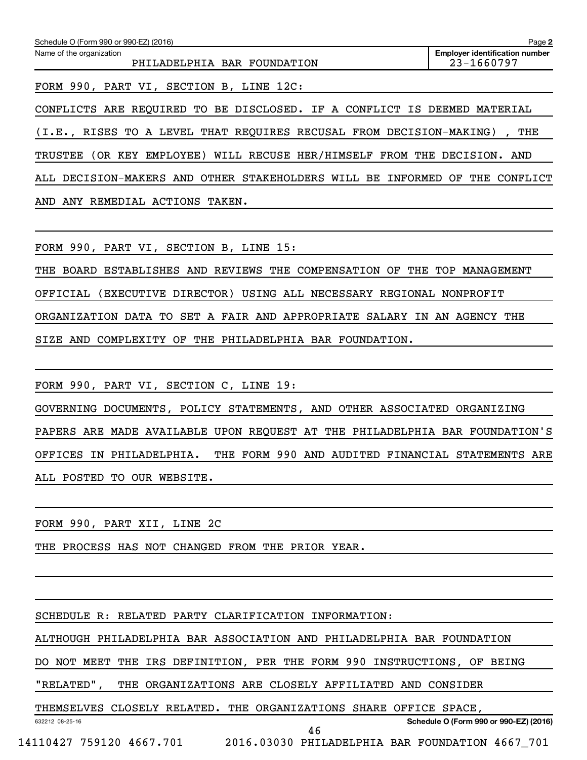Schedule O (Form 990 or 990-EZ) (2016) Page **2**

Name of the organization: PHILADELPHIA BAR FOUNDATION

**Employer identification number** 23-1660797

FORM 990, PART VI, SECTION B, LINE 12C:

CONFLICTS ARE REQUIRED TO BE DISCLOSED. IF A CONFLICT IS DEEMED MATERIAL (I.E., RISES TO A LEVEL THAT REQUIRES RECUSAL FROM DECISION-MAKING) , THE TRUSTEE (OR KEY EMPLOYEE) WILL RECUSE HER/HIMSELF FROM THE DECISION. AND ALL DECISION-MAKERS AND OTHER STAKEHOLDERS WILL BE INFORMED OF THE CONFLICT AND ANY REMEDIAL ACTIONS TAKEN.

FORM 990, PART VI, SECTION B, LINE 15:

THE BOARD ESTABLISHES AND REVIEWS THE COMPENSATION OF THE TOP MANAGEMENT OFFICIAL (EXECUTIVE DIRECTOR) USING ALL NECESSARY REGIONAL NONPROFIT ORGANIZATION DATA TO SET A FAIR AND APPROPRIATE SALARY IN AN AGENCY THE SIZE AND COMPLEXITY OF THE PHILADELPHIA BAR FOUNDATION.

FORM 990, PART VI, SECTION C, LINE 19:

GOVERNING DOCUMENTS, POLICY STATEMENTS, AND OTHER ASSOCIATED ORGANIZING PAPERS ARE MADE AVAILABLE UPON REQUEST AT THE PHILADELPHIA BAR FOUNDATION'S OFFICES IN PHILADELPHIA. THE FORM 990 AND AUDITED FINANCIAL STATEMENTS ARE ALL POSTED TO OUR WEBSITE.

FORM 990, PART XII, LINE 2C

THE PROCESS HAS NOT CHANGED FROM THE PRIOR YEAR.

SCHEDULE R: RELATED PARTY CLARIFICATION INFORMATION:

ALTHOUGH PHILADELPHIA BAR ASSOCIATION AND PHILADELPHIA BAR FOUNDATION DO NOT MEET THE IRS DEFINITION, PER THE FORM 990 INSTRUCTIONS, OF BEING "RELATED", THE ORGANIZATIONS ARE CLOSELY AFFILIATED AND CONSIDER THEMSELVES CLOSELY RELATED. THE ORGANIZATIONS SHARE OFFICE SPACE,

632212 08-25-16 **Schedule O (Form 990 or 990-EZ) (2016)**

14110427 759120 4667.701 2016.03030 PHILADELPHIA BAR FOUNDATION 4667_701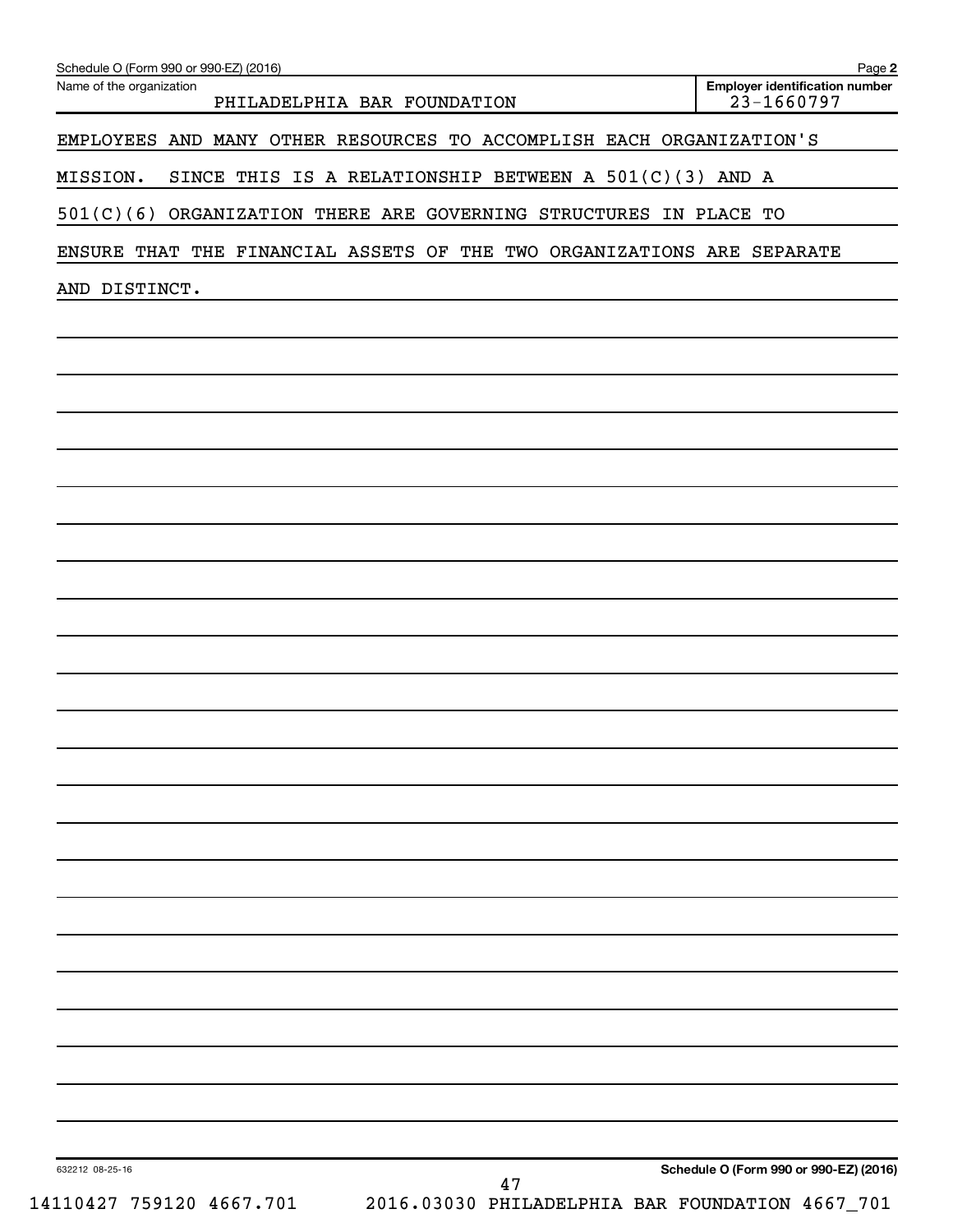Schedule O (Form 990 or 990-EZ) (2016)

Name of the organization: PHILADELPHIA BAR FOUNDATION

Employer identification number: 23-1660797

EMPLOYEES AND MANY OTHER RESOURCES TO ACCOMPLISH EACH ORGANIZATION'S MISSION. SINCE THIS IS A RELATIONSHIP BETWEEN A 501(C)(3) AND A 501(C)(6) ORGANIZATION THERE ARE GOVERNING STRUCTURES IN PLACE TO ENSURE THAT THE FINANCIAL ASSETS OF THE TWO ORGANIZATIONS ARE SEPARATE AND DISTINCT.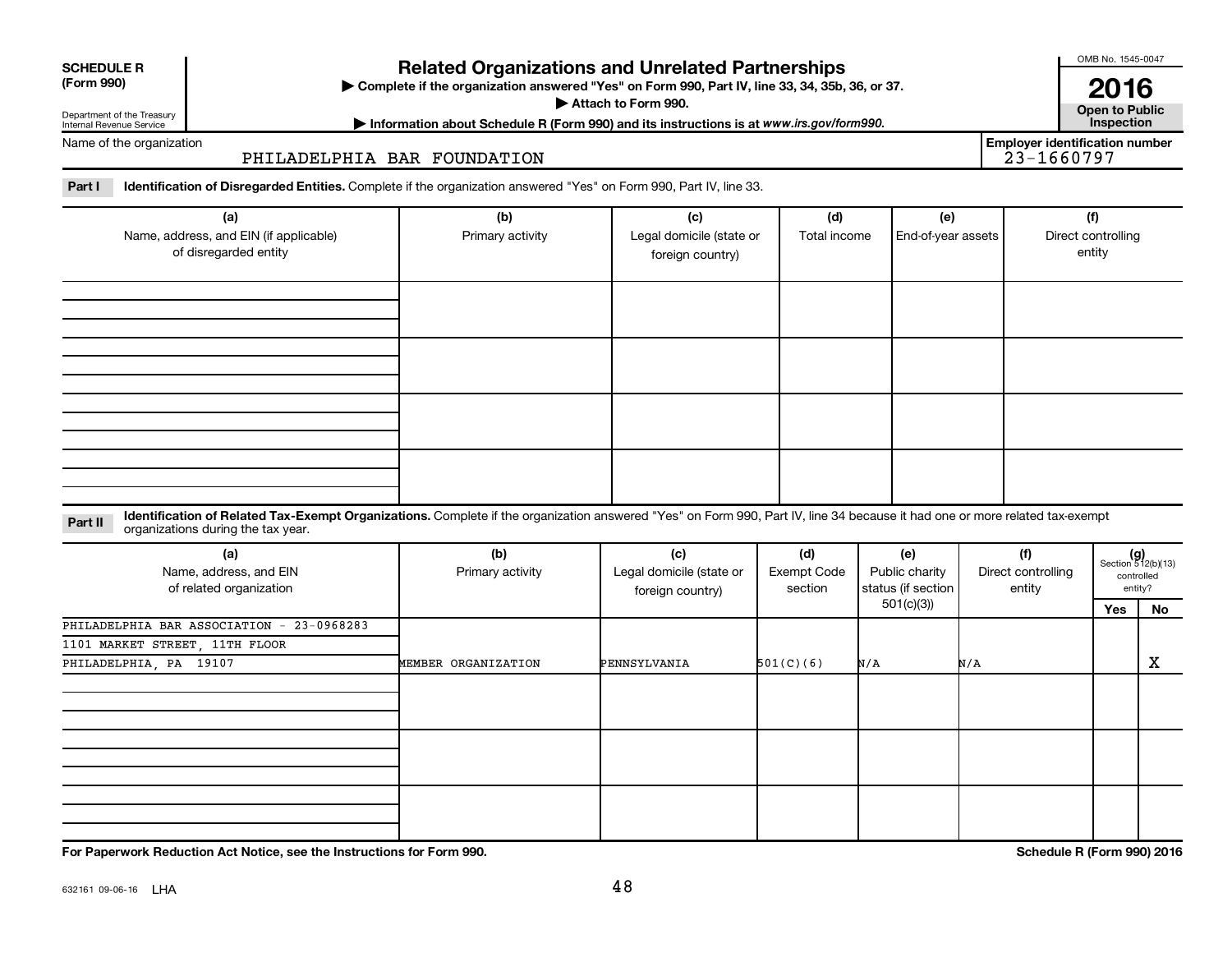**SCHEDULE R (Form 990)**

Department of the Treasury Internal Revenue Service

# Related Organizations and Unrelated Partnerships

▶ Complete if the organization answered "Yes" on Form 990, Part IV, line 33, 34, 35b, 36, or 37.

▶ Attach to Form 990.

▶ Information about Schedule R (Form 990) and its instructions is at *www.irs.gov/form990*.

OMB No. 1545-0047

**2016**

**Open to Public Inspection**

Name of the organization: PHILADELPHIA BAR FOUNDATION

Employer identification number: 23-1660797

**Part I** **Identification of Disregarded Entities.** Complete if the organization answered "Yes" on Form 990, Part IV, line 33.

| (a) Name, address, and EIN (if applicable) of disregarded entity | (b) Primary activity | (c) Legal domicile (state or foreign country) | (d) Total income | (e) End-of-year assets | (f) Direct controlling entity |
|---|---|---|---|---|---|
| | | | | | |
| | | | | | |
| | | | | | |
| | | | | | |

**Part II** **Identification of Related Tax-Exempt Organizations.** Complete if the organization answered "Yes" on Form 990, Part IV, line 34 because it had one or more related tax-exempt organizations during the tax year.

| (a) Name, address, and EIN of related organization | (b) Primary activity | (c) Legal domicile (state or foreign country) | (d) Exempt Code section | (e) Public charity status (if section 501(c)(3)) | (f) Direct controlling entity | (g) Section 512(b)(13) controlled entity? Yes | No |
|---|---|---|---|---|---|---|---|
| PHILADELPHIA BAR ASSOCIATION - 23-0968283<br>1101 MARKET STREET, 11TH FLOOR<br>PHILADELPHIA, PA 19107 | MEMBER ORGANIZATION | PENNSYLVANIA | 501(C)(6) | N/A | N/A | | X |
| | | | | | | | |
| | | | | | | | |
| | | | | | | | |

**For Paperwork Reduction Act Notice, see the Instructions for Form 990.**

**Schedule R (Form 990) 2016**

632161 09-06-16 LHA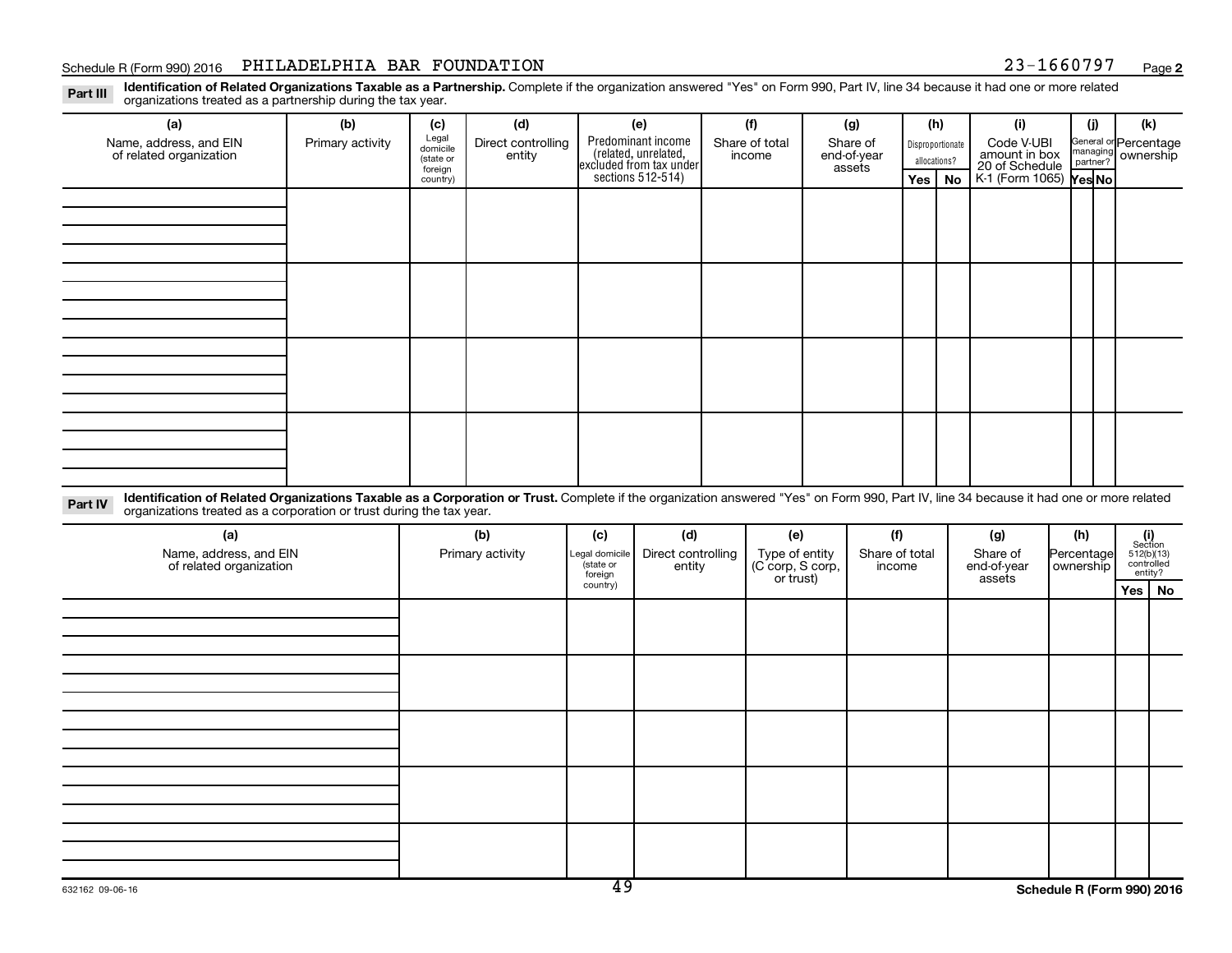## Part III Identification of Related Organizations Taxable as a Partnership.

Complete if the organization answered "Yes" on Form 990, Part IV, line 34 because it had one or more related organizations treated as a partnership during the tax year.

| (a) Name, address, and EIN of related organization | (b) Primary activity | (c) Legal domicile (state or foreign country) | (d) Direct controlling entity | (e) Predominant income (related, unrelated, excluded from tax under sections 512-514) | (f) Share of total income | (g) Share of end-of-year assets | (h) Disproportionate allocations? Yes | (h) Disproportionate allocations? No | (i) Code V-UBI amount in box 20 of Schedule K-1 (Form 1065) | (j) General or managing partner? Yes | (j) General or managing partner? No | (k) Percentage ownership |
|---|---|---|---|---|---|---|---|---|---|---|---|---|
| | | | | | | | | | | | | |
| | | | | | | | | | | | | |
| | | | | | | | | | | | | |
| | | | | | | | | | | | | |

## Part IV Identification of Related Organizations Taxable as a Corporation or Trust.

Complete if the organization answered "Yes" on Form 990, Part IV, line 34 because it had one or more related organizations treated as a corporation or trust during the tax year.

| (a) Name, address, and EIN of related organization | (b) Primary activity | (c) Legal domicile (state or foreign country) | (d) Direct controlling entity | (e) Type of entity (C corp, S corp, or trust) | (f) Share of total income | (g) Share of end-of-year assets | (h) Percentage ownership | (i) Section 512(b)(13) controlled entity? Yes | (i) Section 512(b)(13) controlled entity? No |
|---|---|---|---|---|---|---|---|---|---|
| | | | | | | | | | |
| | | | | | | | | | |
| | | | | | | | | | |
| | | | | | | | | | |
| | | | | | | | | | |

632162 09-06-16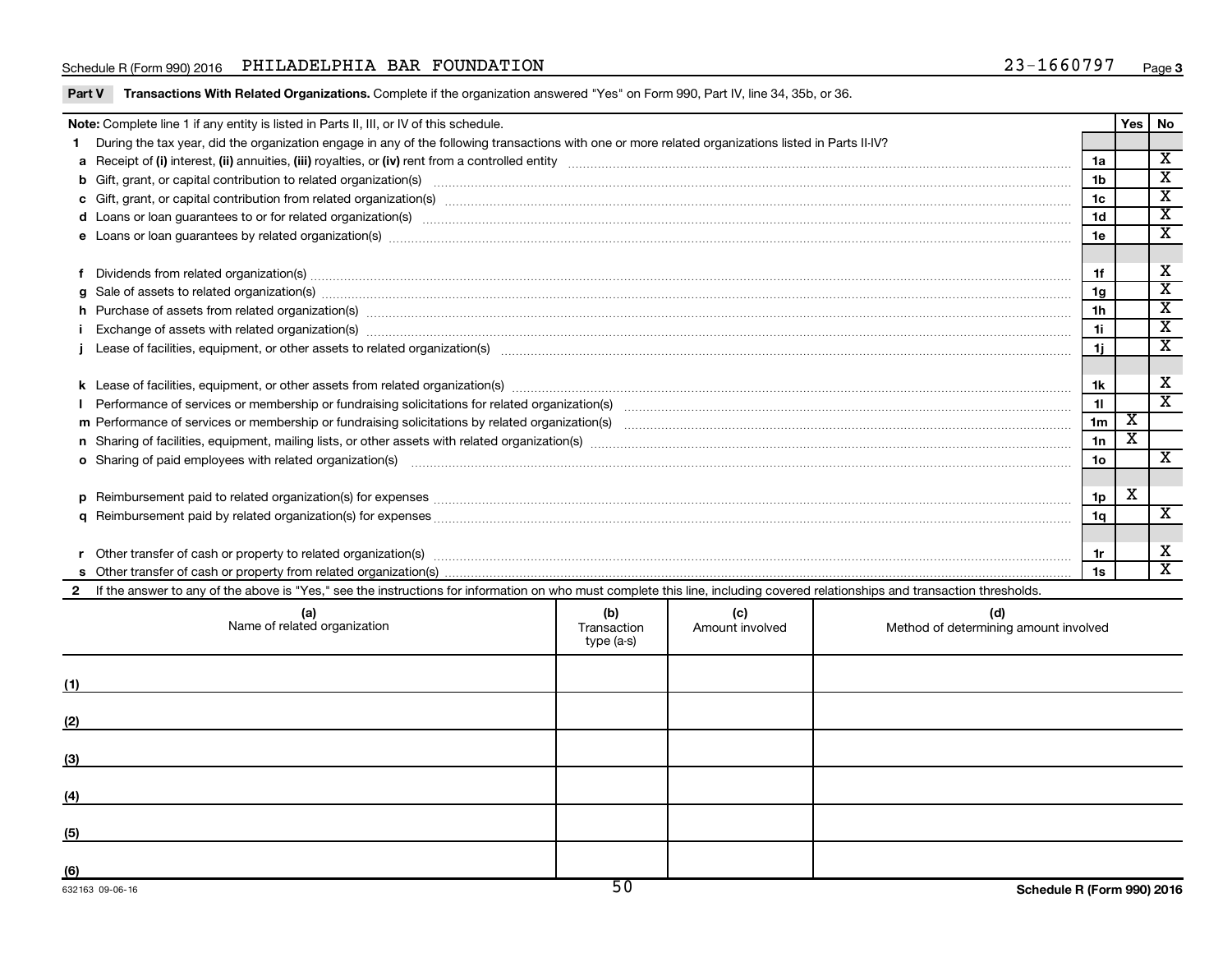Schedule R (Form 990) 2016 PHILADELPHIA BAR FOUNDATION 23-1660797 Page 3

**Part V Transactions With Related Organizations.** Complete if the organization answered "Yes" on Form 990, Part IV, line 34, 35b, or 36.

| **Note:** Complete line 1 if any entity is listed in Parts II, III, or IV of this schedule. | | Yes | No |
|---|---|---|---|
| **1** During the tax year, did the organization engage in any of the following transactions with one or more related organizations listed in Parts II-IV? | | | |
| **a** Receipt of **(i)** interest, **(ii)** annuities, **(iii)** royalties, or **(iv)** rent from a controlled entity | 1a | | X |
| **b** Gift, grant, or capital contribution to related organization(s) | 1b | | X |
| **c** Gift, grant, or capital contribution from related organization(s) | 1c | | X |
| **d** Loans or loan guarantees to or for related organization(s) | 1d | | X |
| **e** Loans or loan guarantees by related organization(s) | 1e | | X |
| **f** Dividends from related organization(s) | 1f | | X |
| **g** Sale of assets to related organization(s) | 1g | | X |
| **h** Purchase of assets from related organization(s) | 1h | | X |
| **i** Exchange of assets with related organization(s) | 1i | | X |
| **j** Lease of facilities, equipment, or other assets to related organization(s) | 1j | | X |
| **k** Lease of facilities, equipment, or other assets from related organization(s) | 1k | | X |
| **l** Performance of services or membership or fundraising solicitations for related organization(s) | 1l | | X |
| **m** Performance of services or membership or fundraising solicitations by related organization(s) | 1m | X | |
| **n** Sharing of facilities, equipment, mailing lists, or other assets with related organization(s) | 1n | X | |
| **o** Sharing of paid employees with related organization(s) | 1o | | X |
| **p** Reimbursement paid to related organization(s) for expenses | 1p | X | |
| **q** Reimbursement paid by related organization(s) for expenses | 1q | | X |
| **r** Other transfer of cash or property to related organization(s) | 1r | | X |
| **s** Other transfer of cash or property from related organization(s) | 1s | | X |

**2** If the answer to any of the above is "Yes," see the instructions for information on who must complete this line, including covered relationships and transaction thresholds.

| | (a) Name of related organization | (b) Transaction type (a-s) | (c) Amount involved | (d) Method of determining amount involved |
|---|---|---|---|---|
| (1) | | | | |
| (2) | | | | |
| (3) | | | | |
| (4) | | | | |
| (5) | | | | |
| (6) | | | | |

632163 09-06-16

Schedule R (Form 990) 2016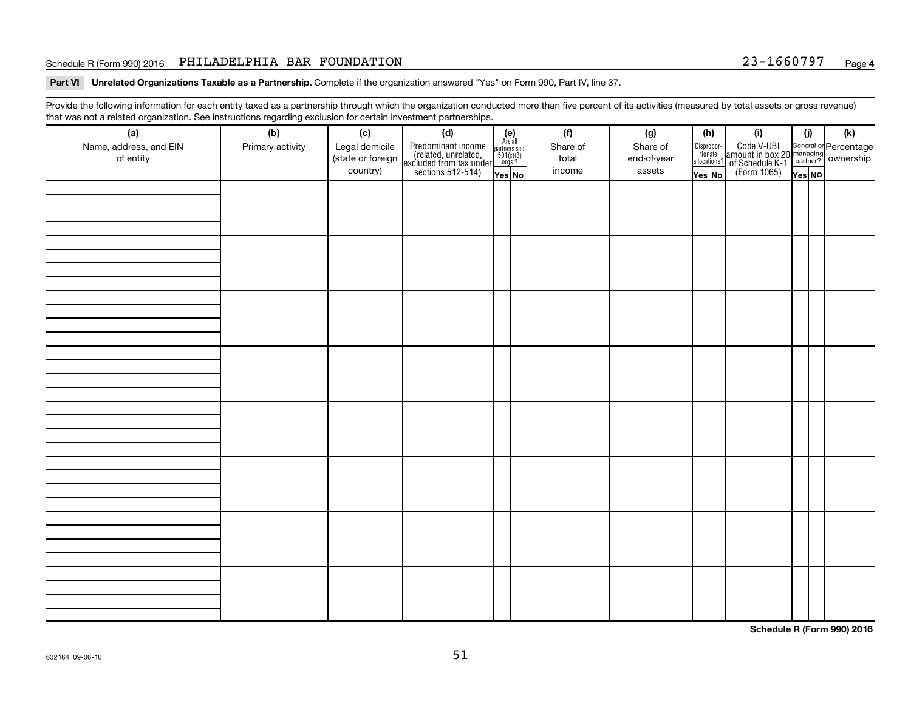Schedule R (Form 990) 2016 PHILADELPHIA BAR FOUNDATION 23-1660797

**Part VI Unrelated Organizations Taxable as a Partnership.** Complete if the organization answered "Yes" on Form 990, Part IV, line 37.

Provide the following information for each entity taxed as a partnership through which the organization conducted more than five percent of its activities (measured by total assets or gross revenue) that was not a related organization. See instructions regarding exclusion for certain investment partnerships.

| (a) Name, address, and EIN of entity | (b) Primary activity | (c) Legal domicile (state or foreign country) | (d) Predominant income (related, unrelated, excluded from tax under sections 512-514) | (e) Are all partners sec. 501(c)(3) orgs.? Yes | No | (f) Share of total income | (g) Share of end-of-year assets | (h) Dispropor-tionate allocations? Yes | No | (i) Code V-UBI amount in box 20 of Schedule K-1 (Form 1065) | (j) General or managing partner? Yes | No | (k) Percentage ownership |
|---|---|---|---|---|---|---|---|---|---|---|---|---|---|
| | | | | | | | | | | | | | |
| | | | | | | | | | | | | | |
| | | | | | | | | | | | | | |
| | | | | | | | | | | | | | |
| | | | | | | | | | | | | | |
| | | | | | | | | | | | | | |
| | | | | | | | | | | | | | |
| | | | | | | | | | | | | | |

**Schedule R (Form 990) 2016**

632164 09-06-16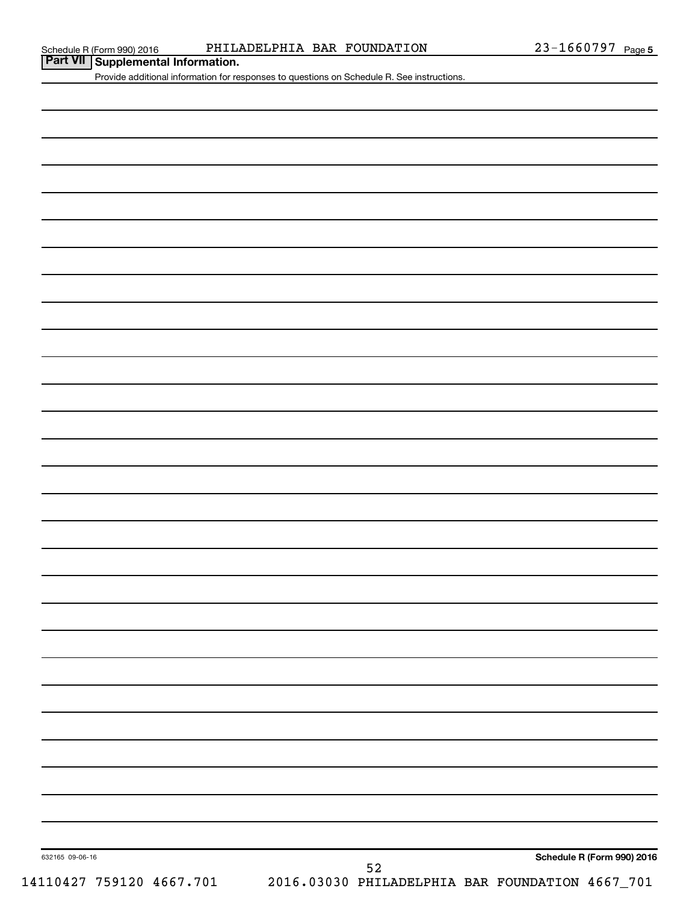Schedule R (Form 990) 2016 PHILADELPHIA BAR FOUNDATION 23-1660797 Page 5

## Part VII Supplemental Information.

Provide additional information for responses to questions on Schedule R. See instructions.

632165 09-06-16

Schedule R (Form 990) 2016

14110427 759120 4667.701 2016.03030 PHILADELPHIA BAR FOUNDATION 4667_701